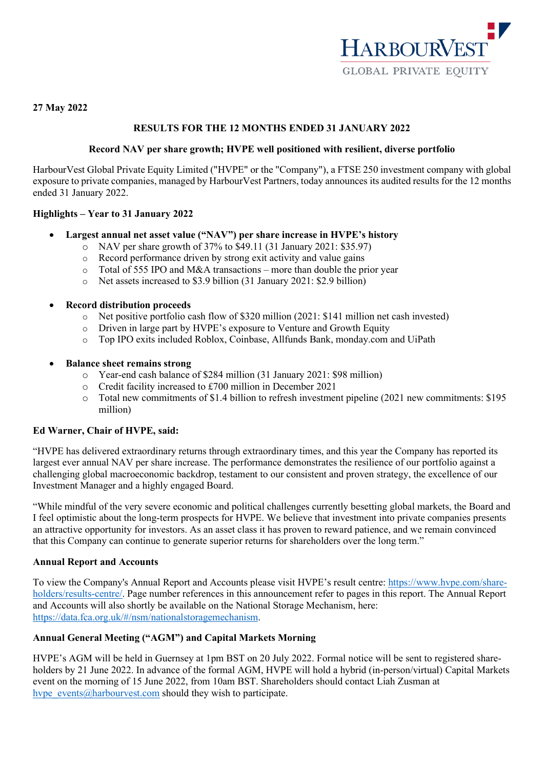HarbourVest Global Private Equity

**27 May 2022**

**RESULTS FOR THE 12 MONTHS ENDED 31 JANUARY 2022**

**Record NAV per share growth; HVPE well positioned with resilient, diverse portfolio**

HarbourVest Global Private Equity Limited ("HVPE" or the "Company"), a FTSE 250 investment company with global exposure to private companies, managed by HarbourVest Partners, today announces its audited results for the 12 months ended 31 January 2022.

**Highlights – Year to 31 January 2022**

- **Largest annual net asset value ("NAV") per share increase in HVPE's history**
  - NAV per share growth of 37% to $49.11 (31 January 2021: $35.97)
  - Record performance driven by strong exit activity and value gains
  - Total of 555 IPO and M&A transactions – more than double the prior year
  - Net assets increased to $3.9 billion (31 January 2021: $2.9 billion)

- **Record distribution proceeds**
  - Net positive portfolio cash flow of $320 million (2021: $141 million net cash invested)
  - Driven in large part by HVPE's exposure to Venture and Growth Equity
  - Top IPO exits included Roblox, Coinbase, Allfunds Bank, monday.com and UiPath

- **Balance sheet remains strong**
  - Year-end cash balance of $284 million (31 January 2021: $98 million)
  - Credit facility increased to £700 million in December 2021
  - Total new commitments of $1.4 billion to refresh investment pipeline (2021 new commitments: $195 million)

**Ed Warner, Chair of HVPE, said:**

"HVPE has delivered extraordinary returns through extraordinary times, and this year the Company has reported its largest ever annual NAV per share increase. The performance demonstrates the resilience of our portfolio against a challenging global macroeconomic backdrop, testament to our consistent and proven strategy, the excellence of our Investment Manager and a highly engaged Board.

"While mindful of the very severe economic and political challenges currently besetting global markets, the Board and I feel optimistic about the long-term prospects for HVPE. We believe that investment into private companies presents an attractive opportunity for investors. As an asset class it has proven to reward patience, and we remain convinced that this Company can continue to generate superior returns for shareholders over the long term."

**Annual Report and Accounts**

To view the Company's Annual Report and Accounts please visit HVPE's result centre: https://www.hvpe.com/share-holders/results-centre/. Page number references in this announcement refer to pages in this report. The Annual Report and Accounts will also shortly be available on the National Storage Mechanism, here: https://data.fca.org.uk/#/nsm/nationalstoragemechanism.

**Annual General Meeting ("AGM") and Capital Markets Morning**

HVPE's AGM will be held in Guernsey at 1pm BST on 20 July 2022. Formal notice will be sent to registered share-holders by 21 June 2022. In advance of the formal AGM, HVPE will hold a hybrid (in-person/virtual) Capital Markets event on the morning of 15 June 2022, from 10am BST. Shareholders should contact Liah Zusman at hvpe_events@harbourvest.com should they wish to participate.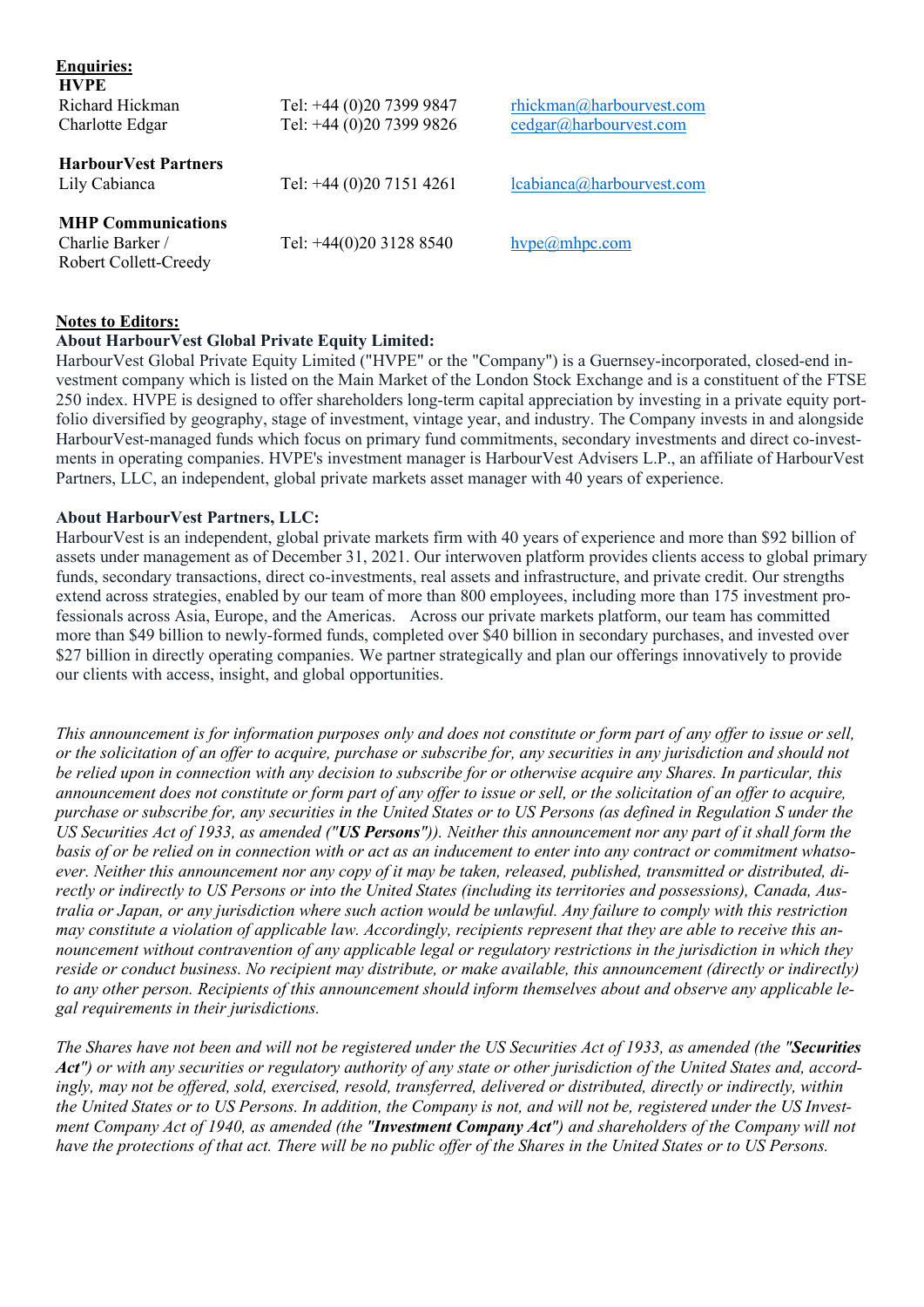**Enquiries:**

**HVPE**

| | | |
|---|---|---|
| Richard Hickman | Tel: +44 (0)20 7399 9847 | rhickman@harbourvest.com |
| Charlotte Edgar | Tel: +44 (0)20 7399 9826 | cedgar@harbourvest.com |
| **HarbourVest Partners** | | |
| Lily Cabianca | Tel: +44 (0)20 7151 4261 | lcabianca@harbourvest.com |
| **MHP Communications** | | |
| Charlie Barker / Robert Collett-Creedy | Tel: +44(0)20 3128 8540 | hvpe@mhpc.com |

**Notes to Editors:**

**About HarbourVest Global Private Equity Limited:**

HarbourVest Global Private Equity Limited ("HVPE" or the "Company") is a Guernsey-incorporated, closed-end investment company which is listed on the Main Market of the London Stock Exchange and is a constituent of the FTSE 250 index. HVPE is designed to offer shareholders long-term capital appreciation by investing in a private equity portfolio diversified by geography, stage of investment, vintage year, and industry. The Company invests in and alongside HarbourVest-managed funds which focus on primary fund commitments, secondary investments and direct co-investments in operating companies. HVPE's investment manager is HarbourVest Advisers L.P., an affiliate of HarbourVest Partners, LLC, an independent, global private markets asset manager with 40 years of experience.

**About HarbourVest Partners, LLC:**

HarbourVest is an independent, global private markets firm with 40 years of experience and more than $92 billion of assets under management as of December 31, 2021. Our interwoven platform provides clients access to global primary funds, secondary transactions, direct co-investments, real assets and infrastructure, and private credit. Our strengths extend across strategies, enabled by our team of more than 800 employees, including more than 175 investment professionals across Asia, Europe, and the Americas. Across our private markets platform, our team has committed more than $49 billion to newly-formed funds, completed over $40 billion in secondary purchases, and invested over $27 billion in directly operating companies. We partner strategically and plan our offerings innovatively to provide our clients with access, insight, and global opportunities.

*This announcement is for information purposes only and does not constitute or form part of any offer to issue or sell, or the solicitation of an offer to acquire, purchase or subscribe for, any securities in any jurisdiction and should not be relied upon in connection with any decision to subscribe for or otherwise acquire any Shares. In particular, this announcement does not constitute or form part of any offer to issue or sell, or the solicitation of an offer to acquire, purchase or subscribe for, any securities in the United States or to US Persons (as defined in Regulation S under the US Securities Act of 1933, as amended (**"US Persons"**)). Neither this announcement nor any part of it shall form the basis of or be relied on in connection with or act as an inducement to enter into any contract or commitment whatsoever. Neither this announcement nor any copy of it may be taken, released, published, transmitted or distributed, directly or indirectly to US Persons or into the United States (including its territories and possessions), Canada, Australia or Japan, or any jurisdiction where such action would be unlawful. Any failure to comply with this restriction may constitute a violation of applicable law. Accordingly, recipients represent that they are able to receive this announcement without contravention of any applicable legal or regulatory restrictions in the jurisdiction in which they reside or conduct business. No recipient may distribute, or make available, this announcement (directly or indirectly) to any other person. Recipients of this announcement should inform themselves about and observe any applicable legal requirements in their jurisdictions.*

*The Shares have not been and will not be registered under the US Securities Act of 1933, as amended (the "**Securities Act**") or with any securities or regulatory authority of any state or other jurisdiction of the United States and, accordingly, may not be offered, sold, exercised, resold, transferred, delivered or distributed, directly or indirectly, within the United States or to US Persons. In addition, the Company is not, and will not be, registered under the US Investment Company Act of 1940, as amended (the "**Investment Company Act**") and shareholders of the Company will not have the protections of that act. There will be no public offer of the Shares in the United States or to US Persons.*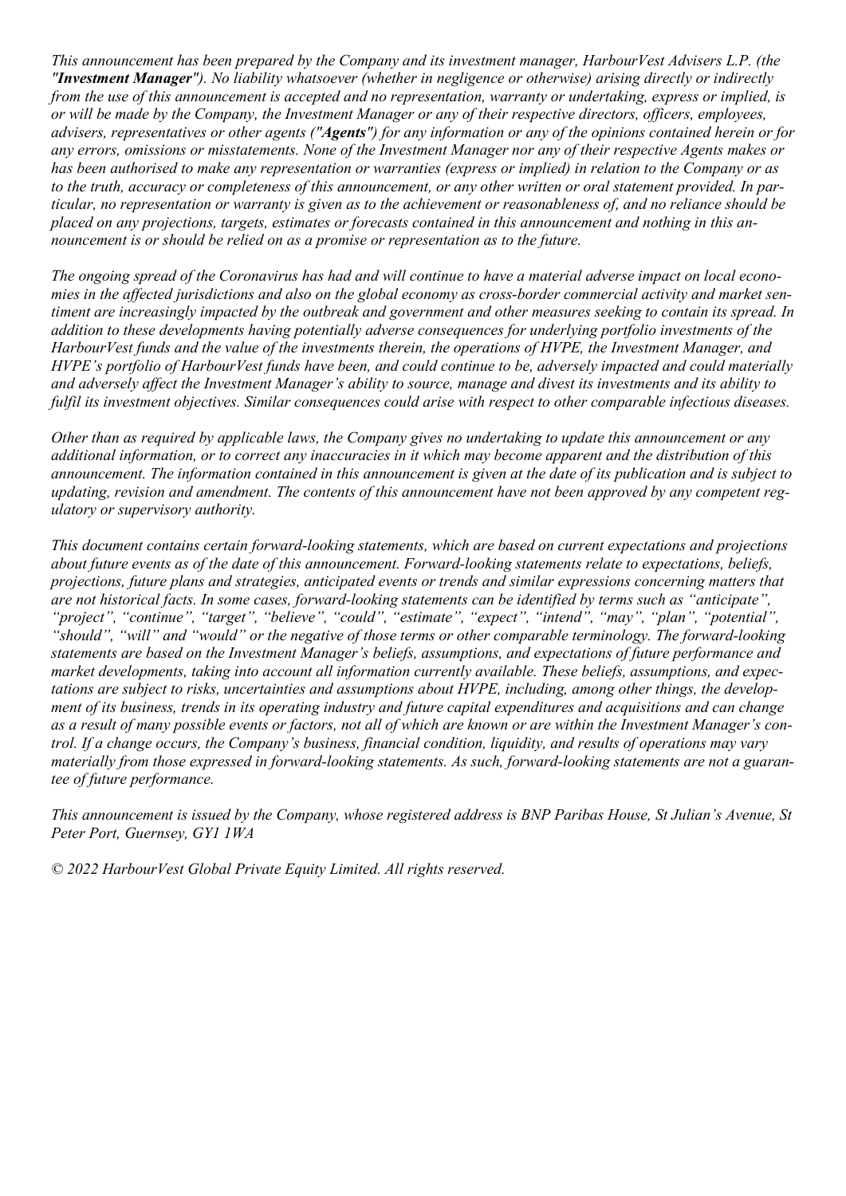*This announcement has been prepared by the Company and its investment manager, HarbourVest Advisers L.P. (the **"Investment Manager"**). No liability whatsoever (whether in negligence or otherwise) arising directly or indirectly from the use of this announcement is accepted and no representation, warranty or undertaking, express or implied, is or will be made by the Company, the Investment Manager or any of their respective directors, officers, employees, advisers, representatives or other agents (**"Agents"**) for any information or any of the opinions contained herein or for any errors, omissions or misstatements. None of the Investment Manager nor any of their respective Agents makes or has been authorised to make any representation or warranties (express or implied) in relation to the Company or as to the truth, accuracy or completeness of this announcement, or any other written or oral statement provided. In particular, no representation or warranty is given as to the achievement or reasonableness of, and no reliance should be placed on any projections, targets, estimates or forecasts contained in this announcement and nothing in this announcement is or should be relied on as a promise or representation as to the future.*

*The ongoing spread of the Coronavirus has had and will continue to have a material adverse impact on local economies in the affected jurisdictions and also on the global economy as cross-border commercial activity and market sentiment are increasingly impacted by the outbreak and government and other measures seeking to contain its spread. In addition to these developments having potentially adverse consequences for underlying portfolio investments of the HarbourVest funds and the value of the investments therein, the operations of HVPE, the Investment Manager, and HVPE's portfolio of HarbourVest funds have been, and could continue to be, adversely impacted and could materially and adversely affect the Investment Manager's ability to source, manage and divest its investments and its ability to fulfil its investment objectives. Similar consequences could arise with respect to other comparable infectious diseases.*

*Other than as required by applicable laws, the Company gives no undertaking to update this announcement or any additional information, or to correct any inaccuracies in it which may become apparent and the distribution of this announcement. The information contained in this announcement is given at the date of its publication and is subject to updating, revision and amendment. The contents of this announcement have not been approved by any competent regulatory or supervisory authority.*

*This document contains certain forward-looking statements, which are based on current expectations and projections about future events as of the date of this announcement. Forward-looking statements relate to expectations, beliefs, projections, future plans and strategies, anticipated events or trends and similar expressions concerning matters that are not historical facts. In some cases, forward-looking statements can be identified by terms such as "anticipate", "project", "continue", "target", "believe", "could", "estimate", "expect", "intend", "may", "plan", "potential", "should", "will" and "would" or the negative of those terms or other comparable terminology. The forward-looking statements are based on the Investment Manager's beliefs, assumptions, and expectations of future performance and market developments, taking into account all information currently available. These beliefs, assumptions, and expectations are subject to risks, uncertainties and assumptions about HVPE, including, among other things, the development of its business, trends in its operating industry and future capital expenditures and acquisitions and can change as a result of many possible events or factors, not all of which are known or are within the Investment Manager's control. If a change occurs, the Company's business, financial condition, liquidity, and results of operations may vary materially from those expressed in forward-looking statements. As such, forward-looking statements are not a guarantee of future performance.*

*This announcement is issued by the Company, whose registered address is BNP Paribas House, St Julian's Avenue, St Peter Port, Guernsey, GY1 1WA*

*© 2022 HarbourVest Global Private Equity Limited. All rights reserved.*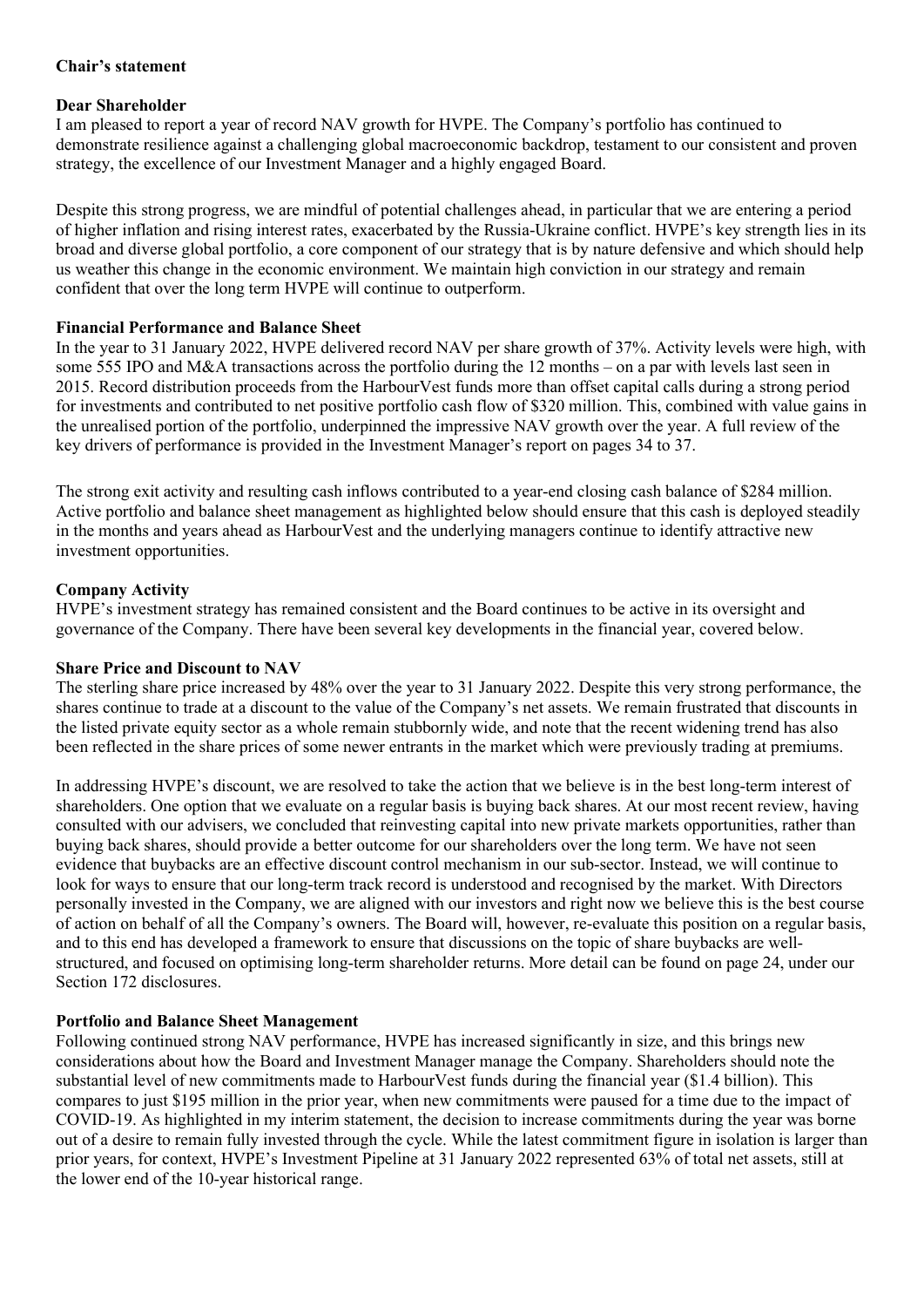## Chair's statement

### Dear Shareholder

I am pleased to report a year of record NAV growth for HVPE. The Company's portfolio has continued to demonstrate resilience against a challenging global macroeconomic backdrop, testament to our consistent and proven strategy, the excellence of our Investment Manager and a highly engaged Board.

Despite this strong progress, we are mindful of potential challenges ahead, in particular that we are entering a period of higher inflation and rising interest rates, exacerbated by the Russia-Ukraine conflict. HVPE's key strength lies in its broad and diverse global portfolio, a core component of our strategy that is by nature defensive and which should help us weather this change in the economic environment. We maintain high conviction in our strategy and remain confident that over the long term HVPE will continue to outperform.

### Financial Performance and Balance Sheet

In the year to 31 January 2022, HVPE delivered record NAV per share growth of 37%. Activity levels were high, with some 555 IPO and M&A transactions across the portfolio during the 12 months – on a par with levels last seen in 2015. Record distribution proceeds from the HarbourVest funds more than offset capital calls during a strong period for investments and contributed to net positive portfolio cash flow of $320 million. This, combined with value gains in the unrealised portion of the portfolio, underpinned the impressive NAV growth over the year. A full review of the key drivers of performance is provided in the Investment Manager's report on pages 34 to 37.

The strong exit activity and resulting cash inflows contributed to a year-end closing cash balance of $284 million. Active portfolio and balance sheet management as highlighted below should ensure that this cash is deployed steadily in the months and years ahead as HarbourVest and the underlying managers continue to identify attractive new investment opportunities.

### Company Activity

HVPE's investment strategy has remained consistent and the Board continues to be active in its oversight and governance of the Company. There have been several key developments in the financial year, covered below.

### Share Price and Discount to NAV

The sterling share price increased by 48% over the year to 31 January 2022. Despite this very strong performance, the shares continue to trade at a discount to the value of the Company's net assets. We remain frustrated that discounts in the listed private equity sector as a whole remain stubbornly wide, and note that the recent widening trend has also been reflected in the share prices of some newer entrants in the market which were previously trading at premiums.

In addressing HVPE's discount, we are resolved to take the action that we believe is in the best long-term interest of shareholders. One option that we evaluate on a regular basis is buying back shares. At our most recent review, having consulted with our advisers, we concluded that reinvesting capital into new private markets opportunities, rather than buying back shares, should provide a better outcome for our shareholders over the long term. We have not seen evidence that buybacks are an effective discount control mechanism in our sub-sector. Instead, we will continue to look for ways to ensure that our long-term track record is understood and recognised by the market. With Directors personally invested in the Company, we are aligned with our investors and right now we believe this is the best course of action on behalf of all the Company's owners. The Board will, however, re-evaluate this position on a regular basis, and to this end has developed a framework to ensure that discussions on the topic of share buybacks are well-structured, and focused on optimising long-term shareholder returns. More detail can be found on page 24, under our Section 172 disclosures.

### Portfolio and Balance Sheet Management

Following continued strong NAV performance, HVPE has increased significantly in size, and this brings new considerations about how the Board and Investment Manager manage the Company. Shareholders should note the substantial level of new commitments made to HarbourVest funds during the financial year ($1.4 billion). This compares to just $195 million in the prior year, when new commitments were paused for a time due to the impact of COVID-19. As highlighted in my interim statement, the decision to increase commitments during the year was borne out of a desire to remain fully invested through the cycle. While the latest commitment figure in isolation is larger than prior years, for context, HVPE's Investment Pipeline at 31 January 2022 represented 63% of total net assets, still at the lower end of the 10-year historical range.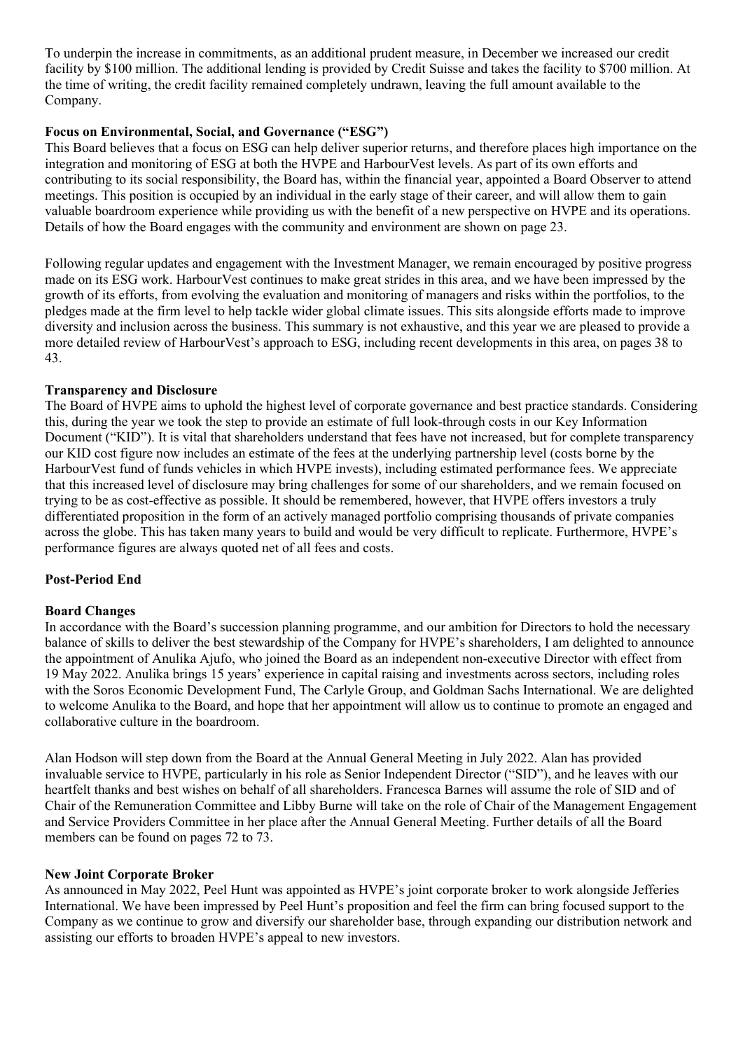To underpin the increase in commitments, as an additional prudent measure, in December we increased our credit facility by $100 million. The additional lending is provided by Credit Suisse and takes the facility to $700 million. At the time of writing, the credit facility remained completely undrawn, leaving the full amount available to the Company.

**Focus on Environmental, Social, and Governance ("ESG")**

This Board believes that a focus on ESG can help deliver superior returns, and therefore places high importance on the integration and monitoring of ESG at both the HVPE and HarbourVest levels. As part of its own efforts and contributing to its social responsibility, the Board has, within the financial year, appointed a Board Observer to attend meetings. This position is occupied by an individual in the early stage of their career, and will allow them to gain valuable boardroom experience while providing us with the benefit of a new perspective on HVPE and its operations. Details of how the Board engages with the community and environment are shown on page 23.

Following regular updates and engagement with the Investment Manager, we remain encouraged by positive progress made on its ESG work. HarbourVest continues to make great strides in this area, and we have been impressed by the growth of its efforts, from evolving the evaluation and monitoring of managers and risks within the portfolios, to the pledges made at the firm level to help tackle wider global climate issues. This sits alongside efforts made to improve diversity and inclusion across the business. This summary is not exhaustive, and this year we are pleased to provide a more detailed review of HarbourVest's approach to ESG, including recent developments in this area, on pages 38 to 43.

**Transparency and Disclosure**

The Board of HVPE aims to uphold the highest level of corporate governance and best practice standards. Considering this, during the year we took the step to provide an estimate of full look-through costs in our Key Information Document ("KID"). It is vital that shareholders understand that fees have not increased, but for complete transparency our KID cost figure now includes an estimate of the fees at the underlying partnership level (costs borne by the HarbourVest fund of funds vehicles in which HVPE invests), including estimated performance fees. We appreciate that this increased level of disclosure may bring challenges for some of our shareholders, and we remain focused on trying to be as cost-effective as possible. It should be remembered, however, that HVPE offers investors a truly differentiated proposition in the form of an actively managed portfolio comprising thousands of private companies across the globe. This has taken many years to build and would be very difficult to replicate. Furthermore, HVPE's performance figures are always quoted net of all fees and costs.

## Post-Period End

**Board Changes**

In accordance with the Board's succession planning programme, and our ambition for Directors to hold the necessary balance of skills to deliver the best stewardship of the Company for HVPE's shareholders, I am delighted to announce the appointment of Anulika Ajufo, who joined the Board as an independent non-executive Director with effect from 19 May 2022. Anulika brings 15 years' experience in capital raising and investments across sectors, including roles with the Soros Economic Development Fund, The Carlyle Group, and Goldman Sachs International. We are delighted to welcome Anulika to the Board, and hope that her appointment will allow us to continue to promote an engaged and collaborative culture in the boardroom.

Alan Hodson will step down from the Board at the Annual General Meeting in July 2022. Alan has provided invaluable service to HVPE, particularly in his role as Senior Independent Director ("SID"), and he leaves with our heartfelt thanks and best wishes on behalf of all shareholders. Francesca Barnes will assume the role of SID and of Chair of the Remuneration Committee and Libby Burne will take on the role of Chair of the Management Engagement and Service Providers Committee in her place after the Annual General Meeting. Further details of all the Board members can be found on pages 72 to 73.

**New Joint Corporate Broker**

As announced in May 2022, Peel Hunt was appointed as HVPE's joint corporate broker to work alongside Jefferies International. We have been impressed by Peel Hunt's proposition and feel the firm can bring focused support to the Company as we continue to grow and diversify our shareholder base, through expanding our distribution network and assisting our efforts to broaden HVPE's appeal to new investors.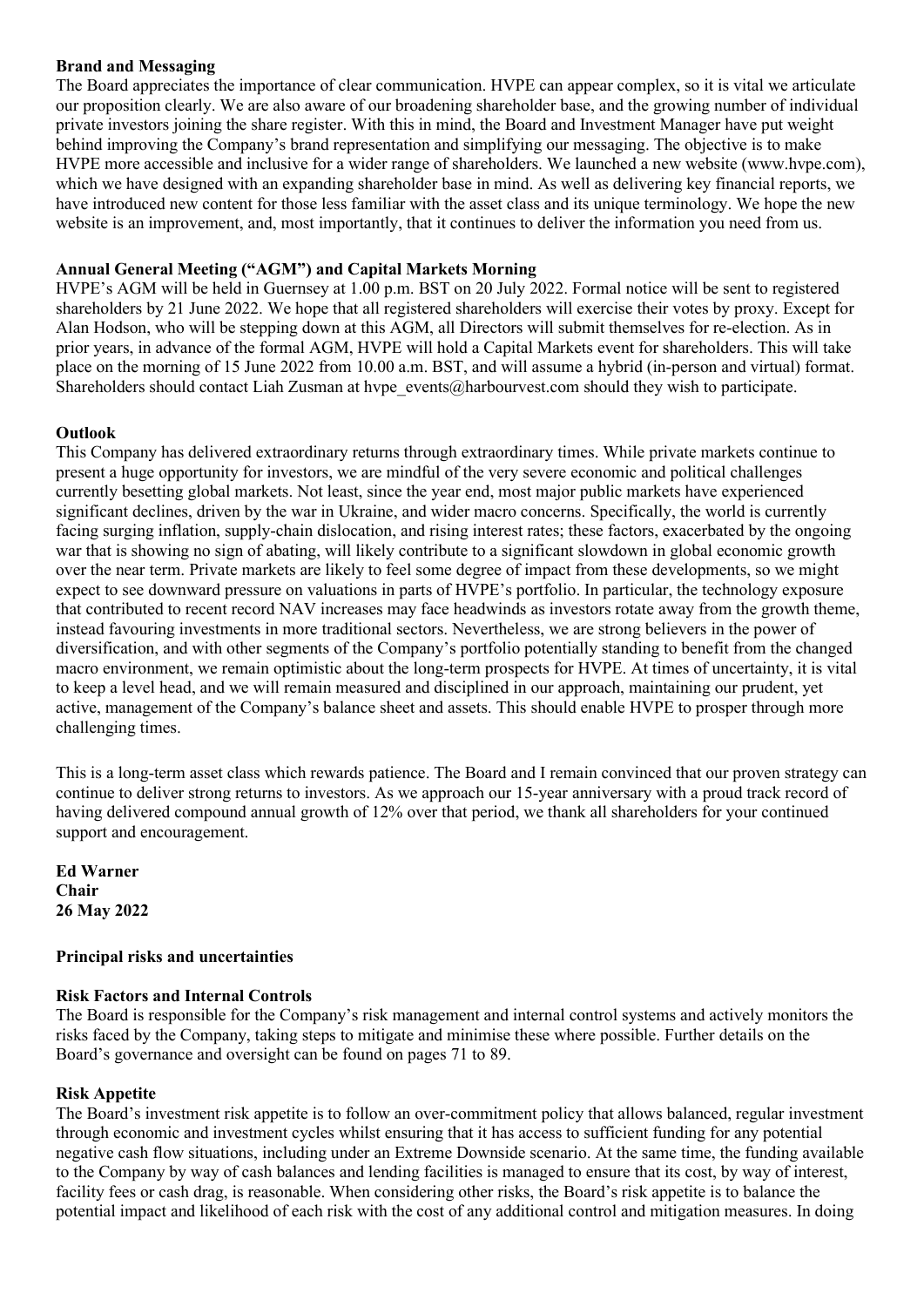**Brand and Messaging**

The Board appreciates the importance of clear communication. HVPE can appear complex, so it is vital we articulate our proposition clearly. We are also aware of our broadening shareholder base, and the growing number of individual private investors joining the share register. With this in mind, the Board and Investment Manager have put weight behind improving the Company's brand representation and simplifying our messaging. The objective is to make HVPE more accessible and inclusive for a wider range of shareholders. We launched a new website (www.hvpe.com), which we have designed with an expanding shareholder base in mind. As well as delivering key financial reports, we have introduced new content for those less familiar with the asset class and its unique terminology. We hope the new website is an improvement, and, most importantly, that it continues to deliver the information you need from us.

**Annual General Meeting ("AGM") and Capital Markets Morning**

HVPE's AGM will be held in Guernsey at 1.00 p.m. BST on 20 July 2022. Formal notice will be sent to registered shareholders by 21 June 2022. We hope that all registered shareholders will exercise their votes by proxy. Except for Alan Hodson, who will be stepping down at this AGM, all Directors will submit themselves for re-election. As in prior years, in advance of the formal AGM, HVPE will hold a Capital Markets event for shareholders. This will take place on the morning of 15 June 2022 from 10.00 a.m. BST, and will assume a hybrid (in-person and virtual) format. Shareholders should contact Liah Zusman at hvpe_events@harbourvest.com should they wish to participate.

**Outlook**

This Company has delivered extraordinary returns through extraordinary times. While private markets continue to present a huge opportunity for investors, we are mindful of the very severe economic and political challenges currently besetting global markets. Not least, since the year end, most major public markets have experienced significant declines, driven by the war in Ukraine, and wider macro concerns. Specifically, the world is currently facing surging inflation, supply-chain dislocation, and rising interest rates; these factors, exacerbated by the ongoing war that is showing no sign of abating, will likely contribute to a significant slowdown in global economic growth over the near term. Private markets are likely to feel some degree of impact from these developments, so we might expect to see downward pressure on valuations in parts of HVPE's portfolio. In particular, the technology exposure that contributed to recent record NAV increases may face headwinds as investors rotate away from the growth theme, instead favouring investments in more traditional sectors. Nevertheless, we are strong believers in the power of diversification, and with other segments of the Company's portfolio potentially standing to benefit from the changed macro environment, we remain optimistic about the long-term prospects for HVPE. At times of uncertainty, it is vital to keep a level head, and we will remain measured and disciplined in our approach, maintaining our prudent, yet active, management of the Company's balance sheet and assets. This should enable HVPE to prosper through more challenging times.

This is a long-term asset class which rewards patience. The Board and I remain convinced that our proven strategy can continue to deliver strong returns to investors. As we approach our 15-year anniversary with a proud track record of having delivered compound annual growth of 12% over that period, we thank all shareholders for your continued support and encouragement.

**Ed Warner**
**Chair**
**26 May 2022**

## Principal risks and uncertainties

**Risk Factors and Internal Controls**

The Board is responsible for the Company's risk management and internal control systems and actively monitors the risks faced by the Company, taking steps to mitigate and minimise these where possible. Further details on the Board's governance and oversight can be found on pages 71 to 89.

**Risk Appetite**

The Board's investment risk appetite is to follow an over-commitment policy that allows balanced, regular investment through economic and investment cycles whilst ensuring that it has access to sufficient funding for any potential negative cash flow situations, including under an Extreme Downside scenario. At the same time, the funding available to the Company by way of cash balances and lending facilities is managed to ensure that its cost, by way of interest, facility fees or cash drag, is reasonable. When considering other risks, the Board's risk appetite is to balance the potential impact and likelihood of each risk with the cost of any additional control and mitigation measures. In doing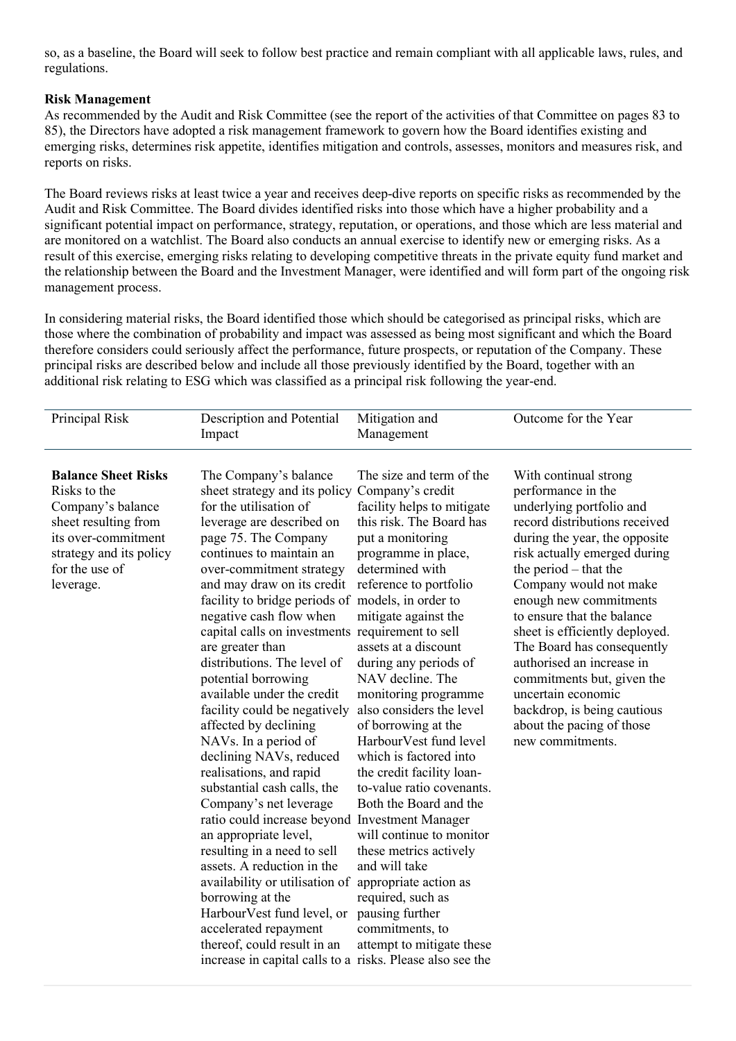so, as a baseline, the Board will seek to follow best practice and remain compliant with all applicable laws, rules, and regulations.

**Risk Management**

As recommended by the Audit and Risk Committee (see the report of the activities of that Committee on pages 83 to 85), the Directors have adopted a risk management framework to govern how the Board identifies existing and emerging risks, determines risk appetite, identifies mitigation and controls, assesses, monitors and measures risk, and reports on risks.

The Board reviews risks at least twice a year and receives deep-dive reports on specific risks as recommended by the Audit and Risk Committee. The Board divides identified risks into those which have a higher probability and a significant potential impact on performance, strategy, reputation, or operations, and those which are less material and are monitored on a watchlist. The Board also conducts an annual exercise to identify new or emerging risks. As a result of this exercise, emerging risks relating to developing competitive threats in the private equity fund market and the relationship between the Board and the Investment Manager, were identified and will form part of the ongoing risk management process.

In considering material risks, the Board identified those which should be categorised as principal risks, which are those where the combination of probability and impact was assessed as being most significant and which the Board therefore considers could seriously affect the performance, future prospects, or reputation of the Company. These principal risks are described below and include all those previously identified by the Board, together with an additional risk relating to ESG which was classified as a principal risk following the year-end.

| Principal Risk | Description and Potential Impact | Mitigation and Management | Outcome for the Year |
|---|---|---|---|
| **Balance Sheet Risks** Risks to the Company's balance sheet resulting from its over-commitment strategy and its policy for the use of leverage. | The Company's balance sheet strategy and its policy for the utilisation of leverage are described on page 75. The Company continues to maintain an over-commitment strategy and may draw on its credit facility to bridge periods of negative cash flow when capital calls on investments are greater than distributions. The level of potential borrowing available under the credit facility could be negatively affected by declining NAVs. In a period of declining NAVs, reduced realisations, and rapid substantial cash calls, the Company's net leverage ratio could increase beyond an appropriate level, resulting in a need to sell assets. A reduction in the availability or utilisation of borrowing at the HarbourVest fund level, or accelerated repayment thereof, could result in an increase in capital calls to a | The size and term of the Company's credit facility helps to mitigate this risk. The Board has put a monitoring programme in place, determined with reference to portfolio models, in order to mitigate against the requirement to sell assets at a discount during any periods of NAV decline. The monitoring programme also considers the level of borrowing at the HarbourVest fund level which is factored into the credit facility loan-to-value ratio covenants. Both the Board and the Investment Manager will continue to monitor these metrics actively and will take appropriate action as required, such as pausing further commitments, to attempt to mitigate these risks. Please also see the | With continual strong performance in the underlying portfolio and record distributions received during the year, the opposite risk actually emerged during the period – that the Company would not make enough new commitments to ensure that the balance sheet is efficiently deployed. The Board has consequently authorised an increase in commitments but, given the uncertain economic backdrop, is being cautious about the pacing of those new commitments. |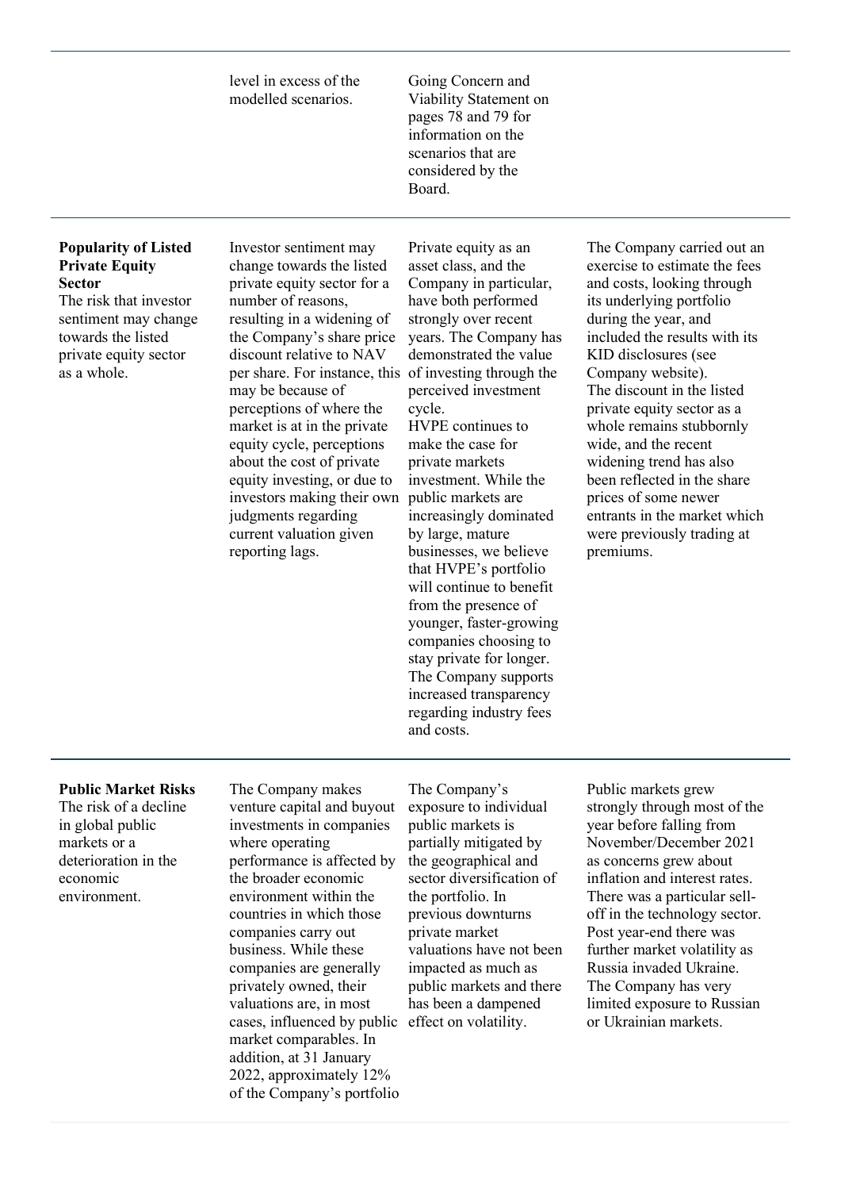| | | | |
|---|---|---|---|
| | level in excess of the modelled scenarios. | Going Concern and Viability Statement on pages 78 and 79 for information on the scenarios that are considered by the Board. | |
| **Popularity of Listed Private Equity Sector** The risk that investor sentiment may change towards the listed private equity sector as a whole. | Investor sentiment may change towards the listed private equity sector for a number of reasons, resulting in a widening of the Company's share price discount relative to NAV per share. For instance, this may be because of perceptions of where the market is at in the private equity cycle, perceptions about the cost of private equity investing, or due to investors making their own judgments regarding current valuation given reporting lags. | Private equity as an asset class, and the Company in particular, have both performed strongly over recent years. The Company has demonstrated the value of investing through the perceived investment cycle. HVPE continues to make the case for private markets investment. While the public markets are increasingly dominated by large, mature businesses, we believe that HVPE's portfolio will continue to benefit from the presence of younger, faster-growing companies choosing to stay private for longer. The Company supports increased transparency regarding industry fees and costs. | The Company carried out an exercise to estimate the fees and costs, looking through its underlying portfolio during the year, and included the results with its KID disclosures (see Company website). The discount in the listed private equity sector as a whole remains stubbornly wide, and the recent widening trend has also been reflected in the share prices of some newer entrants in the market which were previously trading at premiums. |
| **Public Market Risks** The risk of a decline in global public markets or a deterioration in the economic environment. | The Company makes venture capital and buyout investments in companies where operating performance is affected by the broader economic environment within the countries in which those companies carry out business. While these companies are generally privately owned, their valuations are, in most cases, influenced by public market comparables. In addition, at 31 January 2022, approximately 12% of the Company's portfolio | The Company's exposure to individual public markets is partially mitigated by the geographical and sector diversification of the portfolio. In previous downturns private market valuations have not been impacted as much as public markets and there has been a dampened effect on volatility. | Public markets grew strongly through most of the year before falling from November/December 2021 as concerns grew about inflation and interest rates. There was a particular sell-off in the technology sector. Post year-end there was further market volatility as Russia invaded Ukraine. The Company has very limited exposure to Russian or Ukrainian markets. |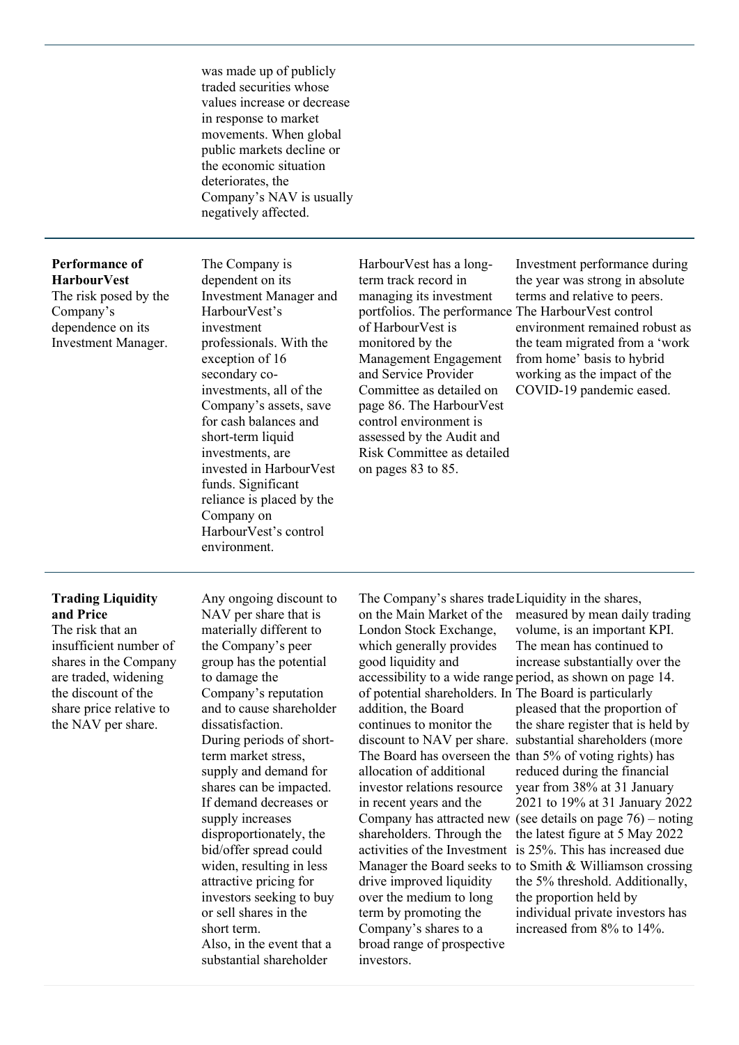| | | | |
|---|---|---|---|
| | was made up of publicly traded securities whose values increase or decrease in response to market movements. When global public markets decline or the economic situation deteriorates, the Company's NAV is usually negatively affected. | | |
| **Performance of HarbourVest**<br>The risk posed by the Company's dependence on its Investment Manager. | The Company is dependent on its Investment Manager and HarbourVest's investment professionals. With the exception of 16 secondary co-investments, all of the Company's assets, save for cash balances and short-term liquid investments, are invested in HarbourVest funds. Significant reliance is placed by the Company on HarbourVest's control environment. | HarbourVest has a long-term track record in managing its investment portfolios. The performance of HarbourVest is monitored by the Management Engagement and Service Provider Committee as detailed on page 86. The HarbourVest control environment is assessed by the Audit and Risk Committee as detailed on pages 83 to 85. | Investment performance during the year was strong in absolute terms and relative to peers. The HarbourVest control environment remained robust as the team migrated from a 'work from home' basis to hybrid working as the impact of the COVID-19 pandemic eased. |
| **Trading Liquidity and Price**<br>The risk that an insufficient number of shares in the Company are traded, widening the discount of the share price relative to the NAV per share. | Any ongoing discount to NAV per share that is materially different to the Company's peer group has the potential to damage the Company's reputation and to cause shareholder dissatisfaction.<br>During periods of short-term market stress, supply and demand for shares can be impacted. If demand decreases or supply increases disproportionately, the bid/offer spread could widen, resulting in less attractive pricing for investors seeking to buy or sell shares in the short term.<br>Also, in the event that a substantial shareholder | The Company's shares trade on the Main Market of the London Stock Exchange, which generally provides good liquidity and accessibility to a wide range of potential shareholders. In addition, the Board continues to monitor the discount to NAV per share. The Board has overseen the allocation of additional investor relations resource in recent years and the Company has attracted new shareholders. Through the activities of the Investment Manager the Board seeks to drive improved liquidity over the medium to long term by promoting the Company's shares to a broad range of prospective investors. | Liquidity in the shares, measured by mean daily trading volume, is an important KPI. The mean has continued to increase substantially over the period, as shown on page 14. The Board is particularly pleased that the proportion of the share register that is held by substantial shareholders (more than 5% of voting rights) has reduced during the financial year from 38% at 31 January 2021 to 19% at 31 January 2022 (see details on page 76) – noting the latest figure at 5 May 2022 is 25%. This has increased due to Smith & Williamson crossing the 5% threshold. Additionally, the proportion held by individual private investors has increased from 8% to 14%. |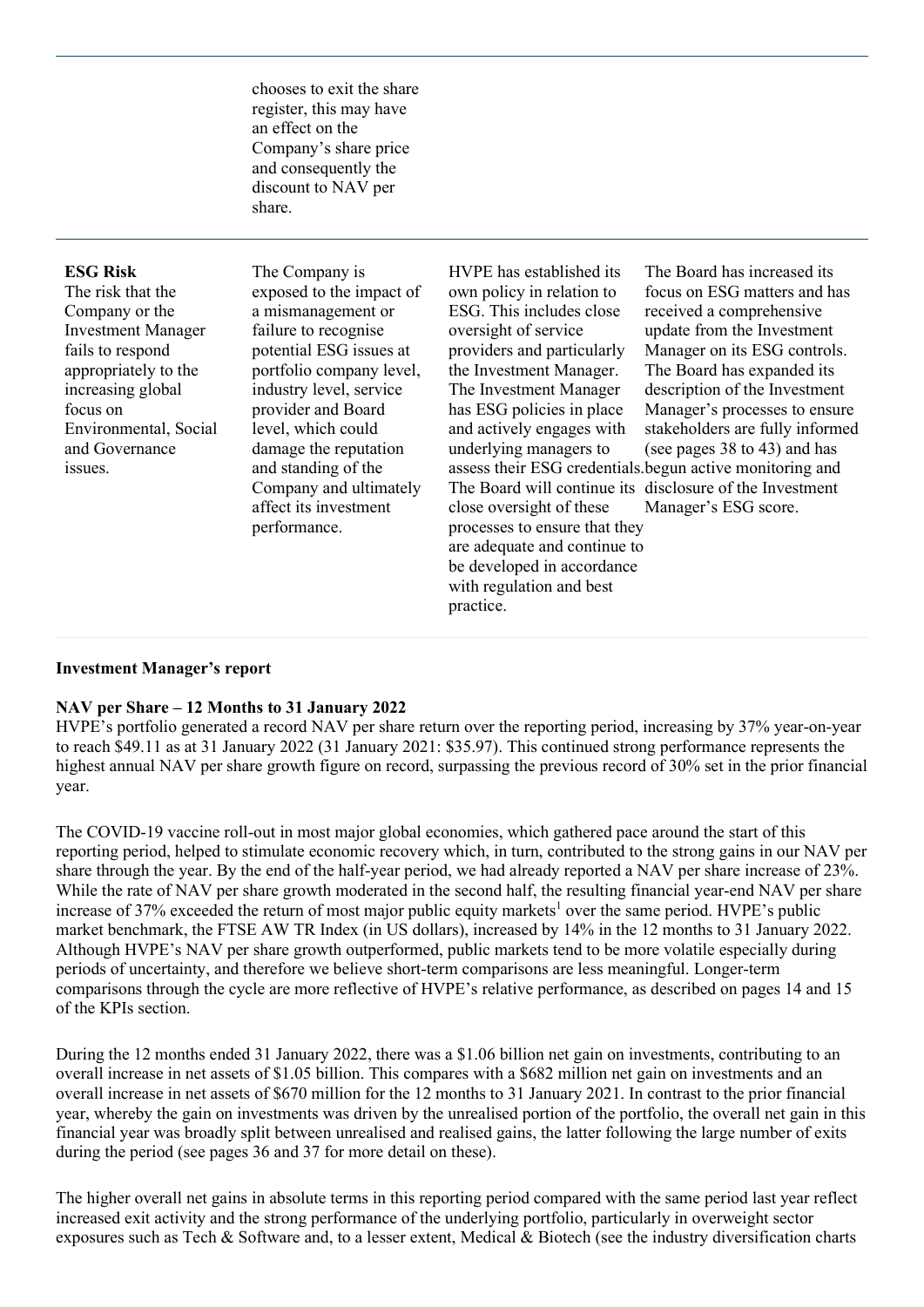| | | | |
|---|---|---|---|
| | chooses to exit the share register, this may have an effect on the Company's share price and consequently the discount to NAV per share. | | |
| **ESG Risk**<br>The risk that the Company or the Investment Manager fails to respond appropriately to the increasing global focus on Environmental, Social and Governance issues. | The Company is exposed to the impact of a mismanagement or failure to recognise potential ESG issues at portfolio company level, industry level, service provider and Board level, which could damage the reputation and standing of the Company and ultimately affect its investment performance. | HVPE has established its own policy in relation to ESG. This includes close oversight of service providers and particularly the Investment Manager. The Investment Manager has ESG policies in place and actively engages with underlying managers to assess their ESG credentials. The Board will continue its close oversight of these processes to ensure that they are adequate and continue to be developed in accordance with regulation and best practice. | The Board has increased its focus on ESG matters and has received a comprehensive update from the Investment Manager on its ESG controls. The Board has expanded its description of the Investment Manager's processes to ensure stakeholders are fully informed (see pages 38 to 43) and has begun active monitoring and disclosure of the Investment Manager's ESG score. |

## Investment Manager's report

### NAV per Share – 12 Months to 31 January 2022

HVPE's portfolio generated a record NAV per share return over the reporting period, increasing by 37% year-on-year to reach $49.11 as at 31 January 2022 (31 January 2021: $35.97). This continued strong performance represents the highest annual NAV per share growth figure on record, surpassing the previous record of 30% set in the prior financial year.

The COVID-19 vaccine roll-out in most major global economies, which gathered pace around the start of this reporting period, helped to stimulate economic recovery which, in turn, contributed to the strong gains in our NAV per share through the year. By the end of the half-year period, we had already reported a NAV per share increase of 23%. While the rate of NAV per share growth moderated in the second half, the resulting financial year-end NAV per share increase of 37% exceeded the return of most major public equity markets[1] over the same period. HVPE's public market benchmark, the FTSE AW TR Index (in US dollars), increased by 14% in the 12 months to 31 January 2022. Although HVPE's NAV per share growth outperformed, public markets tend to be more volatile especially during periods of uncertainty, and therefore we believe short-term comparisons are less meaningful. Longer-term comparisons through the cycle are more reflective of HVPE's relative performance, as described on pages 14 and 15 of the KPIs section.

During the 12 months ended 31 January 2022, there was a $1.06 billion net gain on investments, contributing to an overall increase in net assets of $1.05 billion. This compares with a $682 million net gain on investments and an overall increase in net assets of $670 million for the 12 months to 31 January 2021. In contrast to the prior financial year, whereby the gain on investments was driven by the unrealised portion of the portfolio, the overall net gain in this financial year was broadly split between unrealised and realised gains, the latter following the large number of exits during the period (see pages 36 and 37 for more detail on these).

The higher overall net gains in absolute terms in this reporting period compared with the same period last year reflect increased exit activity and the strong performance of the underlying portfolio, particularly in overweight sector exposures such as Tech & Software and, to a lesser extent, Medical & Biotech (see the industry diversification charts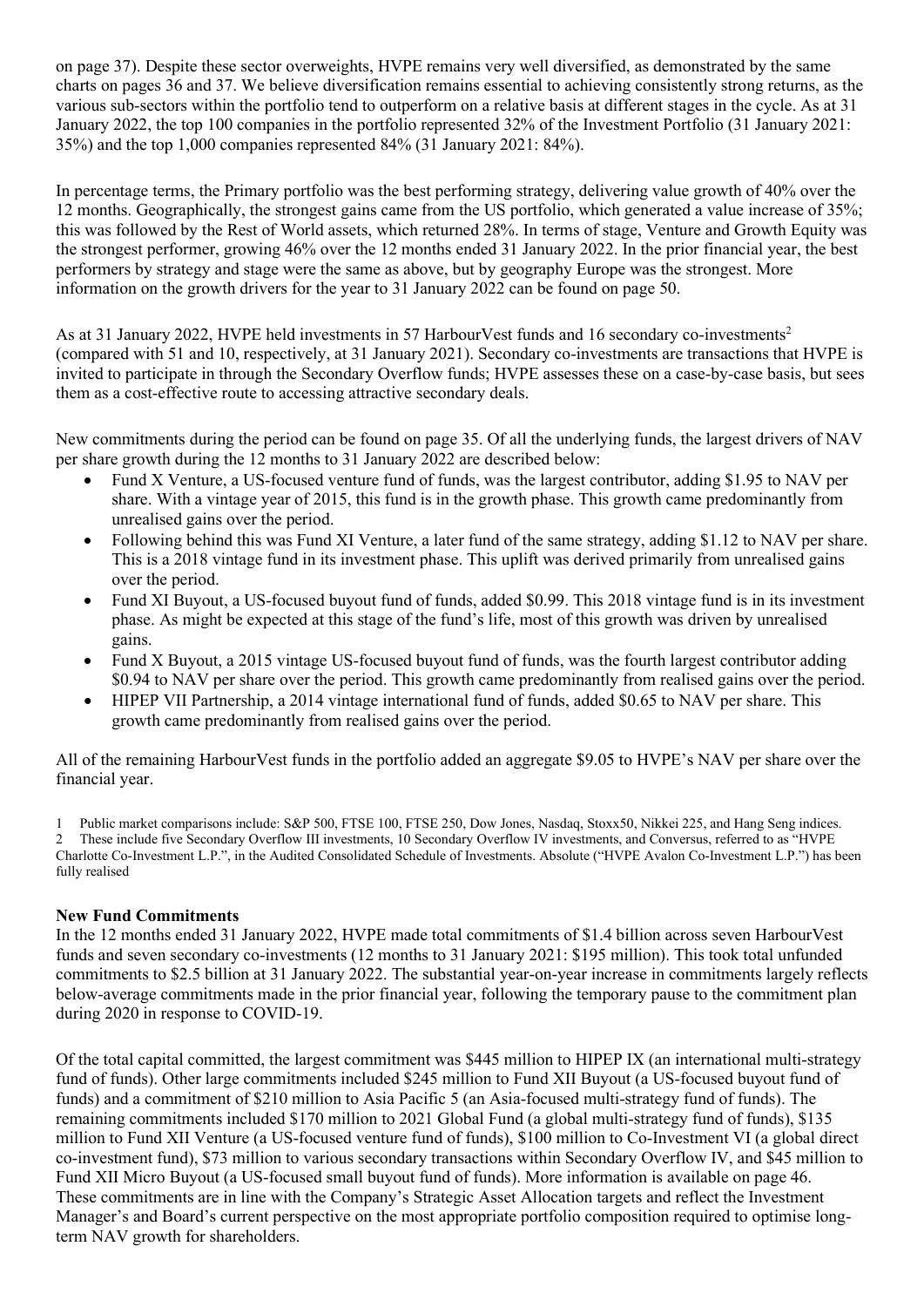on page 37). Despite these sector overweights, HVPE remains very well diversified, as demonstrated by the same charts on pages 36 and 37. We believe diversification remains essential to achieving consistently strong returns, as the various sub-sectors within the portfolio tend to outperform on a relative basis at different stages in the cycle. As at 31 January 2022, the top 100 companies in the portfolio represented 32% of the Investment Portfolio (31 January 2021: 35%) and the top 1,000 companies represented 84% (31 January 2021: 84%).

In percentage terms, the Primary portfolio was the best performing strategy, delivering value growth of 40% over the 12 months. Geographically, the strongest gains came from the US portfolio, which generated a value increase of 35%; this was followed by the Rest of World assets, which returned 28%. In terms of stage, Venture and Growth Equity was the strongest performer, growing 46% over the 12 months ended 31 January 2022. In the prior financial year, the best performers by strategy and stage were the same as above, but by geography Europe was the strongest. More information on the growth drivers for the year to 31 January 2022 can be found on page 50.

As at 31 January 2022, HVPE held investments in 57 HarbourVest funds and 16 secondary co-investments[2] (compared with 51 and 10, respectively, at 31 January 2021). Secondary co-investments are transactions that HVPE is invited to participate in through the Secondary Overflow funds; HVPE assesses these on a case-by-case basis, but sees them as a cost-effective route to accessing attractive secondary deals.

New commitments during the period can be found on page 35. Of all the underlying funds, the largest drivers of NAV per share growth during the 12 months to 31 January 2022 are described below:

- Fund X Venture, a US-focused venture fund of funds, was the largest contributor, adding $1.95 to NAV per share. With a vintage year of 2015, this fund is in the growth phase. This growth came predominantly from unrealised gains over the period.
- Following behind this was Fund XI Venture, a later fund of the same strategy, adding $1.12 to NAV per share. This is a 2018 vintage fund in its investment phase. This uplift was derived primarily from unrealised gains over the period.
- Fund XI Buyout, a US-focused buyout fund of funds, added $0.99. This 2018 vintage fund is in its investment phase. As might be expected at this stage of the fund's life, most of this growth was driven by unrealised gains.
- Fund X Buyout, a 2015 vintage US-focused buyout fund of funds, was the fourth largest contributor adding $0.94 to NAV per share over the period. This growth came predominantly from realised gains over the period.
- HIPEP VII Partnership, a 2014 vintage international fund of funds, added $0.65 to NAV per share. This growth came predominantly from realised gains over the period.

All of the remaining HarbourVest funds in the portfolio added an aggregate $9.05 to HVPE's NAV per share over the financial year.

1 Public market comparisons include: S&P 500, FTSE 100, FTSE 250, Dow Jones, Nasdaq, Stoxx50, Nikkei 225, and Hang Seng indices.
2 These include five Secondary Overflow III investments, 10 Secondary Overflow IV investments, and Conversus, referred to as "HVPE Charlotte Co-Investment L.P.", in the Audited Consolidated Schedule of Investments. Absolute ("HVPE Avalon Co-Investment L.P.") has been fully realised

**New Fund Commitments**

In the 12 months ended 31 January 2022, HVPE made total commitments of $1.4 billion across seven HarbourVest funds and seven secondary co-investments (12 months to 31 January 2021: $195 million). This took total unfunded commitments to $2.5 billion at 31 January 2022. The substantial year-on-year increase in commitments largely reflects below-average commitments made in the prior financial year, following the temporary pause to the commitment plan during 2020 in response to COVID-19.

Of the total capital committed, the largest commitment was $445 million to HIPEP IX (an international multi-strategy fund of funds). Other large commitments included $245 million to Fund XII Buyout (a US-focused buyout fund of funds) and a commitment of $210 million to Asia Pacific 5 (an Asia-focused multi-strategy fund of funds). The remaining commitments included $170 million to 2021 Global Fund (a global multi-strategy fund of funds), $135 million to Fund XII Venture (a US-focused venture fund of funds), $100 million to Co-Investment VI (a global direct co-investment fund), $73 million to various secondary transactions within Secondary Overflow IV, and $45 million to Fund XII Micro Buyout (a US-focused small buyout fund of funds). More information is available on page 46. These commitments are in line with the Company's Strategic Asset Allocation targets and reflect the Investment Manager's and Board's current perspective on the most appropriate portfolio composition required to optimise long-term NAV growth for shareholders.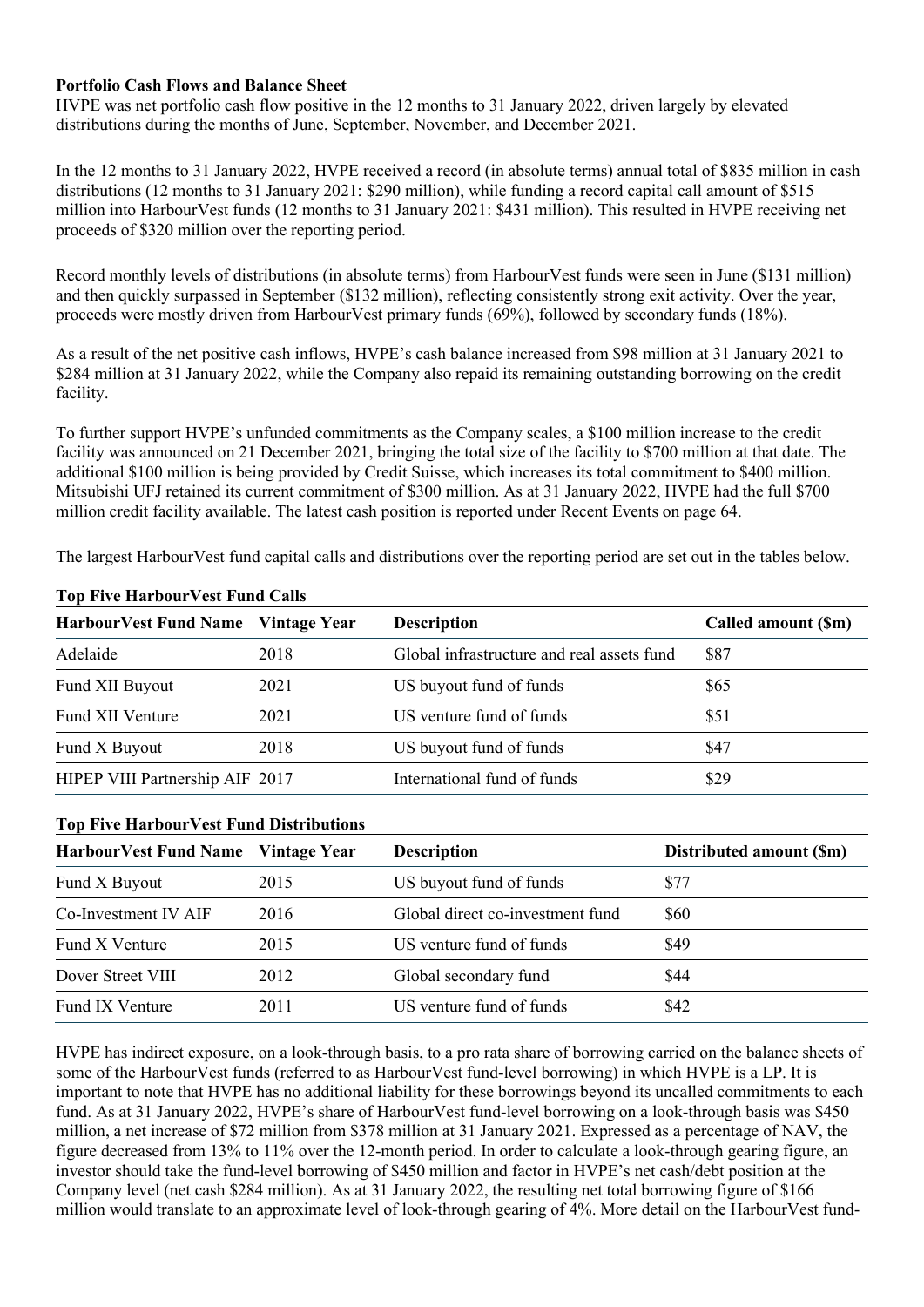**Portfolio Cash Flows and Balance Sheet**

HVPE was net portfolio cash flow positive in the 12 months to 31 January 2022, driven largely by elevated distributions during the months of June, September, November, and December 2021.

In the 12 months to 31 January 2022, HVPE received a record (in absolute terms) annual total of $835 million in cash distributions (12 months to 31 January 2021: $290 million), while funding a record capital call amount of $515 million into HarbourVest funds (12 months to 31 January 2021: $431 million). This resulted in HVPE receiving net proceeds of $320 million over the reporting period.

Record monthly levels of distributions (in absolute terms) from HarbourVest funds were seen in June ($131 million) and then quickly surpassed in September ($132 million), reflecting consistently strong exit activity. Over the year, proceeds were mostly driven from HarbourVest primary funds (69%), followed by secondary funds (18%).

As a result of the net positive cash inflows, HVPE's cash balance increased from $98 million at 31 January 2021 to $284 million at 31 January 2022, while the Company also repaid its remaining outstanding borrowing on the credit facility.

To further support HVPE's unfunded commitments as the Company scales, a $100 million increase to the credit facility was announced on 21 December 2021, bringing the total size of the facility to $700 million at that date. The additional $100 million is being provided by Credit Suisse, which increases its total commitment to $400 million. Mitsubishi UFJ retained its current commitment of $300 million. As at 31 January 2022, HVPE had the full $700 million credit facility available. The latest cash position is reported under Recent Events on page 64.

The largest HarbourVest fund capital calls and distributions over the reporting period are set out in the tables below.

**Top Five HarbourVest Fund Calls**

| HarbourVest Fund Name | Vintage Year | Description | Called amount ($m) |
|---|---|---|---|
| Adelaide | 2018 | Global infrastructure and real assets fund | $87 |
| Fund XII Buyout | 2021 | US buyout fund of funds | $65 |
| Fund XII Venture | 2021 | US venture fund of funds | $51 |
| Fund X Buyout | 2018 | US buyout fund of funds | $47 |
| HIPEP VIII Partnership AIF | 2017 | International fund of funds | $29 |

**Top Five HarbourVest Fund Distributions**

| HarbourVest Fund Name | Vintage Year | Description | Distributed amount ($m) |
|---|---|---|---|
| Fund X Buyout | 2015 | US buyout fund of funds | $77 |
| Co-Investment IV AIF | 2016 | Global direct co-investment fund | $60 |
| Fund X Venture | 2015 | US venture fund of funds | $49 |
| Dover Street VIII | 2012 | Global secondary fund | $44 |
| Fund IX Venture | 2011 | US venture fund of funds | $42 |

HVPE has indirect exposure, on a look-through basis, to a pro rata share of borrowing carried on the balance sheets of some of the HarbourVest funds (referred to as HarbourVest fund-level borrowing) in which HVPE is a LP. It is important to note that HVPE has no additional liability for these borrowings beyond its uncalled commitments to each fund. As at 31 January 2022, HVPE's share of HarbourVest fund-level borrowing on a look-through basis was $450 million, a net increase of $72 million from $378 million at 31 January 2021. Expressed as a percentage of NAV, the figure decreased from 13% to 11% over the 12-month period. In order to calculate a look-through gearing figure, an investor should take the fund-level borrowing of $450 million and factor in HVPE's net cash/debt position at the Company level (net cash $284 million). As at 31 January 2022, the resulting net total borrowing figure of $166 million would translate to an approximate level of look-through gearing of 4%. More detail on the HarbourVest fund-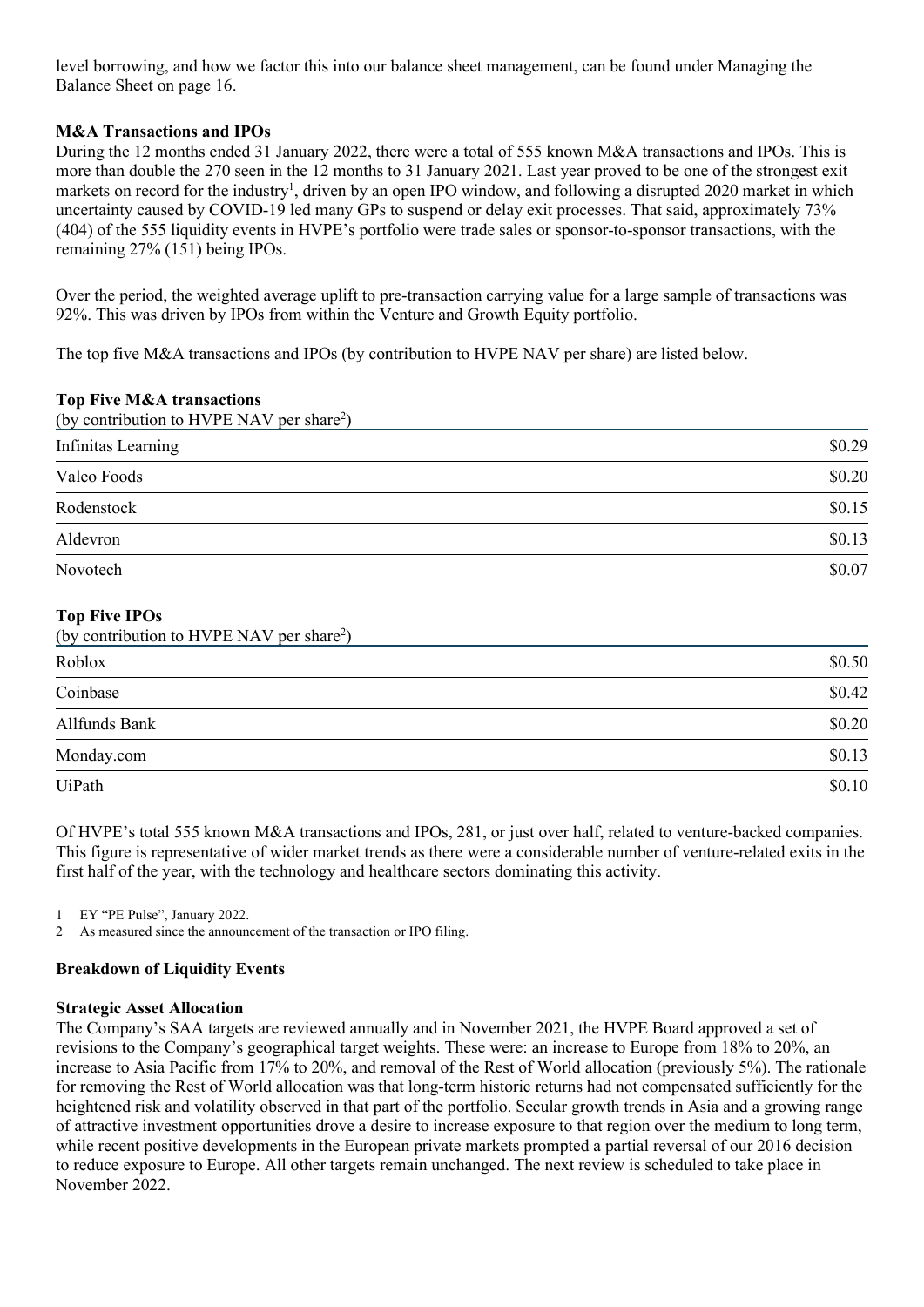level borrowing, and how we factor this into our balance sheet management, can be found under Managing the Balance Sheet on page 16.

**M&A Transactions and IPOs**

During the 12 months ended 31 January 2022, there were a total of 555 known M&A transactions and IPOs. This is more than double the 270 seen in the 12 months to 31 January 2021. Last year proved to be one of the strongest exit markets on record for the industry[1], driven by an open IPO window, and following a disrupted 2020 market in which uncertainty caused by COVID-19 led many GPs to suspend or delay exit processes. That said, approximately 73% (404) of the 555 liquidity events in HVPE's portfolio were trade sales or sponsor-to-sponsor transactions, with the remaining 27% (151) being IPOs.

Over the period, the weighted average uplift to pre-transaction carrying value for a large sample of transactions was 92%. This was driven by IPOs from within the Venture and Growth Equity portfolio.

The top five M&A transactions and IPOs (by contribution to HVPE NAV per share) are listed below.

**Top Five M&A transactions**
(by contribution to HVPE NAV per share[2])

| | |
|---|---|
| Infinitas Learning | $0.29 |
| Valeo Foods | $0.20 |
| Rodenstock | $0.15 |
| Aldevron | $0.13 |
| Novotech | $0.07 |

**Top Five IPOs**
(by contribution to HVPE NAV per share[2])

| | |
|---|---|
| Roblox | $0.50 |
| Coinbase | $0.42 |
| Allfunds Bank | $0.20 |
| Monday.com | $0.13 |
| UiPath | $0.10 |

Of HVPE's total 555 known M&A transactions and IPOs, 281, or just over half, related to venture-backed companies. This figure is representative of wider market trends as there were a considerable number of venture-related exits in the first half of the year, with the technology and healthcare sectors dominating this activity.

1 EY "PE Pulse", January 2022.
2 As measured since the announcement of the transaction or IPO filing.

**Breakdown of Liquidity Events**

**Strategic Asset Allocation**

The Company's SAA targets are reviewed annually and in November 2021, the HVPE Board approved a set of revisions to the Company's geographical target weights. These were: an increase to Europe from 18% to 20%, an increase to Asia Pacific from 17% to 20%, and removal of the Rest of World allocation (previously 5%). The rationale for removing the Rest of World allocation was that long-term historic returns had not compensated sufficiently for the heightened risk and volatility observed in that part of the portfolio. Secular growth trends in Asia and a growing range of attractive investment opportunities drove a desire to increase exposure to that region over the medium to long term, while recent positive developments in the European private markets prompted a partial reversal of our 2016 decision to reduce exposure to Europe. All other targets remain unchanged. The next review is scheduled to take place in November 2022.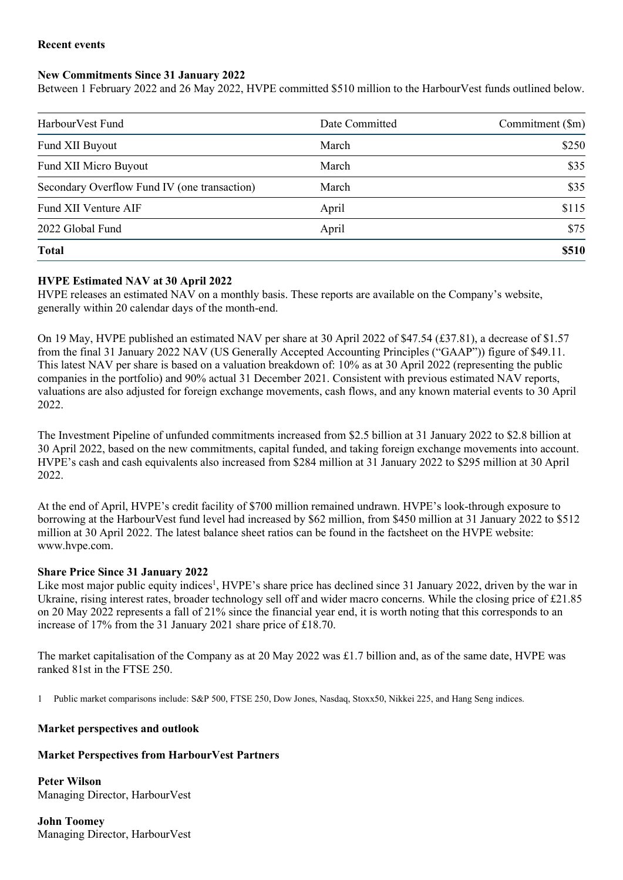**Recent events**

**New Commitments Since 31 January 2022**

Between 1 February 2022 and 26 May 2022, HVPE committed $510 million to the HarbourVest funds outlined below.

| HarbourVest Fund | Date Committed | Commitment ($m) |
|---|---|---|
| Fund XII Buyout | March | $250 |
| Fund XII Micro Buyout | March | $35 |
| Secondary Overflow Fund IV (one transaction) | March | $35 |
| Fund XII Venture AIF | April | $115 |
| 2022 Global Fund | April | $75 |
| **Total** | | **$510** |

**HVPE Estimated NAV at 30 April 2022**

HVPE releases an estimated NAV on a monthly basis. These reports are available on the Company's website, generally within 20 calendar days of the month-end.

On 19 May, HVPE published an estimated NAV per share at 30 April 2022 of $47.54 (£37.81), a decrease of $1.57 from the final 31 January 2022 NAV (US Generally Accepted Accounting Principles ("GAAP")) figure of $49.11. This latest NAV per share is based on a valuation breakdown of: 10% as at 30 April 2022 (representing the public companies in the portfolio) and 90% actual 31 December 2021. Consistent with previous estimated NAV reports, valuations are also adjusted for foreign exchange movements, cash flows, and any known material events to 30 April 2022.

The Investment Pipeline of unfunded commitments increased from $2.5 billion at 31 January 2022 to $2.8 billion at 30 April 2022, based on the new commitments, capital funded, and taking foreign exchange movements into account. HVPE's cash and cash equivalents also increased from $284 million at 31 January 2022 to $295 million at 30 April 2022.

At the end of April, HVPE's credit facility of $700 million remained undrawn. HVPE's look-through exposure to borrowing at the HarbourVest fund level had increased by $62 million, from $450 million at 31 January 2022 to $512 million at 30 April 2022. The latest balance sheet ratios can be found in the factsheet on the HVPE website: www.hvpe.com.

**Share Price Since 31 January 2022**

Like most major public equity indices[1], HVPE's share price has declined since 31 January 2022, driven by the war in Ukraine, rising interest rates, broader technology sell off and wider macro concerns. While the closing price of £21.85 on 20 May 2022 represents a fall of 21% since the financial year end, it is worth noting that this corresponds to an increase of 17% from the 31 January 2021 share price of £18.70.

The market capitalisation of the Company as at 20 May 2022 was £1.7 billion and, as of the same date, HVPE was ranked 81st in the FTSE 250.

1 Public market comparisons include: S&P 500, FTSE 250, Dow Jones, Nasdaq, Stoxx50, Nikkei 225, and Hang Seng indices.

**Market perspectives and outlook**

**Market Perspectives from HarbourVest Partners**

**Peter Wilson**
Managing Director, HarbourVest

**John Toomey**
Managing Director, HarbourVest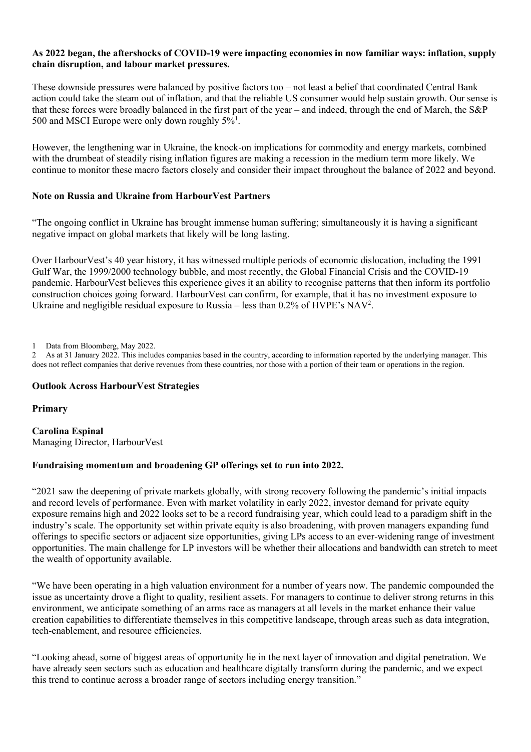**As 2022 began, the aftershocks of COVID-19 were impacting economies in now familiar ways: inflation, supply chain disruption, and labour market pressures.**

These downside pressures were balanced by positive factors too – not least a belief that coordinated Central Bank action could take the steam out of inflation, and that the reliable US consumer would help sustain growth. Our sense is that these forces were broadly balanced in the first part of the year – and indeed, through the end of March, the S&P 500 and MSCI Europe were only down roughly 5%[1].

However, the lengthening war in Ukraine, the knock-on implications for commodity and energy markets, combined with the drumbeat of steadily rising inflation figures are making a recession in the medium term more likely. We continue to monitor these macro factors closely and consider their impact throughout the balance of 2022 and beyond.

### Note on Russia and Ukraine from HarbourVest Partners

"The ongoing conflict in Ukraine has brought immense human suffering; simultaneously it is having a significant negative impact on global markets that likely will be long lasting.

Over HarbourVest's 40 year history, it has witnessed multiple periods of economic dislocation, including the 1991 Gulf War, the 1999/2000 technology bubble, and most recently, the Global Financial Crisis and the COVID-19 pandemic. HarbourVest believes this experience gives it an ability to recognise patterns that then inform its portfolio construction choices going forward. HarbourVest can confirm, for example, that it has no investment exposure to Ukraine and negligible residual exposure to Russia – less than 0.2% of HVPE's NAV[2].

1 Data from Bloomberg, May 2022.
2 As at 31 January 2022. This includes companies based in the country, according to information reported by the underlying manager. This does not reflect companies that derive revenues from these countries, nor those with a portion of their team or operations in the region.

## Outlook Across HarbourVest Strategies

### Primary

**Carolina Espinal**
Managing Director, HarbourVest

**Fundraising momentum and broadening GP offerings set to run into 2022.**

"2021 saw the deepening of private markets globally, with strong recovery following the pandemic's initial impacts and record levels of performance. Even with market volatility in early 2022, investor demand for private equity exposure remains high and 2022 looks set to be a record fundraising year, which could lead to a paradigm shift in the industry's scale. The opportunity set within private equity is also broadening, with proven managers expanding fund offerings to specific sectors or adjacent size opportunities, giving LPs access to an ever-widening range of investment opportunities. The main challenge for LP investors will be whether their allocations and bandwidth can stretch to meet the wealth of opportunity available.

"We have been operating in a high valuation environment for a number of years now. The pandemic compounded the issue as uncertainty drove a flight to quality, resilient assets. For managers to continue to deliver strong returns in this environment, we anticipate something of an arms race as managers at all levels in the market enhance their value creation capabilities to differentiate themselves in this competitive landscape, through areas such as data integration, tech-enablement, and resource efficiencies.

"Looking ahead, some of biggest areas of opportunity lie in the next layer of innovation and digital penetration. We have already seen sectors such as education and healthcare digitally transform during the pandemic, and we expect this trend to continue across a broader range of sectors including energy transition."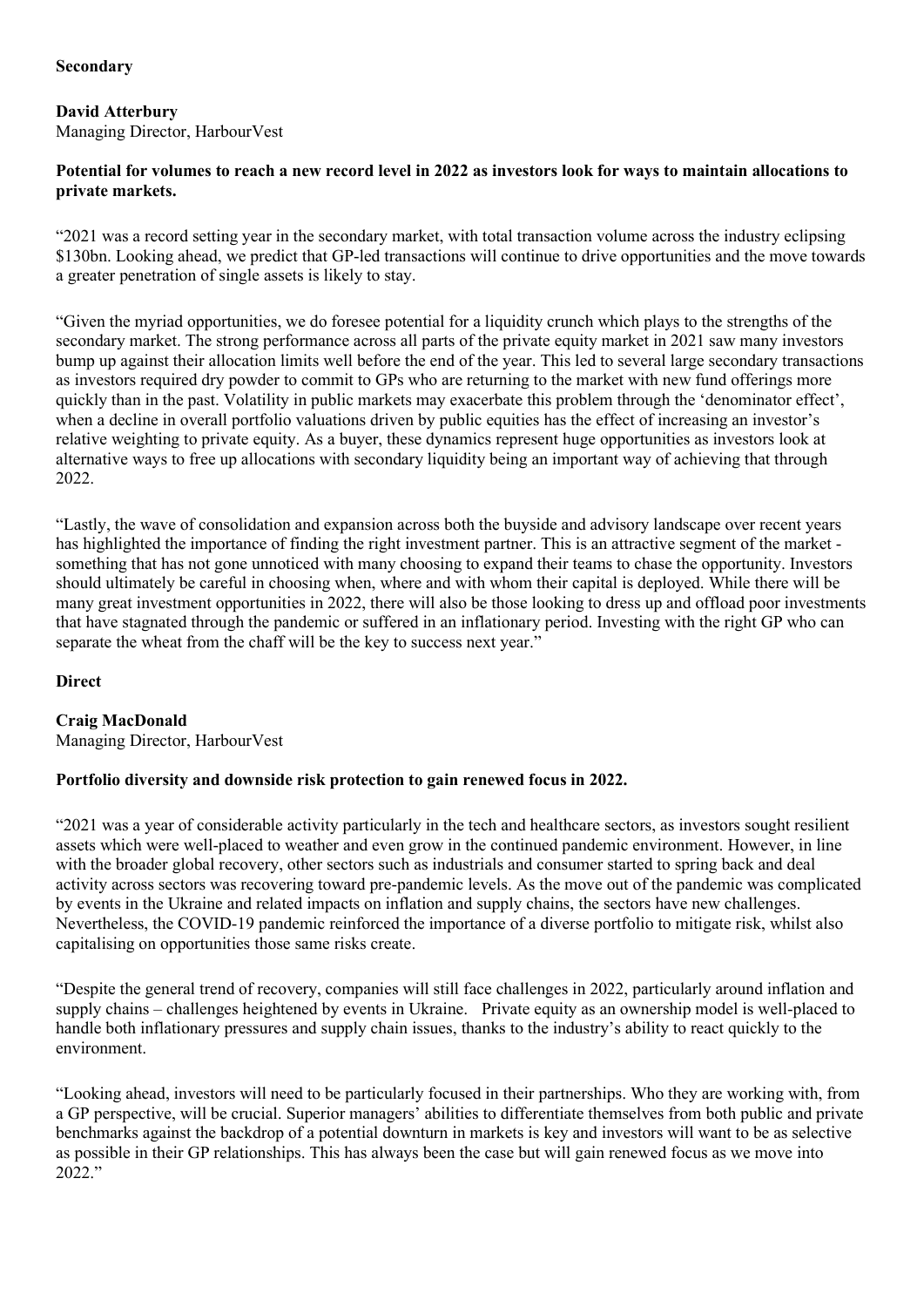## Secondary

**David Atterbury**
Managing Director, HarbourVest

**Potential for volumes to reach a new record level in 2022 as investors look for ways to maintain allocations to private markets.**

"2021 was a record setting year in the secondary market, with total transaction volume across the industry eclipsing \$130bn. Looking ahead, we predict that GP-led transactions will continue to drive opportunities and the move towards a greater penetration of single assets is likely to stay.

"Given the myriad opportunities, we do foresee potential for a liquidity crunch which plays to the strengths of the secondary market. The strong performance across all parts of the private equity market in 2021 saw many investors bump up against their allocation limits well before the end of the year. This led to several large secondary transactions as investors required dry powder to commit to GPs who are returning to the market with new fund offerings more quickly than in the past. Volatility in public markets may exacerbate this problem through the 'denominator effect', when a decline in overall portfolio valuations driven by public equities has the effect of increasing an investor's relative weighting to private equity. As a buyer, these dynamics represent huge opportunities as investors look at alternative ways to free up allocations with secondary liquidity being an important way of achieving that through 2022.

"Lastly, the wave of consolidation and expansion across both the buyside and advisory landscape over recent years has highlighted the importance of finding the right investment partner. This is an attractive segment of the market - something that has not gone unnoticed with many choosing to expand their teams to chase the opportunity. Investors should ultimately be careful in choosing when, where and with whom their capital is deployed. While there will be many great investment opportunities in 2022, there will also be those looking to dress up and offload poor investments that have stagnated through the pandemic or suffered in an inflationary period. Investing with the right GP who can separate the wheat from the chaff will be the key to success next year."

## Direct

**Craig MacDonald**
Managing Director, HarbourVest

**Portfolio diversity and downside risk protection to gain renewed focus in 2022.**

"2021 was a year of considerable activity particularly in the tech and healthcare sectors, as investors sought resilient assets which were well-placed to weather and even grow in the continued pandemic environment. However, in line with the broader global recovery, other sectors such as industrials and consumer started to spring back and deal activity across sectors was recovering toward pre-pandemic levels. As the move out of the pandemic was complicated by events in the Ukraine and related impacts on inflation and supply chains, the sectors have new challenges. Nevertheless, the COVID-19 pandemic reinforced the importance of a diverse portfolio to mitigate risk, whilst also capitalising on opportunities those same risks create.

"Despite the general trend of recovery, companies will still face challenges in 2022, particularly around inflation and supply chains – challenges heightened by events in Ukraine. Private equity as an ownership model is well-placed to handle both inflationary pressures and supply chain issues, thanks to the industry's ability to react quickly to the environment.

"Looking ahead, investors will need to be particularly focused in their partnerships. Who they are working with, from a GP perspective, will be crucial. Superior managers' abilities to differentiate themselves from both public and private benchmarks against the backdrop of a potential downturn in markets is key and investors will want to be as selective as possible in their GP relationships. This has always been the case but will gain renewed focus as we move into 2022."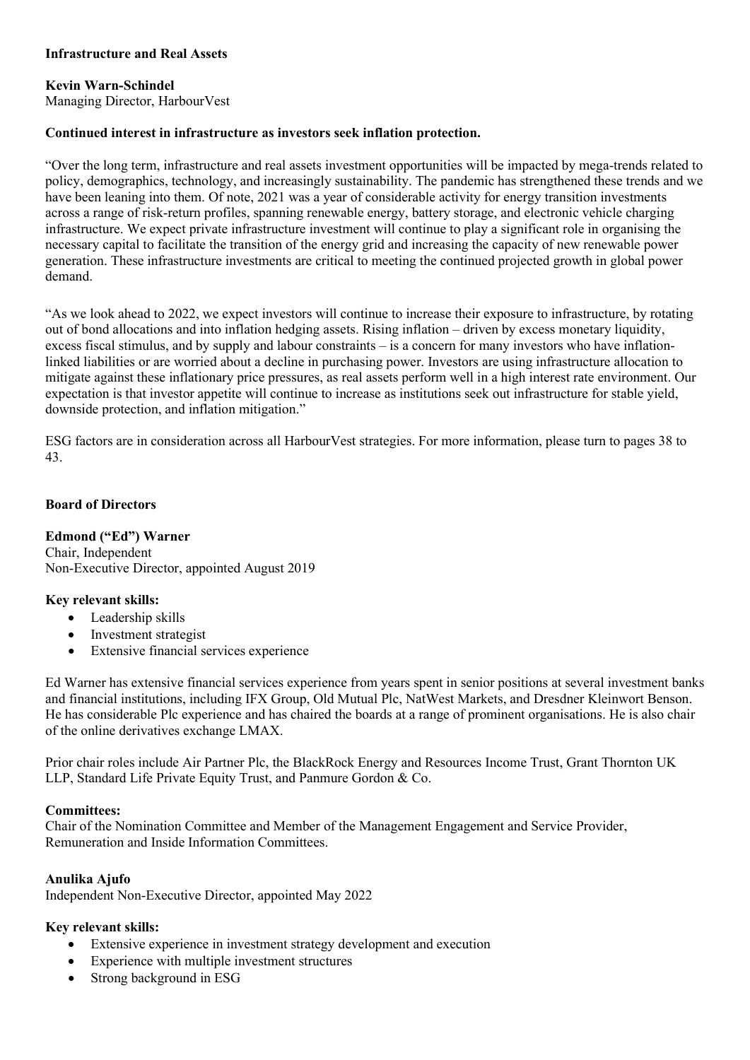## Infrastructure and Real Assets

**Kevin Warn-Schindel**
Managing Director, HarbourVest

**Continued interest in infrastructure as investors seek inflation protection.**

"Over the long term, infrastructure and real assets investment opportunities will be impacted by mega-trends related to policy, demographics, technology, and increasingly sustainability. The pandemic has strengthened these trends and we have been leaning into them. Of note, 2021 was a year of considerable activity for energy transition investments across a range of risk-return profiles, spanning renewable energy, battery storage, and electronic vehicle charging infrastructure. We expect private infrastructure investment will continue to play a significant role in organising the necessary capital to facilitate the transition of the energy grid and increasing the capacity of new renewable power generation. These infrastructure investments are critical to meeting the continued projected growth in global power demand.

"As we look ahead to 2022, we expect investors will continue to increase their exposure to infrastructure, by rotating out of bond allocations and into inflation hedging assets. Rising inflation – driven by excess monetary liquidity, excess fiscal stimulus, and by supply and labour constraints – is a concern for many investors who have inflation-linked liabilities or are worried about a decline in purchasing power. Investors are using infrastructure allocation to mitigate against these inflationary price pressures, as real assets perform well in a high interest rate environment. Our expectation is that investor appetite will continue to increase as institutions seek out infrastructure for stable yield, downside protection, and inflation mitigation."

ESG factors are in consideration across all HarbourVest strategies. For more information, please turn to pages 38 to 43.

## Board of Directors

**Edmond ("Ed") Warner**
Chair, Independent
Non-Executive Director, appointed August 2019

**Key relevant skills:**

- Leadership skills
- Investment strategist
- Extensive financial services experience

Ed Warner has extensive financial services experience from years spent in senior positions at several investment banks and financial institutions, including IFX Group, Old Mutual Plc, NatWest Markets, and Dresdner Kleinwort Benson. He has considerable Plc experience and has chaired the boards at a range of prominent organisations. He is also chair of the online derivatives exchange LMAX.

Prior chair roles include Air Partner Plc, the BlackRock Energy and Resources Income Trust, Grant Thornton UK LLP, Standard Life Private Equity Trust, and Panmure Gordon & Co.

**Committees:**
Chair of the Nomination Committee and Member of the Management Engagement and Service Provider, Remuneration and Inside Information Committees.

**Anulika Ajufo**
Independent Non-Executive Director, appointed May 2022

**Key relevant skills:**

- Extensive experience in investment strategy development and execution
- Experience with multiple investment structures
- Strong background in ESG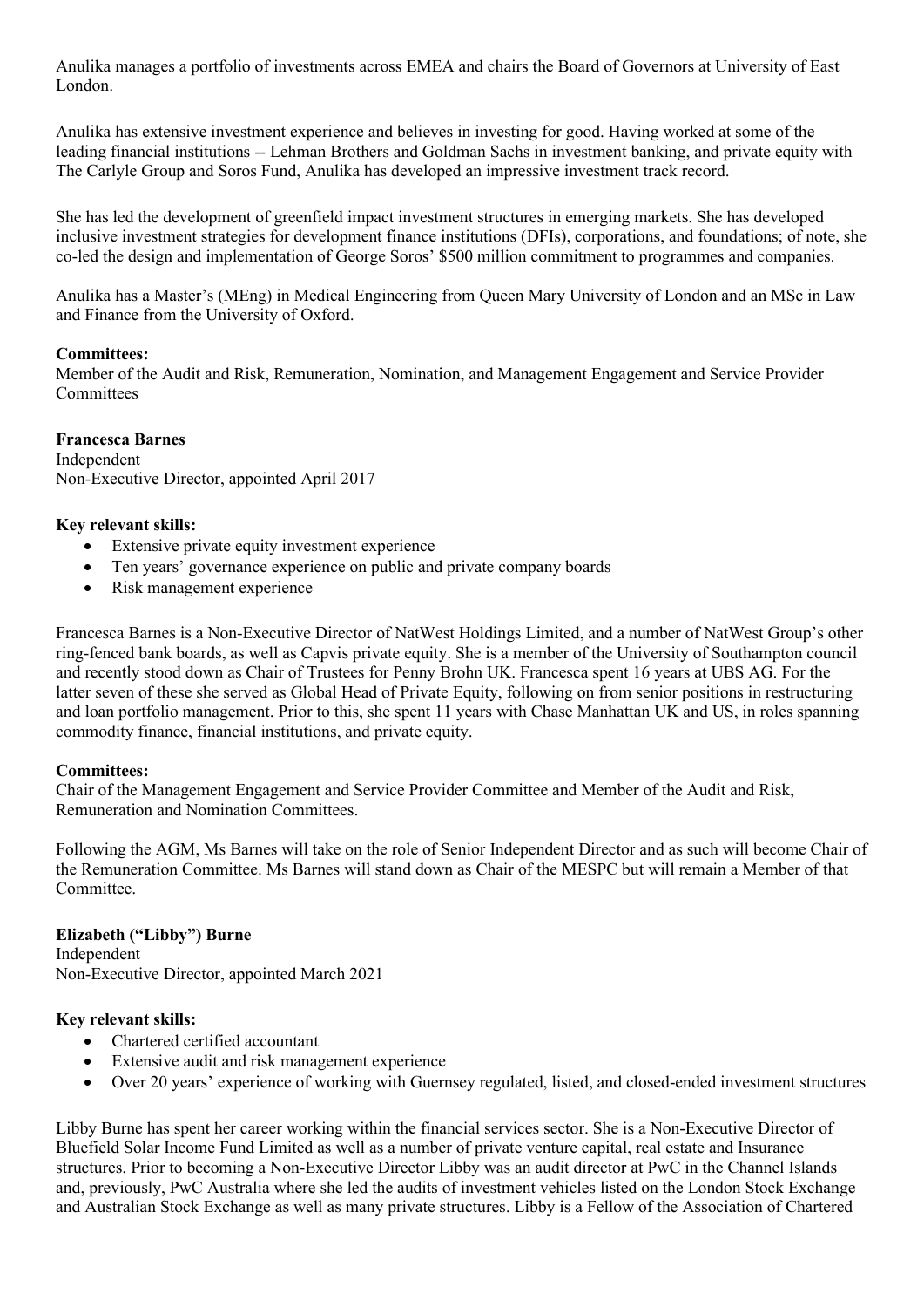Anulika manages a portfolio of investments across EMEA and chairs the Board of Governors at University of East London.

Anulika has extensive investment experience and believes in investing for good. Having worked at some of the leading financial institutions -- Lehman Brothers and Goldman Sachs in investment banking, and private equity with The Carlyle Group and Soros Fund, Anulika has developed an impressive investment track record.

She has led the development of greenfield impact investment structures in emerging markets. She has developed inclusive investment strategies for development finance institutions (DFIs), corporations, and foundations; of note, she co-led the design and implementation of George Soros' $500 million commitment to programmes and companies.

Anulika has a Master's (MEng) in Medical Engineering from Queen Mary University of London and an MSc in Law and Finance from the University of Oxford.

**Committees:**
Member of the Audit and Risk, Remuneration, Nomination, and Management Engagement and Service Provider Committees

**Francesca Barnes**
Independent
Non-Executive Director, appointed April 2017

**Key relevant skills:**

- Extensive private equity investment experience
- Ten years' governance experience on public and private company boards
- Risk management experience

Francesca Barnes is a Non-Executive Director of NatWest Holdings Limited, and a number of NatWest Group's other ring-fenced bank boards, as well as Capvis private equity. She is a member of the University of Southampton council and recently stood down as Chair of Trustees for Penny Brohn UK. Francesca spent 16 years at UBS AG. For the latter seven of these she served as Global Head of Private Equity, following on from senior positions in restructuring and loan portfolio management. Prior to this, she spent 11 years with Chase Manhattan UK and US, in roles spanning commodity finance, financial institutions, and private equity.

**Committees:**
Chair of the Management Engagement and Service Provider Committee and Member of the Audit and Risk, Remuneration and Nomination Committees.

Following the AGM, Ms Barnes will take on the role of Senior Independent Director and as such will become Chair of the Remuneration Committee. Ms Barnes will stand down as Chair of the MESPC but will remain a Member of that Committee.

**Elizabeth ("Libby") Burne**
Independent
Non-Executive Director, appointed March 2021

**Key relevant skills:**

- Chartered certified accountant
- Extensive audit and risk management experience
- Over 20 years' experience of working with Guernsey regulated, listed, and closed-ended investment structures

Libby Burne has spent her career working within the financial services sector. She is a Non-Executive Director of Bluefield Solar Income Fund Limited as well as a number of private venture capital, real estate and Insurance structures. Prior to becoming a Non-Executive Director Libby was an audit director at PwC in the Channel Islands and, previously, PwC Australia where she led the audits of investment vehicles listed on the London Stock Exchange and Australian Stock Exchange as well as many private structures. Libby is a Fellow of the Association of Chartered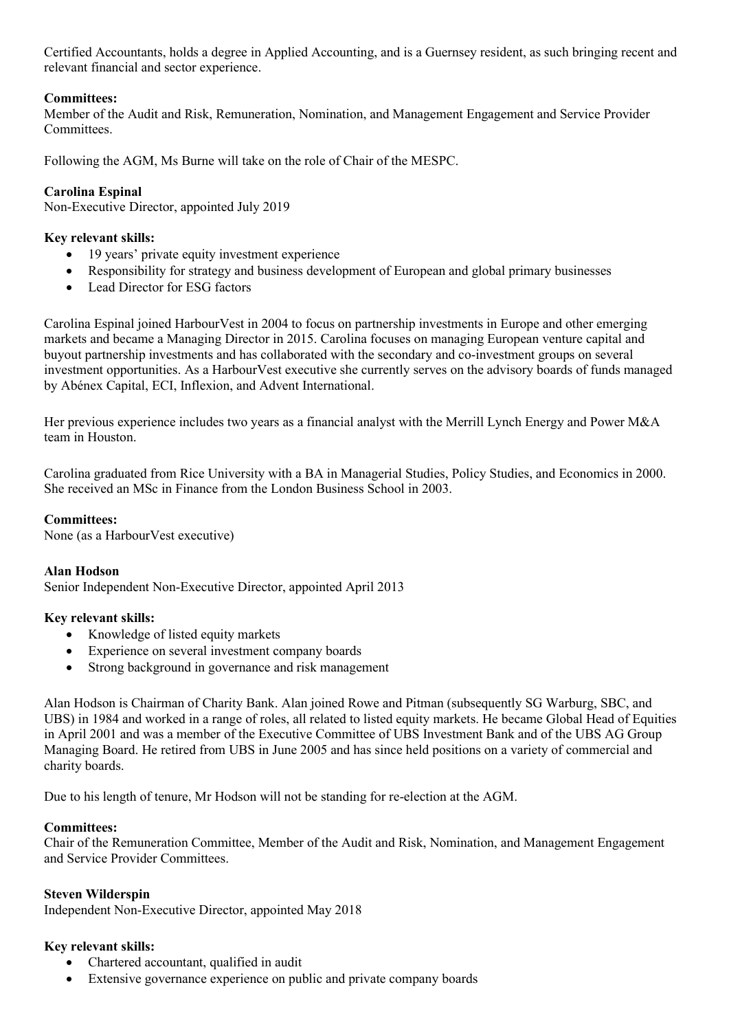Certified Accountants, holds a degree in Applied Accounting, and is a Guernsey resident, as such bringing recent and relevant financial and sector experience.

**Committees:**
Member of the Audit and Risk, Remuneration, Nomination, and Management Engagement and Service Provider Committees.

Following the AGM, Ms Burne will take on the role of Chair of the MESPC.

**Carolina Espinal**
Non-Executive Director, appointed July 2019

**Key relevant skills:**

- 19 years' private equity investment experience
- Responsibility for strategy and business development of European and global primary businesses
- Lead Director for ESG factors

Carolina Espinal joined HarbourVest in 2004 to focus on partnership investments in Europe and other emerging markets and became a Managing Director in 2015. Carolina focuses on managing European venture capital and buyout partnership investments and has collaborated with the secondary and co-investment groups on several investment opportunities. As a HarbourVest executive she currently serves on the advisory boards of funds managed by Abénex Capital, ECI, Inflexion, and Advent International.

Her previous experience includes two years as a financial analyst with the Merrill Lynch Energy and Power M&A team in Houston.

Carolina graduated from Rice University with a BA in Managerial Studies, Policy Studies, and Economics in 2000. She received an MSc in Finance from the London Business School in 2003.

**Committees:**
None (as a HarbourVest executive)

**Alan Hodson**
Senior Independent Non-Executive Director, appointed April 2013

**Key relevant skills:**

- Knowledge of listed equity markets
- Experience on several investment company boards
- Strong background in governance and risk management

Alan Hodson is Chairman of Charity Bank. Alan joined Rowe and Pitman (subsequently SG Warburg, SBC, and UBS) in 1984 and worked in a range of roles, all related to listed equity markets. He became Global Head of Equities in April 2001 and was a member of the Executive Committee of UBS Investment Bank and of the UBS AG Group Managing Board. He retired from UBS in June 2005 and has since held positions on a variety of commercial and charity boards.

Due to his length of tenure, Mr Hodson will not be standing for re-election at the AGM.

**Committees:**
Chair of the Remuneration Committee, Member of the Audit and Risk, Nomination, and Management Engagement and Service Provider Committees.

**Steven Wilderspin**
Independent Non-Executive Director, appointed May 2018

**Key relevant skills:**

- Chartered accountant, qualified in audit
- Extensive governance experience on public and private company boards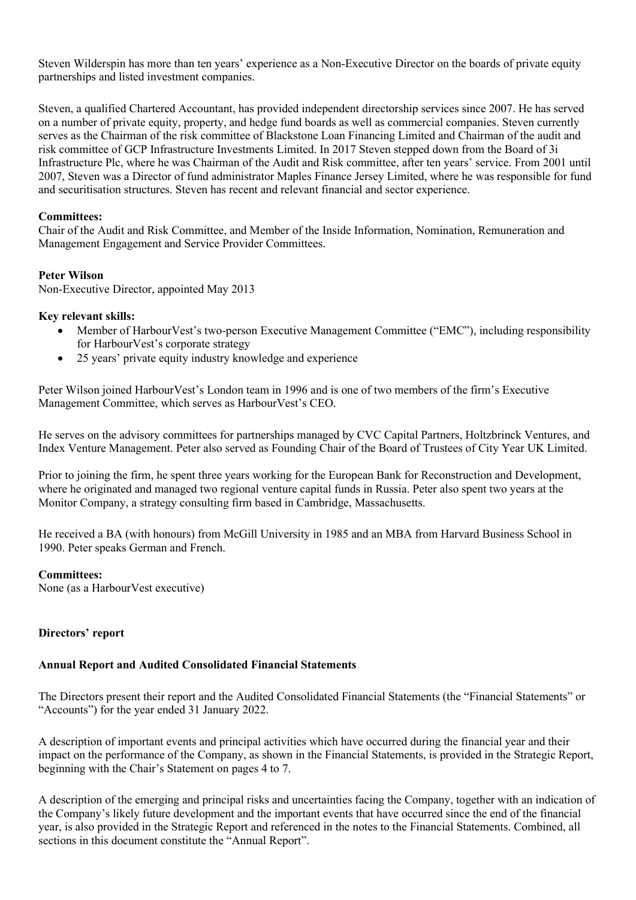Steven Wilderspin has more than ten years' experience as a Non-Executive Director on the boards of private equity partnerships and listed investment companies.

Steven, a qualified Chartered Accountant, has provided independent directorship services since 2007. He has served on a number of private equity, property, and hedge fund boards as well as commercial companies. Steven currently serves as the Chairman of the risk committee of Blackstone Loan Financing Limited and Chairman of the audit and risk committee of GCP Infrastructure Investments Limited. In 2017 Steven stepped down from the Board of 3i Infrastructure Plc, where he was Chairman of the Audit and Risk committee, after ten years' service. From 2001 until 2007, Steven was a Director of fund administrator Maples Finance Jersey Limited, where he was responsible for fund and securitisation structures. Steven has recent and relevant financial and sector experience.

**Committees:**
Chair of the Audit and Risk Committee, and Member of the Inside Information, Nomination, Remuneration and Management Engagement and Service Provider Committees.

**Peter Wilson**
Non-Executive Director, appointed May 2013

**Key relevant skills:**

- Member of HarbourVest's two-person Executive Management Committee ("EMC"), including responsibility for HarbourVest's corporate strategy
- 25 years' private equity industry knowledge and experience

Peter Wilson joined HarbourVest's London team in 1996 and is one of two members of the firm's Executive Management Committee, which serves as HarbourVest's CEO.

He serves on the advisory committees for partnerships managed by CVC Capital Partners, Holtzbrinck Ventures, and Index Venture Management. Peter also served as Founding Chair of the Board of Trustees of City Year UK Limited.

Prior to joining the firm, he spent three years working for the European Bank for Reconstruction and Development, where he originated and managed two regional venture capital funds in Russia. Peter also spent two years at the Monitor Company, a strategy consulting firm based in Cambridge, Massachusetts.

He received a BA (with honours) from McGill University in 1985 and an MBA from Harvard Business School in 1990. Peter speaks German and French.

**Committees:**
None (as a HarbourVest executive)

## Directors' report

### Annual Report and Audited Consolidated Financial Statements

The Directors present their report and the Audited Consolidated Financial Statements (the "Financial Statements" or "Accounts") for the year ended 31 January 2022.

A description of important events and principal activities which have occurred during the financial year and their impact on the performance of the Company, as shown in the Financial Statements, is provided in the Strategic Report, beginning with the Chair's Statement on pages 4 to 7.

A description of the emerging and principal risks and uncertainties facing the Company, together with an indication of the Company's likely future development and the important events that have occurred since the end of the financial year, is also provided in the Strategic Report and referenced in the notes to the Financial Statements. Combined, all sections in this document constitute the "Annual Report".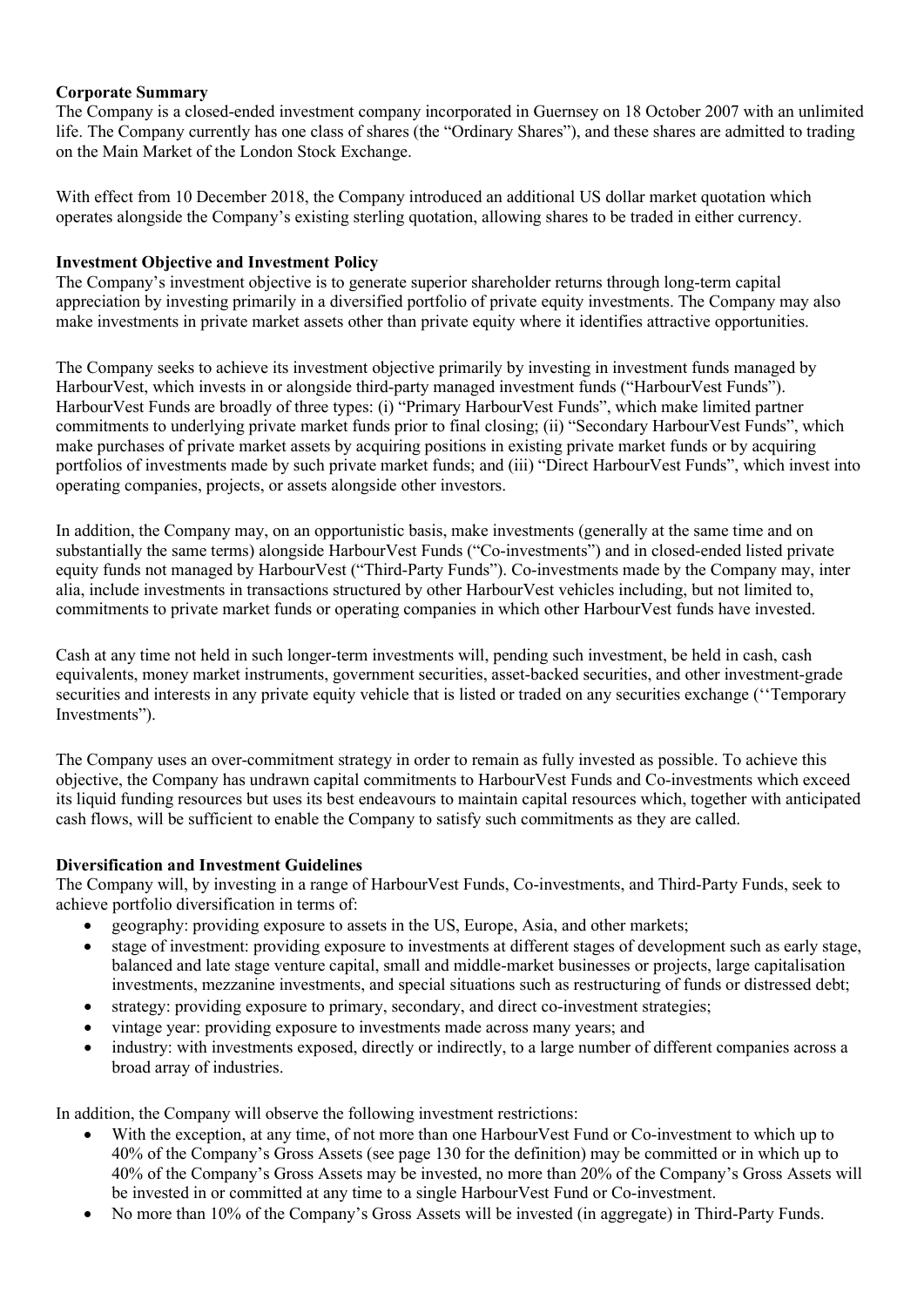**Corporate Summary**

The Company is a closed-ended investment company incorporated in Guernsey on 18 October 2007 with an unlimited life. The Company currently has one class of shares (the "Ordinary Shares"), and these shares are admitted to trading on the Main Market of the London Stock Exchange.

With effect from 10 December 2018, the Company introduced an additional US dollar market quotation which operates alongside the Company's existing sterling quotation, allowing shares to be traded in either currency.

**Investment Objective and Investment Policy**

The Company's investment objective is to generate superior shareholder returns through long-term capital appreciation by investing primarily in a diversified portfolio of private equity investments. The Company may also make investments in private market assets other than private equity where it identifies attractive opportunities.

The Company seeks to achieve its investment objective primarily by investing in investment funds managed by HarbourVest, which invests in or alongside third-party managed investment funds ("HarbourVest Funds"). HarbourVest Funds are broadly of three types: (i) "Primary HarbourVest Funds", which make limited partner commitments to underlying private market funds prior to final closing; (ii) "Secondary HarbourVest Funds", which make purchases of private market assets by acquiring positions in existing private market funds or by acquiring portfolios of investments made by such private market funds; and (iii) "Direct HarbourVest Funds", which invest into operating companies, projects, or assets alongside other investors.

In addition, the Company may, on an opportunistic basis, make investments (generally at the same time and on substantially the same terms) alongside HarbourVest Funds ("Co-investments") and in closed-ended listed private equity funds not managed by HarbourVest ("Third-Party Funds"). Co-investments made by the Company may, inter alia, include investments in transactions structured by other HarbourVest vehicles including, but not limited to, commitments to private market funds or operating companies in which other HarbourVest funds have invested.

Cash at any time not held in such longer-term investments will, pending such investment, be held in cash, cash equivalents, money market instruments, government securities, asset-backed securities, and other investment-grade securities and interests in any private equity vehicle that is listed or traded on any securities exchange (''Temporary Investments").

The Company uses an over-commitment strategy in order to remain as fully invested as possible. To achieve this objective, the Company has undrawn capital commitments to HarbourVest Funds and Co-investments which exceed its liquid funding resources but uses its best endeavours to maintain capital resources which, together with anticipated cash flows, will be sufficient to enable the Company to satisfy such commitments as they are called.

**Diversification and Investment Guidelines**

The Company will, by investing in a range of HarbourVest Funds, Co-investments, and Third-Party Funds, seek to achieve portfolio diversification in terms of:

- geography: providing exposure to assets in the US, Europe, Asia, and other markets;
- stage of investment: providing exposure to investments at different stages of development such as early stage, balanced and late stage venture capital, small and middle-market businesses or projects, large capitalisation investments, mezzanine investments, and special situations such as restructuring of funds or distressed debt;
- strategy: providing exposure to primary, secondary, and direct co-investment strategies;
- vintage year: providing exposure to investments made across many years; and
- industry: with investments exposed, directly or indirectly, to a large number of different companies across a broad array of industries.

In addition, the Company will observe the following investment restrictions:

- With the exception, at any time, of not more than one HarbourVest Fund or Co-investment to which up to 40% of the Company's Gross Assets (see page 130 for the definition) may be committed or in which up to 40% of the Company's Gross Assets may be invested, no more than 20% of the Company's Gross Assets will be invested in or committed at any time to a single HarbourVest Fund or Co-investment.
- No more than 10% of the Company's Gross Assets will be invested (in aggregate) in Third-Party Funds.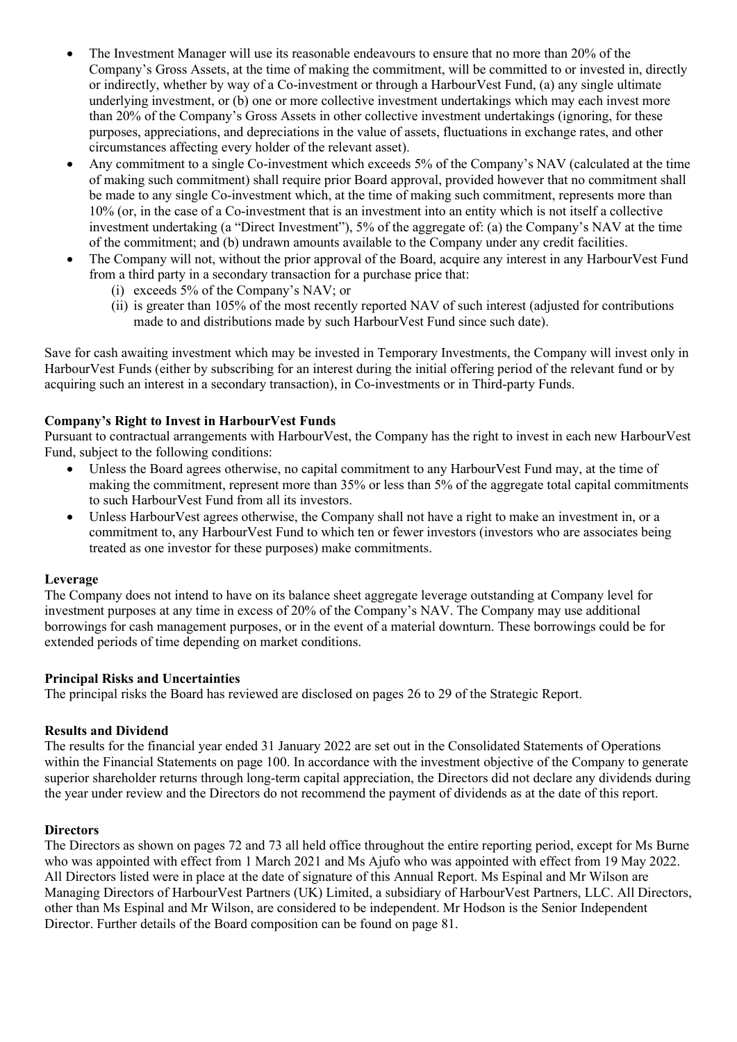- The Investment Manager will use its reasonable endeavours to ensure that no more than 20% of the Company's Gross Assets, at the time of making the commitment, will be committed to or invested in, directly or indirectly, whether by way of a Co-investment or through a HarbourVest Fund, (a) any single ultimate underlying investment, or (b) one or more collective investment undertakings which may each invest more than 20% of the Company's Gross Assets in other collective investment undertakings (ignoring, for these purposes, appreciations, and depreciations in the value of assets, fluctuations in exchange rates, and other circumstances affecting every holder of the relevant asset).
- Any commitment to a single Co-investment which exceeds 5% of the Company's NAV (calculated at the time of making such commitment) shall require prior Board approval, provided however that no commitment shall be made to any single Co-investment which, at the time of making such commitment, represents more than 10% (or, in the case of a Co-investment that is an investment into an entity which is not itself a collective investment undertaking (a "Direct Investment"), 5% of the aggregate of: (a) the Company's NAV at the time of the commitment; and (b) undrawn amounts available to the Company under any credit facilities.
- The Company will not, without the prior approval of the Board, acquire any interest in any HarbourVest Fund from a third party in a secondary transaction for a purchase price that:
  - (i) exceeds 5% of the Company's NAV; or
  - (ii) is greater than 105% of the most recently reported NAV of such interest (adjusted for contributions made to and distributions made by such HarbourVest Fund since such date).

Save for cash awaiting investment which may be invested in Temporary Investments, the Company will invest only in HarbourVest Funds (either by subscribing for an interest during the initial offering period of the relevant fund or by acquiring such an interest in a secondary transaction), in Co-investments or in Third-party Funds.

**Company's Right to Invest in HarbourVest Funds**

Pursuant to contractual arrangements with HarbourVest, the Company has the right to invest in each new HarbourVest Fund, subject to the following conditions:

- Unless the Board agrees otherwise, no capital commitment to any HarbourVest Fund may, at the time of making the commitment, represent more than 35% or less than 5% of the aggregate total capital commitments to such HarbourVest Fund from all its investors.
- Unless HarbourVest agrees otherwise, the Company shall not have a right to make an investment in, or a commitment to, any HarbourVest Fund to which ten or fewer investors (investors who are associates being treated as one investor for these purposes) make commitments.

**Leverage**

The Company does not intend to have on its balance sheet aggregate leverage outstanding at Company level for investment purposes at any time in excess of 20% of the Company's NAV. The Company may use additional borrowings for cash management purposes, or in the event of a material downturn. These borrowings could be for extended periods of time depending on market conditions.

**Principal Risks and Uncertainties**

The principal risks the Board has reviewed are disclosed on pages 26 to 29 of the Strategic Report.

**Results and Dividend**

The results for the financial year ended 31 January 2022 are set out in the Consolidated Statements of Operations within the Financial Statements on page 100. In accordance with the investment objective of the Company to generate superior shareholder returns through long-term capital appreciation, the Directors did not declare any dividends during the year under review and the Directors do not recommend the payment of dividends as at the date of this report.

**Directors**

The Directors as shown on pages 72 and 73 all held office throughout the entire reporting period, except for Ms Burne who was appointed with effect from 1 March 2021 and Ms Ajufo who was appointed with effect from 19 May 2022. All Directors listed were in place at the date of signature of this Annual Report. Ms Espinal and Mr Wilson are Managing Directors of HarbourVest Partners (UK) Limited, a subsidiary of HarbourVest Partners, LLC. All Directors, other than Ms Espinal and Mr Wilson, are considered to be independent. Mr Hodson is the Senior Independent Director. Further details of the Board composition can be found on page 81.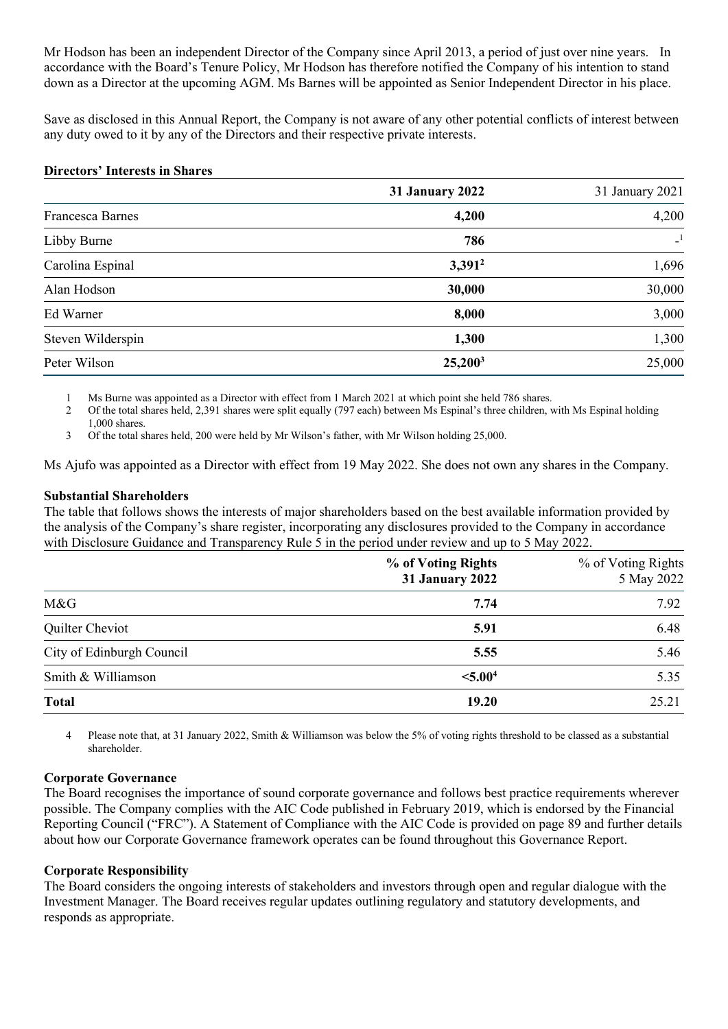Mr Hodson has been an independent Director of the Company since April 2013, a period of just over nine years. In accordance with the Board's Tenure Policy, Mr Hodson has therefore notified the Company of his intention to stand down as a Director at the upcoming AGM. Ms Barnes will be appointed as Senior Independent Director in his place.

Save as disclosed in this Annual Report, the Company is not aware of any other potential conflicts of interest between any duty owed to it by any of the Directors and their respective private interests.

**Directors' Interests in Shares**

| | **31 January 2022** | 31 January 2021 |
|---|---|---|
| Francesca Barnes | **4,200** | 4,200 |
| Libby Burne | **786** | -[1] |
| Carolina Espinal | **3,391**[2] | 1,696 |
| Alan Hodson | **30,000** | 30,000 |
| Ed Warner | **8,000** | 3,000 |
| Steven Wilderspin | **1,300** | 1,300 |
| Peter Wilson | **25,200**[3] | 25,000 |

1 Ms Burne was appointed as a Director with effect from 1 March 2021 at which point she held 786 shares.

2 Of the total shares held, 2,391 shares were split equally (797 each) between Ms Espinal's three children, with Ms Espinal holding 1,000 shares.

3 Of the total shares held, 200 were held by Mr Wilson's father, with Mr Wilson holding 25,000.

Ms Ajufo was appointed as a Director with effect from 19 May 2022. She does not own any shares in the Company.

**Substantial Shareholders**

The table that follows shows the interests of major shareholders based on the best available information provided by the analysis of the Company's share register, incorporating any disclosures provided to the Company in accordance with Disclosure Guidance and Transparency Rule 5 in the period under review and up to 5 May 2022.

| | **% of Voting Rights 31 January 2022** | % of Voting Rights 5 May 2022 |
|---|---|---|
| M&G | **7.74** | 7.92 |
| Quilter Cheviot | **5.91** | 6.48 |
| City of Edinburgh Council | **5.55** | 5.46 |
| Smith & Williamson | **<5.00**[4] | 5.35 |
| **Total** | **19.20** | 25.21 |

4 Please note that, at 31 January 2022, Smith & Williamson was below the 5% of voting rights threshold to be classed as a substantial shareholder.

**Corporate Governance**

The Board recognises the importance of sound corporate governance and follows best practice requirements wherever possible. The Company complies with the AIC Code published in February 2019, which is endorsed by the Financial Reporting Council ("FRC"). A Statement of Compliance with the AIC Code is provided on page 89 and further details about how our Corporate Governance framework operates can be found throughout this Governance Report.

**Corporate Responsibility**

The Board considers the ongoing interests of stakeholders and investors through open and regular dialogue with the Investment Manager. The Board receives regular updates outlining regulatory and statutory developments, and responds as appropriate.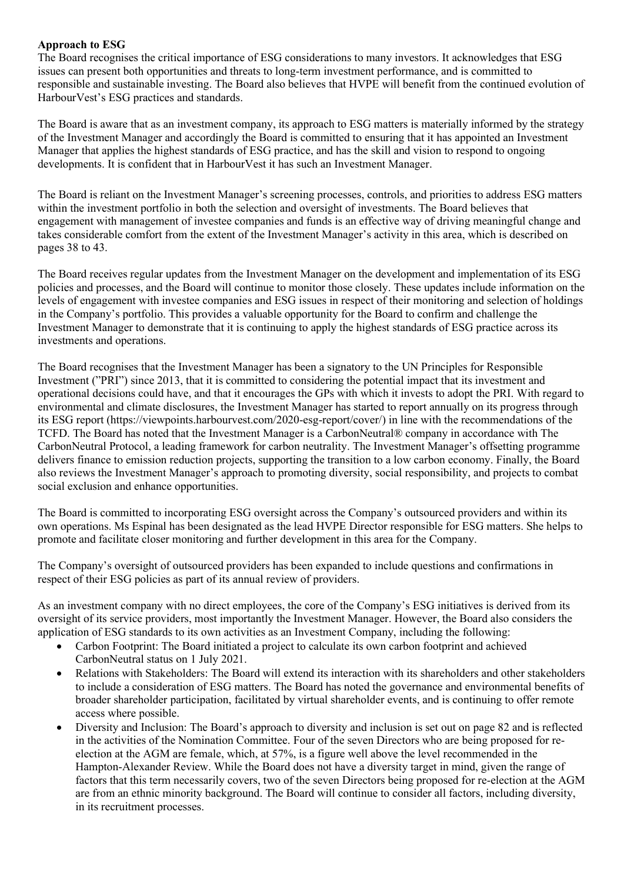**Approach to ESG**

The Board recognises the critical importance of ESG considerations to many investors. It acknowledges that ESG issues can present both opportunities and threats to long-term investment performance, and is committed to responsible and sustainable investing. The Board also believes that HVPE will benefit from the continued evolution of HarbourVest's ESG practices and standards.

The Board is aware that as an investment company, its approach to ESG matters is materially informed by the strategy of the Investment Manager and accordingly the Board is committed to ensuring that it has appointed an Investment Manager that applies the highest standards of ESG practice, and has the skill and vision to respond to ongoing developments. It is confident that in HarbourVest it has such an Investment Manager.

The Board is reliant on the Investment Manager's screening processes, controls, and priorities to address ESG matters within the investment portfolio in both the selection and oversight of investments. The Board believes that engagement with management of investee companies and funds is an effective way of driving meaningful change and takes considerable comfort from the extent of the Investment Manager's activity in this area, which is described on pages 38 to 43.

The Board receives regular updates from the Investment Manager on the development and implementation of its ESG policies and processes, and the Board will continue to monitor those closely. These updates include information on the levels of engagement with investee companies and ESG issues in respect of their monitoring and selection of holdings in the Company's portfolio. This provides a valuable opportunity for the Board to confirm and challenge the Investment Manager to demonstrate that it is continuing to apply the highest standards of ESG practice across its investments and operations.

The Board recognises that the Investment Manager has been a signatory to the UN Principles for Responsible Investment ("PRI") since 2013, that it is committed to considering the potential impact that its investment and operational decisions could have, and that it encourages the GPs with which it invests to adopt the PRI. With regard to environmental and climate disclosures, the Investment Manager has started to report annually on its progress through its ESG report (https://viewpoints.harbourvest.com/2020-esg-report/cover/) in line with the recommendations of the TCFD. The Board has noted that the Investment Manager is a CarbonNeutral® company in accordance with The CarbonNeutral Protocol, a leading framework for carbon neutrality. The Investment Manager's offsetting programme delivers finance to emission reduction projects, supporting the transition to a low carbon economy. Finally, the Board also reviews the Investment Manager's approach to promoting diversity, social responsibility, and projects to combat social exclusion and enhance opportunities.

The Board is committed to incorporating ESG oversight across the Company's outsourced providers and within its own operations. Ms Espinal has been designated as the lead HVPE Director responsible for ESG matters. She helps to promote and facilitate closer monitoring and further development in this area for the Company.

The Company's oversight of outsourced providers has been expanded to include questions and confirmations in respect of their ESG policies as part of its annual review of providers.

As an investment company with no direct employees, the core of the Company's ESG initiatives is derived from its oversight of its service providers, most importantly the Investment Manager. However, the Board also considers the application of ESG standards to its own activities as an Investment Company, including the following:

- Carbon Footprint: The Board initiated a project to calculate its own carbon footprint and achieved CarbonNeutral status on 1 July 2021.
- Relations with Stakeholders: The Board will extend its interaction with its shareholders and other stakeholders to include a consideration of ESG matters. The Board has noted the governance and environmental benefits of broader shareholder participation, facilitated by virtual shareholder events, and is continuing to offer remote access where possible.
- Diversity and Inclusion: The Board's approach to diversity and inclusion is set out on page 82 and is reflected in the activities of the Nomination Committee. Four of the seven Directors who are being proposed for re-election at the AGM are female, which, at 57%, is a figure well above the level recommended in the Hampton-Alexander Review. While the Board does not have a diversity target in mind, given the range of factors that this term necessarily covers, two of the seven Directors being proposed for re-election at the AGM are from an ethnic minority background. The Board will continue to consider all factors, including diversity, in its recruitment processes.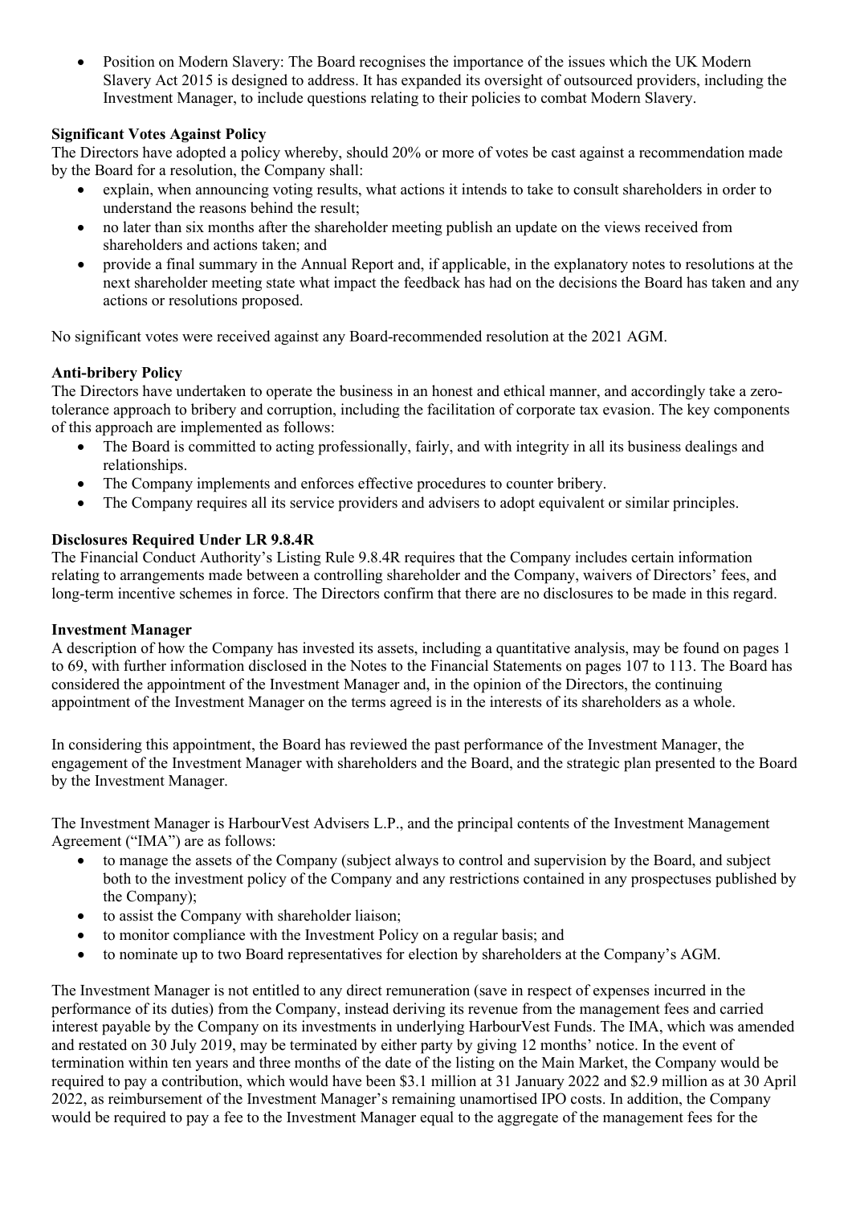- Position on Modern Slavery: The Board recognises the importance of the issues which the UK Modern Slavery Act 2015 is designed to address. It has expanded its oversight of outsourced providers, including the Investment Manager, to include questions relating to their policies to combat Modern Slavery.

**Significant Votes Against Policy**

The Directors have adopted a policy whereby, should 20% or more of votes be cast against a recommendation made by the Board for a resolution, the Company shall:

- explain, when announcing voting results, what actions it intends to take to consult shareholders in order to understand the reasons behind the result;
- no later than six months after the shareholder meeting publish an update on the views received from shareholders and actions taken; and
- provide a final summary in the Annual Report and, if applicable, in the explanatory notes to resolutions at the next shareholder meeting state what impact the feedback has had on the decisions the Board has taken and any actions or resolutions proposed.

No significant votes were received against any Board-recommended resolution at the 2021 AGM.

**Anti-bribery Policy**

The Directors have undertaken to operate the business in an honest and ethical manner, and accordingly take a zero-tolerance approach to bribery and corruption, including the facilitation of corporate tax evasion. The key components of this approach are implemented as follows:

- The Board is committed to acting professionally, fairly, and with integrity in all its business dealings and relationships.
- The Company implements and enforces effective procedures to counter bribery.
- The Company requires all its service providers and advisers to adopt equivalent or similar principles.

**Disclosures Required Under LR 9.8.4R**

The Financial Conduct Authority's Listing Rule 9.8.4R requires that the Company includes certain information relating to arrangements made between a controlling shareholder and the Company, waivers of Directors' fees, and long-term incentive schemes in force. The Directors confirm that there are no disclosures to be made in this regard.

**Investment Manager**

A description of how the Company has invested its assets, including a quantitative analysis, may be found on pages 1 to 69, with further information disclosed in the Notes to the Financial Statements on pages 107 to 113. The Board has considered the appointment of the Investment Manager and, in the opinion of the Directors, the continuing appointment of the Investment Manager on the terms agreed is in the interests of its shareholders as a whole.

In considering this appointment, the Board has reviewed the past performance of the Investment Manager, the engagement of the Investment Manager with shareholders and the Board, and the strategic plan presented to the Board by the Investment Manager.

The Investment Manager is HarbourVest Advisers L.P., and the principal contents of the Investment Management Agreement ("IMA") are as follows:

- to manage the assets of the Company (subject always to control and supervision by the Board, and subject both to the investment policy of the Company and any restrictions contained in any prospectuses published by the Company);
- to assist the Company with shareholder liaison;
- to monitor compliance with the Investment Policy on a regular basis; and
- to nominate up to two Board representatives for election by shareholders at the Company's AGM.

The Investment Manager is not entitled to any direct remuneration (save in respect of expenses incurred in the performance of its duties) from the Company, instead deriving its revenue from the management fees and carried interest payable by the Company on its investments in underlying HarbourVest Funds. The IMA, which was amended and restated on 30 July 2019, may be terminated by either party by giving 12 months' notice. In the event of termination within ten years and three months of the date of the listing on the Main Market, the Company would be required to pay a contribution, which would have been $3.1 million at 31 January 2022 and $2.9 million as at 30 April 2022, as reimbursement of the Investment Manager's remaining unamortised IPO costs. In addition, the Company would be required to pay a fee to the Investment Manager equal to the aggregate of the management fees for the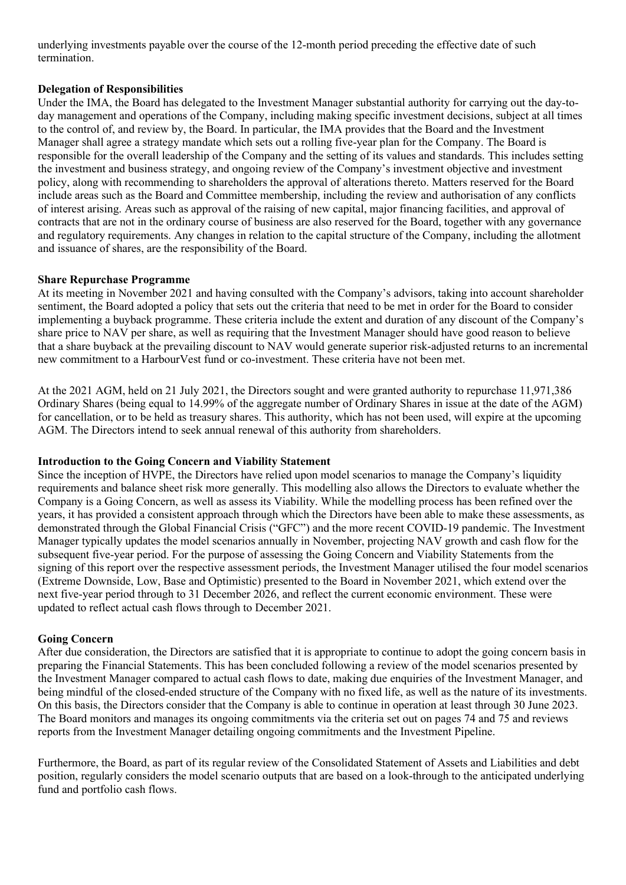underlying investments payable over the course of the 12-month period preceding the effective date of such termination.

**Delegation of Responsibilities**

Under the IMA, the Board has delegated to the Investment Manager substantial authority for carrying out the day-to-day management and operations of the Company, including making specific investment decisions, subject at all times to the control of, and review by, the Board. In particular, the IMA provides that the Board and the Investment Manager shall agree a strategy mandate which sets out a rolling five-year plan for the Company. The Board is responsible for the overall leadership of the Company and the setting of its values and standards. This includes setting the investment and business strategy, and ongoing review of the Company's investment objective and investment policy, along with recommending to shareholders the approval of alterations thereto. Matters reserved for the Board include areas such as the Board and Committee membership, including the review and authorisation of any conflicts of interest arising. Areas such as approval of the raising of new capital, major financing facilities, and approval of contracts that are not in the ordinary course of business are also reserved for the Board, together with any governance and regulatory requirements. Any changes in relation to the capital structure of the Company, including the allotment and issuance of shares, are the responsibility of the Board.

**Share Repurchase Programme**

At its meeting in November 2021 and having consulted with the Company's advisors, taking into account shareholder sentiment, the Board adopted a policy that sets out the criteria that need to be met in order for the Board to consider implementing a buyback programme. These criteria include the extent and duration of any discount of the Company's share price to NAV per share, as well as requiring that the Investment Manager should have good reason to believe that a share buyback at the prevailing discount to NAV would generate superior risk-adjusted returns to an incremental new commitment to a HarbourVest fund or co-investment. These criteria have not been met.

At the 2021 AGM, held on 21 July 2021, the Directors sought and were granted authority to repurchase 11,971,386 Ordinary Shares (being equal to 14.99% of the aggregate number of Ordinary Shares in issue at the date of the AGM) for cancellation, or to be held as treasury shares. This authority, which has not been used, will expire at the upcoming AGM. The Directors intend to seek annual renewal of this authority from shareholders.

**Introduction to the Going Concern and Viability Statement**

Since the inception of HVPE, the Directors have relied upon model scenarios to manage the Company's liquidity requirements and balance sheet risk more generally. This modelling also allows the Directors to evaluate whether the Company is a Going Concern, as well as assess its Viability. While the modelling process has been refined over the years, it has provided a consistent approach through which the Directors have been able to make these assessments, as demonstrated through the Global Financial Crisis ("GFC") and the more recent COVID-19 pandemic. The Investment Manager typically updates the model scenarios annually in November, projecting NAV growth and cash flow for the subsequent five-year period. For the purpose of assessing the Going Concern and Viability Statements from the signing of this report over the respective assessment periods, the Investment Manager utilised the four model scenarios (Extreme Downside, Low, Base and Optimistic) presented to the Board in November 2021, which extend over the next five-year period through to 31 December 2026, and reflect the current economic environment. These were updated to reflect actual cash flows through to December 2021.

**Going Concern**

After due consideration, the Directors are satisfied that it is appropriate to continue to adopt the going concern basis in preparing the Financial Statements. This has been concluded following a review of the model scenarios presented by the Investment Manager compared to actual cash flows to date, making due enquiries of the Investment Manager, and being mindful of the closed-ended structure of the Company with no fixed life, as well as the nature of its investments. On this basis, the Directors consider that the Company is able to continue in operation at least through 30 June 2023. The Board monitors and manages its ongoing commitments via the criteria set out on pages 74 and 75 and reviews reports from the Investment Manager detailing ongoing commitments and the Investment Pipeline.

Furthermore, the Board, as part of its regular review of the Consolidated Statement of Assets and Liabilities and debt position, regularly considers the model scenario outputs that are based on a look-through to the anticipated underlying fund and portfolio cash flows.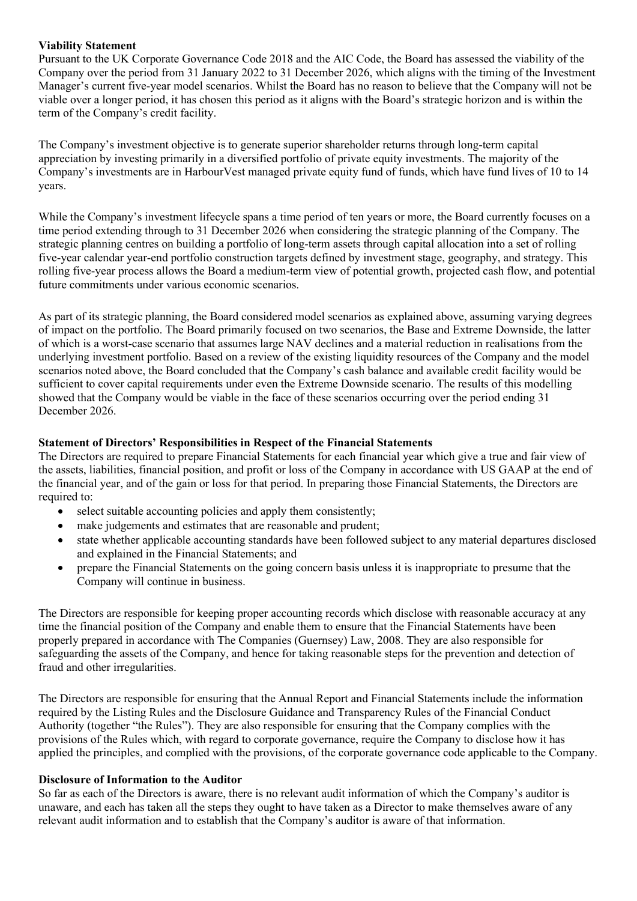**Viability Statement**

Pursuant to the UK Corporate Governance Code 2018 and the AIC Code, the Board has assessed the viability of the Company over the period from 31 January 2022 to 31 December 2026, which aligns with the timing of the Investment Manager's current five-year model scenarios. Whilst the Board has no reason to believe that the Company will not be viable over a longer period, it has chosen this period as it aligns with the Board's strategic horizon and is within the term of the Company's credit facility.

The Company's investment objective is to generate superior shareholder returns through long-term capital appreciation by investing primarily in a diversified portfolio of private equity investments. The majority of the Company's investments are in HarbourVest managed private equity fund of funds, which have fund lives of 10 to 14 years.

While the Company's investment lifecycle spans a time period of ten years or more, the Board currently focuses on a time period extending through to 31 December 2026 when considering the strategic planning of the Company. The strategic planning centres on building a portfolio of long-term assets through capital allocation into a set of rolling five-year calendar year-end portfolio construction targets defined by investment stage, geography, and strategy. This rolling five-year process allows the Board a medium-term view of potential growth, projected cash flow, and potential future commitments under various economic scenarios.

As part of its strategic planning, the Board considered model scenarios as explained above, assuming varying degrees of impact on the portfolio. The Board primarily focused on two scenarios, the Base and Extreme Downside, the latter of which is a worst-case scenario that assumes large NAV declines and a material reduction in realisations from the underlying investment portfolio. Based on a review of the existing liquidity resources of the Company and the model scenarios noted above, the Board concluded that the Company's cash balance and available credit facility would be sufficient to cover capital requirements under even the Extreme Downside scenario. The results of this modelling showed that the Company would be viable in the face of these scenarios occurring over the period ending 31 December 2026.

**Statement of Directors' Responsibilities in Respect of the Financial Statements**

The Directors are required to prepare Financial Statements for each financial year which give a true and fair view of the assets, liabilities, financial position, and profit or loss of the Company in accordance with US GAAP at the end of the financial year, and of the gain or loss for that period. In preparing those Financial Statements, the Directors are required to:

- select suitable accounting policies and apply them consistently;
- make judgements and estimates that are reasonable and prudent;
- state whether applicable accounting standards have been followed subject to any material departures disclosed and explained in the Financial Statements; and
- prepare the Financial Statements on the going concern basis unless it is inappropriate to presume that the Company will continue in business.

The Directors are responsible for keeping proper accounting records which disclose with reasonable accuracy at any time the financial position of the Company and enable them to ensure that the Financial Statements have been properly prepared in accordance with The Companies (Guernsey) Law, 2008. They are also responsible for safeguarding the assets of the Company, and hence for taking reasonable steps for the prevention and detection of fraud and other irregularities.

The Directors are responsible for ensuring that the Annual Report and Financial Statements include the information required by the Listing Rules and the Disclosure Guidance and Transparency Rules of the Financial Conduct Authority (together "the Rules"). They are also responsible for ensuring that the Company complies with the provisions of the Rules which, with regard to corporate governance, require the Company to disclose how it has applied the principles, and complied with the provisions, of the corporate governance code applicable to the Company.

**Disclosure of Information to the Auditor**

So far as each of the Directors is aware, there is no relevant audit information of which the Company's auditor is unaware, and each has taken all the steps they ought to have taken as a Director to make themselves aware of any relevant audit information and to establish that the Company's auditor is aware of that information.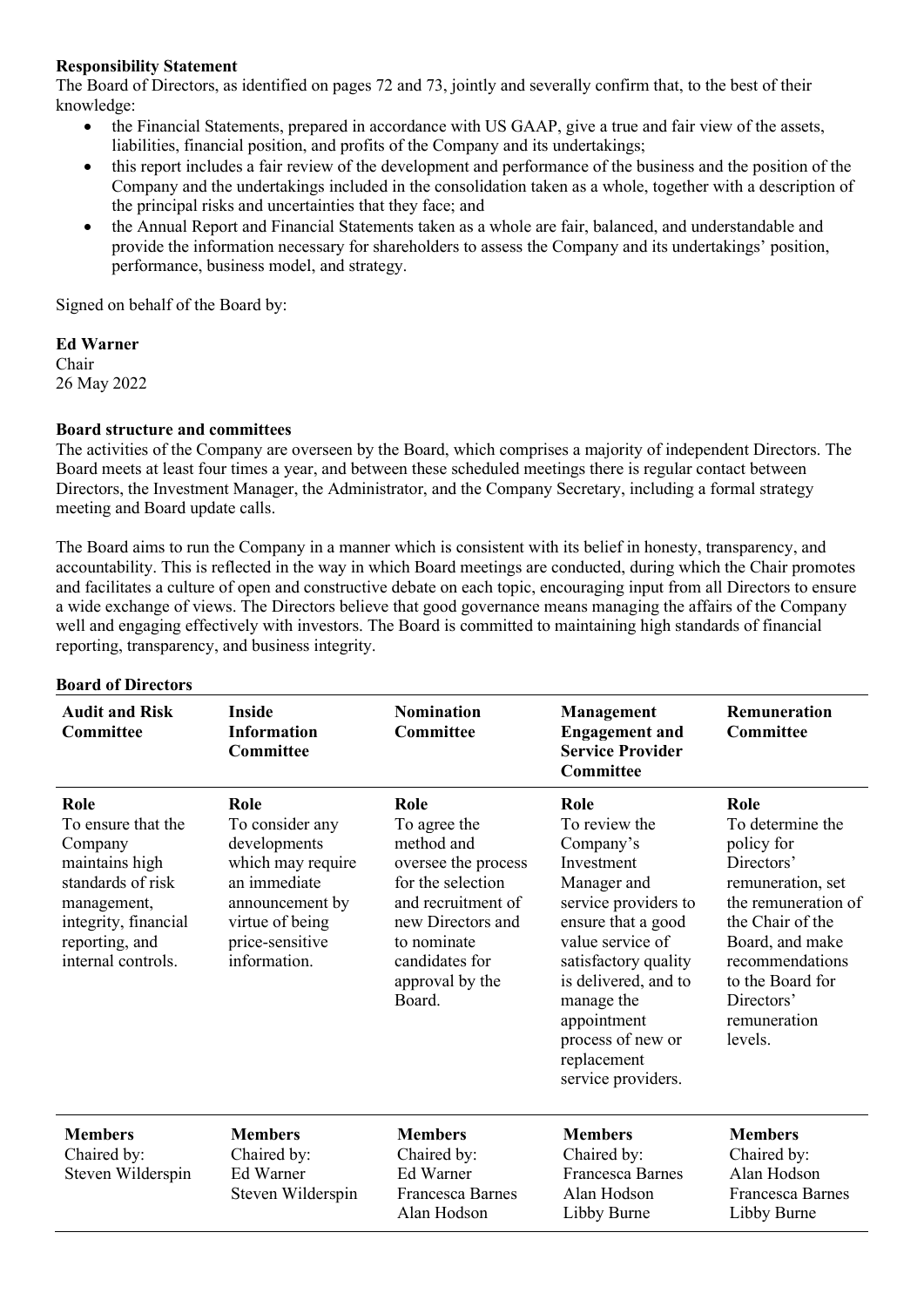**Responsibility Statement**

The Board of Directors, as identified on pages 72 and 73, jointly and severally confirm that, to the best of their knowledge:

- the Financial Statements, prepared in accordance with US GAAP, give a true and fair view of the assets, liabilities, financial position, and profits of the Company and its undertakings;
- this report includes a fair review of the development and performance of the business and the position of the Company and the undertakings included in the consolidation taken as a whole, together with a description of the principal risks and uncertainties that they face; and
- the Annual Report and Financial Statements taken as a whole are fair, balanced, and understandable and provide the information necessary for shareholders to assess the Company and its undertakings' position, performance, business model, and strategy.

Signed on behalf of the Board by:

**Ed Warner**
Chair
26 May 2022

**Board structure and committees**

The activities of the Company are overseen by the Board, which comprises a majority of independent Directors. The Board meets at least four times a year, and between these scheduled meetings there is regular contact between Directors, the Investment Manager, the Administrator, and the Company Secretary, including a formal strategy meeting and Board update calls.

The Board aims to run the Company in a manner which is consistent with its belief in honesty, transparency, and accountability. This is reflected in the way in which Board meetings are conducted, during which the Chair promotes and facilitates a culture of open and constructive debate on each topic, encouraging input from all Directors to ensure a wide exchange of views. The Directors believe that good governance means managing the affairs of the Company well and engaging effectively with investors. The Board is committed to maintaining high standards of financial reporting, transparency, and business integrity.

**Board of Directors**

| Audit and Risk Committee | Inside Information Committee | Nomination Committee | Management Engagement and Service Provider Committee | Remuneration Committee |
|---|---|---|---|---|
| **Role**<br>To ensure that the Company maintains high standards of risk management, integrity, financial reporting, and internal controls. | **Role**<br>To consider any developments which may require an immediate announcement by virtue of being price-sensitive information. | **Role**<br>To agree the method and oversee the process for the selection and recruitment of new Directors and to nominate candidates for approval by the Board. | **Role**<br>To review the Company's Investment Manager and service providers to ensure that a good value service of satisfactory quality is delivered, and to manage the appointment process of new or replacement service providers. | **Role**<br>To determine the policy for Directors' remuneration, set the remuneration of the Chair of the Board, and make recommendations to the Board for Directors' remuneration levels. |
| **Members**<br>Chaired by:<br>Steven Wilderspin | **Members**<br>Chaired by:<br>Ed Warner<br>Steven Wilderspin | **Members**<br>Chaired by:<br>Ed Warner<br>Francesca Barnes<br>Alan Hodson | **Members**<br>Chaired by:<br>Francesca Barnes<br>Alan Hodson<br>Libby Burne | **Members**<br>Chaired by:<br>Alan Hodson<br>Francesca Barnes<br>Libby Burne |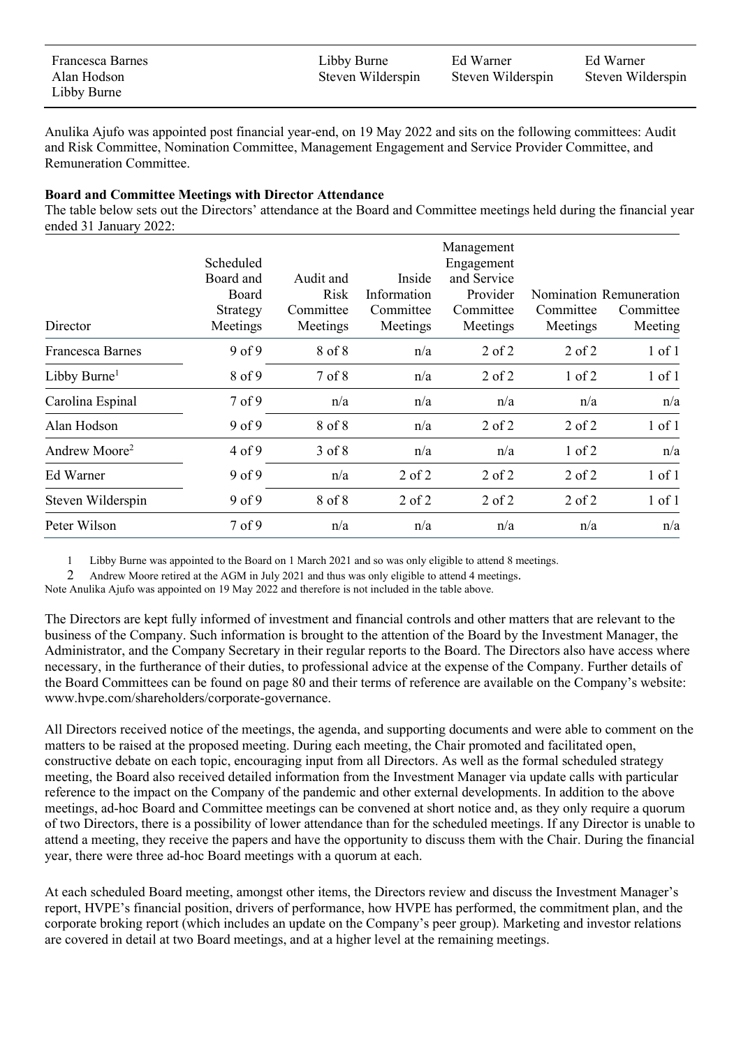| | | | |
|---|---|---|---|
| Francesca Barnes<br>Alan Hodson<br>Libby Burne | Libby Burne<br>Steven Wilderspin | Ed Warner<br>Steven Wilderspin | Ed Warner<br>Steven Wilderspin |

Anulika Ajufo was appointed post financial year-end, on 19 May 2022 and sits on the following committees: Audit and Risk Committee, Nomination Committee, Management Engagement and Service Provider Committee, and Remuneration Committee.

**Board and Committee Meetings with Director Attendance**

The table below sets out the Directors' attendance at the Board and Committee meetings held during the financial year ended 31 January 2022:

| Director | Scheduled Board and Board Strategy Meetings | Audit and Risk Committee Meetings | Inside Information Committee Meetings | Management Engagement and Service Provider Committee Meetings | Nomination Committee Meetings | Remuneration Committee Meeting |
|---|---|---|---|---|---|---|
| Francesca Barnes | 9 of 9 | 8 of 8 | n/a | 2 of 2 | 2 of 2 | 1 of 1 |
| Libby Burne[1] | 8 of 9 | 7 of 8 | n/a | 2 of 2 | 1 of 2 | 1 of 1 |
| Carolina Espinal | 7 of 9 | n/a | n/a | n/a | n/a | n/a |
| Alan Hodson | 9 of 9 | 8 of 8 | n/a | 2 of 2 | 2 of 2 | 1 of 1 |
| Andrew Moore[2] | 4 of 9 | 3 of 8 | n/a | n/a | 1 of 2 | n/a |
| Ed Warner | 9 of 9 | n/a | 2 of 2 | 2 of 2 | 2 of 2 | 1 of 1 |
| Steven Wilderspin | 9 of 9 | 8 of 8 | 2 of 2 | 2 of 2 | 2 of 2 | 1 of 1 |
| Peter Wilson | 7 of 9 | n/a | n/a | n/a | n/a | n/a |

1 Libby Burne was appointed to the Board on 1 March 2021 and so was only eligible to attend 8 meetings.

2 Andrew Moore retired at the AGM in July 2021 and thus was only eligible to attend 4 meetings.

Note Anulika Ajufo was appointed on 19 May 2022 and therefore is not included in the table above.

The Directors are kept fully informed of investment and financial controls and other matters that are relevant to the business of the Company. Such information is brought to the attention of the Board by the Investment Manager, the Administrator, and the Company Secretary in their regular reports to the Board. The Directors also have access where necessary, in the furtherance of their duties, to professional advice at the expense of the Company. Further details of the Board Committees can be found on page 80 and their terms of reference are available on the Company's website: www.hvpe.com/shareholders/corporate-governance.

All Directors received notice of the meetings, the agenda, and supporting documents and were able to comment on the matters to be raised at the proposed meeting. During each meeting, the Chair promoted and facilitated open, constructive debate on each topic, encouraging input from all Directors. As well as the formal scheduled strategy meeting, the Board also received detailed information from the Investment Manager via update calls with particular reference to the impact on the Company of the pandemic and other external developments. In addition to the above meetings, ad-hoc Board and Committee meetings can be convened at short notice and, as they only require a quorum of two Directors, there is a possibility of lower attendance than for the scheduled meetings. If any Director is unable to attend a meeting, they receive the papers and have the opportunity to discuss them with the Chair. During the financial year, there were three ad-hoc Board meetings with a quorum at each.

At each scheduled Board meeting, amongst other items, the Directors review and discuss the Investment Manager's report, HVPE's financial position, drivers of performance, how HVPE has performed, the commitment plan, and the corporate broking report (which includes an update on the Company's peer group). Marketing and investor relations are covered in detail at two Board meetings, and at a higher level at the remaining meetings.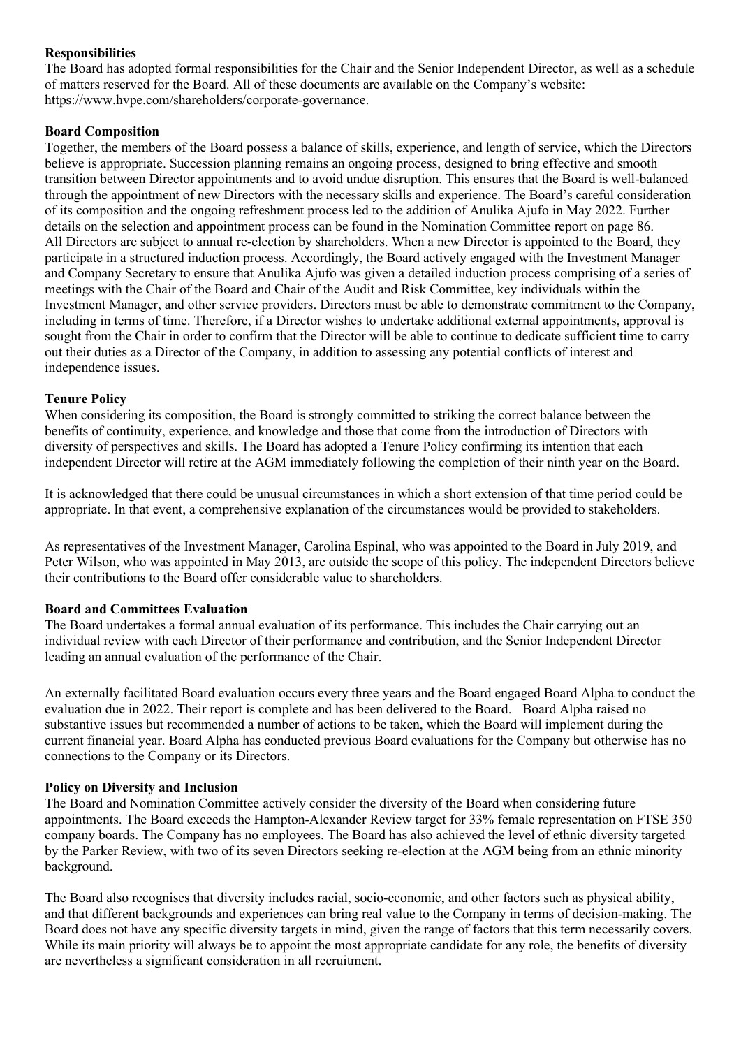**Responsibilities**

The Board has adopted formal responsibilities for the Chair and the Senior Independent Director, as well as a schedule of matters reserved for the Board. All of these documents are available on the Company's website: https://www.hvpe.com/shareholders/corporate-governance.

**Board Composition**

Together, the members of the Board possess a balance of skills, experience, and length of service, which the Directors believe is appropriate. Succession planning remains an ongoing process, designed to bring effective and smooth transition between Director appointments and to avoid undue disruption. This ensures that the Board is well-balanced through the appointment of new Directors with the necessary skills and experience. The Board's careful consideration of its composition and the ongoing refreshment process led to the addition of Anulika Ajufo in May 2022. Further details on the selection and appointment process can be found in the Nomination Committee report on page 86. All Directors are subject to annual re-election by shareholders. When a new Director is appointed to the Board, they participate in a structured induction process. Accordingly, the Board actively engaged with the Investment Manager and Company Secretary to ensure that Anulika Ajufo was given a detailed induction process comprising of a series of meetings with the Chair of the Board and Chair of the Audit and Risk Committee, key individuals within the Investment Manager, and other service providers. Directors must be able to demonstrate commitment to the Company, including in terms of time. Therefore, if a Director wishes to undertake additional external appointments, approval is sought from the Chair in order to confirm that the Director will be able to continue to dedicate sufficient time to carry out their duties as a Director of the Company, in addition to assessing any potential conflicts of interest and independence issues.

**Tenure Policy**

When considering its composition, the Board is strongly committed to striking the correct balance between the benefits of continuity, experience, and knowledge and those that come from the introduction of Directors with diversity of perspectives and skills. The Board has adopted a Tenure Policy confirming its intention that each independent Director will retire at the AGM immediately following the completion of their ninth year on the Board.

It is acknowledged that there could be unusual circumstances in which a short extension of that time period could be appropriate. In that event, a comprehensive explanation of the circumstances would be provided to stakeholders.

As representatives of the Investment Manager, Carolina Espinal, who was appointed to the Board in July 2019, and Peter Wilson, who was appointed in May 2013, are outside the scope of this policy. The independent Directors believe their contributions to the Board offer considerable value to shareholders.

**Board and Committees Evaluation**

The Board undertakes a formal annual evaluation of its performance. This includes the Chair carrying out an individual review with each Director of their performance and contribution, and the Senior Independent Director leading an annual evaluation of the performance of the Chair.

An externally facilitated Board evaluation occurs every three years and the Board engaged Board Alpha to conduct the evaluation due in 2022. Their report is complete and has been delivered to the Board. Board Alpha raised no substantive issues but recommended a number of actions to be taken, which the Board will implement during the current financial year. Board Alpha has conducted previous Board evaluations for the Company but otherwise has no connections to the Company or its Directors.

**Policy on Diversity and Inclusion**

The Board and Nomination Committee actively consider the diversity of the Board when considering future appointments. The Board exceeds the Hampton-Alexander Review target for 33% female representation on FTSE 350 company boards. The Company has no employees. The Board has also achieved the level of ethnic diversity targeted by the Parker Review, with two of its seven Directors seeking re-election at the AGM being from an ethnic minority background.

The Board also recognises that diversity includes racial, socio-economic, and other factors such as physical ability, and that different backgrounds and experiences can bring real value to the Company in terms of decision-making. The Board does not have any specific diversity targets in mind, given the range of factors that this term necessarily covers. While its main priority will always be to appoint the most appropriate candidate for any role, the benefits of diversity are nevertheless a significant consideration in all recruitment.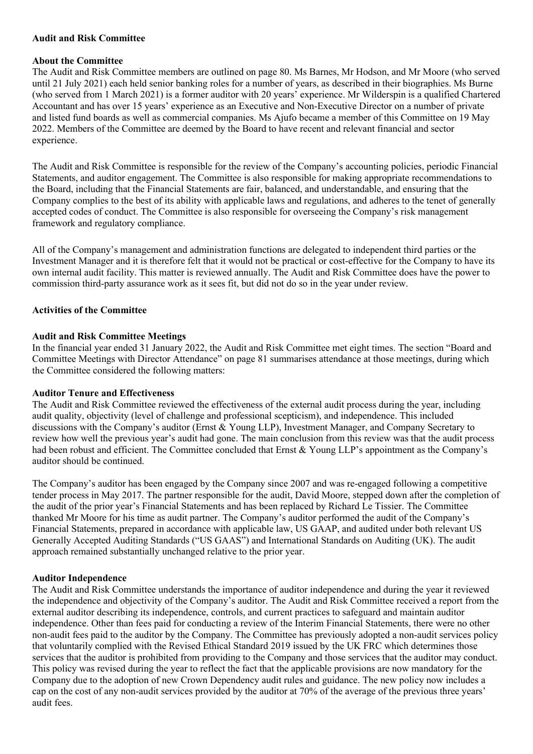## Audit and Risk Committee

### About the Committee

The Audit and Risk Committee members are outlined on page 80. Ms Barnes, Mr Hodson, and Mr Moore (who served until 21 July 2021) each held senior banking roles for a number of years, as described in their biographies. Ms Burne (who served from 1 March 2021) is a former auditor with 20 years' experience. Mr Wilderspin is a qualified Chartered Accountant and has over 15 years' experience as an Executive and Non-Executive Director on a number of private and listed fund boards as well as commercial companies. Ms Ajufo became a member of this Committee on 19 May 2022. Members of the Committee are deemed by the Board to have recent and relevant financial and sector experience.

The Audit and Risk Committee is responsible for the review of the Company's accounting policies, periodic Financial Statements, and auditor engagement. The Committee is also responsible for making appropriate recommendations to the Board, including that the Financial Statements are fair, balanced, and understandable, and ensuring that the Company complies to the best of its ability with applicable laws and regulations, and adheres to the tenet of generally accepted codes of conduct. The Committee is also responsible for overseeing the Company's risk management framework and regulatory compliance.

All of the Company's management and administration functions are delegated to independent third parties or the Investment Manager and it is therefore felt that it would not be practical or cost-effective for the Company to have its own internal audit facility. This matter is reviewed annually. The Audit and Risk Committee does have the power to commission third-party assurance work as it sees fit, but did not do so in the year under review.

### Activities of the Committee

#### Audit and Risk Committee Meetings

In the financial year ended 31 January 2022, the Audit and Risk Committee met eight times. The section "Board and Committee Meetings with Director Attendance" on page 81 summarises attendance at those meetings, during which the Committee considered the following matters:

#### Auditor Tenure and Effectiveness

The Audit and Risk Committee reviewed the effectiveness of the external audit process during the year, including audit quality, objectivity (level of challenge and professional scepticism), and independence. This included discussions with the Company's auditor (Ernst & Young LLP), Investment Manager, and Company Secretary to review how well the previous year's audit had gone. The main conclusion from this review was that the audit process had been robust and efficient. The Committee concluded that Ernst & Young LLP's appointment as the Company's auditor should be continued.

The Company's auditor has been engaged by the Company since 2007 and was re-engaged following a competitive tender process in May 2017. The partner responsible for the audit, David Moore, stepped down after the completion of the audit of the prior year's Financial Statements and has been replaced by Richard Le Tissier. The Committee thanked Mr Moore for his time as audit partner. The Company's auditor performed the audit of the Company's Financial Statements, prepared in accordance with applicable law, US GAAP, and audited under both relevant US Generally Accepted Auditing Standards ("US GAAS") and International Standards on Auditing (UK). The audit approach remained substantially unchanged relative to the prior year.

#### Auditor Independence

The Audit and Risk Committee understands the importance of auditor independence and during the year it reviewed the independence and objectivity of the Company's auditor. The Audit and Risk Committee received a report from the external auditor describing its independence, controls, and current practices to safeguard and maintain auditor independence. Other than fees paid for conducting a review of the Interim Financial Statements, there were no other non-audit fees paid to the auditor by the Company. The Committee has previously adopted a non-audit services policy that voluntarily complied with the Revised Ethical Standard 2019 issued by the UK FRC which determines those services that the auditor is prohibited from providing to the Company and those services that the auditor may conduct. This policy was revised during the year to reflect the fact that the applicable provisions are now mandatory for the Company due to the adoption of new Crown Dependency audit rules and guidance. The new policy now includes a cap on the cost of any non-audit services provided by the auditor at 70% of the average of the previous three years' audit fees.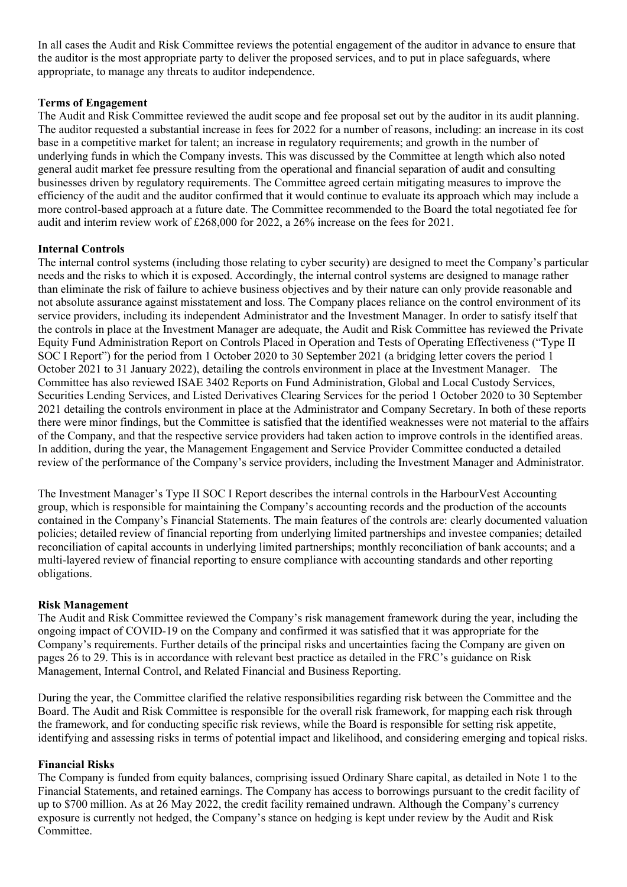In all cases the Audit and Risk Committee reviews the potential engagement of the auditor in advance to ensure that the auditor is the most appropriate party to deliver the proposed services, and to put in place safeguards, where appropriate, to manage any threats to auditor independence.

**Terms of Engagement**

The Audit and Risk Committee reviewed the audit scope and fee proposal set out by the auditor in its audit planning. The auditor requested a substantial increase in fees for 2022 for a number of reasons, including: an increase in its cost base in a competitive market for talent; an increase in regulatory requirements; and growth in the number of underlying funds in which the Company invests. This was discussed by the Committee at length which also noted general audit market fee pressure resulting from the operational and financial separation of audit and consulting businesses driven by regulatory requirements. The Committee agreed certain mitigating measures to improve the efficiency of the audit and the auditor confirmed that it would continue to evaluate its approach which may include a more control-based approach at a future date. The Committee recommended to the Board the total negotiated fee for audit and interim review work of £268,000 for 2022, a 26% increase on the fees for 2021.

**Internal Controls**

The internal control systems (including those relating to cyber security) are designed to meet the Company's particular needs and the risks to which it is exposed. Accordingly, the internal control systems are designed to manage rather than eliminate the risk of failure to achieve business objectives and by their nature can only provide reasonable and not absolute assurance against misstatement and loss. The Company places reliance on the control environment of its service providers, including its independent Administrator and the Investment Manager. In order to satisfy itself that the controls in place at the Investment Manager are adequate, the Audit and Risk Committee has reviewed the Private Equity Fund Administration Report on Controls Placed in Operation and Tests of Operating Effectiveness ("Type II SOC I Report") for the period from 1 October 2020 to 30 September 2021 (a bridging letter covers the period 1 October 2021 to 31 January 2022), detailing the controls environment in place at the Investment Manager. The Committee has also reviewed ISAE 3402 Reports on Fund Administration, Global and Local Custody Services, Securities Lending Services, and Listed Derivatives Clearing Services for the period 1 October 2020 to 30 September 2021 detailing the controls environment in place at the Administrator and Company Secretary. In both of these reports there were minor findings, but the Committee is satisfied that the identified weaknesses were not material to the affairs of the Company, and that the respective service providers had taken action to improve controls in the identified areas. In addition, during the year, the Management Engagement and Service Provider Committee conducted a detailed review of the performance of the Company's service providers, including the Investment Manager and Administrator.

The Investment Manager's Type II SOC I Report describes the internal controls in the HarbourVest Accounting group, which is responsible for maintaining the Company's accounting records and the production of the accounts contained in the Company's Financial Statements. The main features of the controls are: clearly documented valuation policies; detailed review of financial reporting from underlying limited partnerships and investee companies; detailed reconciliation of capital accounts in underlying limited partnerships; monthly reconciliation of bank accounts; and a multi-layered review of financial reporting to ensure compliance with accounting standards and other reporting obligations.

**Risk Management**

The Audit and Risk Committee reviewed the Company's risk management framework during the year, including the ongoing impact of COVID-19 on the Company and confirmed it was satisfied that it was appropriate for the Company's requirements. Further details of the principal risks and uncertainties facing the Company are given on pages 26 to 29. This is in accordance with relevant best practice as detailed in the FRC's guidance on Risk Management, Internal Control, and Related Financial and Business Reporting.

During the year, the Committee clarified the relative responsibilities regarding risk between the Committee and the Board. The Audit and Risk Committee is responsible for the overall risk framework, for mapping each risk through the framework, and for conducting specific risk reviews, while the Board is responsible for setting risk appetite, identifying and assessing risks in terms of potential impact and likelihood, and considering emerging and topical risks.

**Financial Risks**

The Company is funded from equity balances, comprising issued Ordinary Share capital, as detailed in Note 1 to the Financial Statements, and retained earnings. The Company has access to borrowings pursuant to the credit facility of up to $700 million. As at 26 May 2022, the credit facility remained undrawn. Although the Company's currency exposure is currently not hedged, the Company's stance on hedging is kept under review by the Audit and Risk Committee.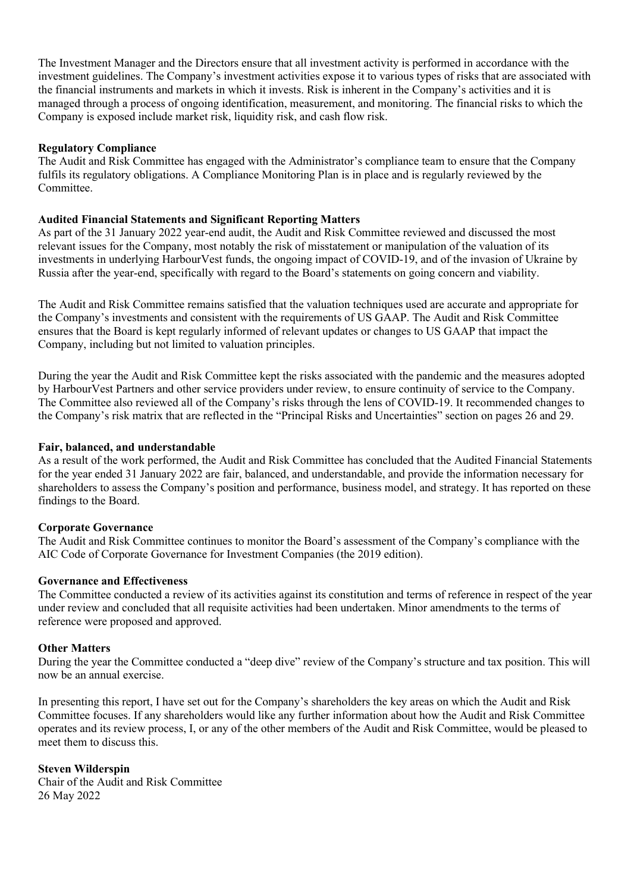The Investment Manager and the Directors ensure that all investment activity is performed in accordance with the investment guidelines. The Company's investment activities expose it to various types of risks that are associated with the financial instruments and markets in which it invests. Risk is inherent in the Company's activities and it is managed through a process of ongoing identification, measurement, and monitoring. The financial risks to which the Company is exposed include market risk, liquidity risk, and cash flow risk.

**Regulatory Compliance**

The Audit and Risk Committee has engaged with the Administrator's compliance team to ensure that the Company fulfils its regulatory obligations. A Compliance Monitoring Plan is in place and is regularly reviewed by the Committee.

**Audited Financial Statements and Significant Reporting Matters**

As part of the 31 January 2022 year-end audit, the Audit and Risk Committee reviewed and discussed the most relevant issues for the Company, most notably the risk of misstatement or manipulation of the valuation of its investments in underlying HarbourVest funds, the ongoing impact of COVID-19, and of the invasion of Ukraine by Russia after the year-end, specifically with regard to the Board's statements on going concern and viability.

The Audit and Risk Committee remains satisfied that the valuation techniques used are accurate and appropriate for the Company's investments and consistent with the requirements of US GAAP. The Audit and Risk Committee ensures that the Board is kept regularly informed of relevant updates or changes to US GAAP that impact the Company, including but not limited to valuation principles.

During the year the Audit and Risk Committee kept the risks associated with the pandemic and the measures adopted by HarbourVest Partners and other service providers under review, to ensure continuity of service to the Company. The Committee also reviewed all of the Company's risks through the lens of COVID-19. It recommended changes to the Company's risk matrix that are reflected in the "Principal Risks and Uncertainties" section on pages 26 and 29.

**Fair, balanced, and understandable**

As a result of the work performed, the Audit and Risk Committee has concluded that the Audited Financial Statements for the year ended 31 January 2022 are fair, balanced, and understandable, and provide the information necessary for shareholders to assess the Company's position and performance, business model, and strategy. It has reported on these findings to the Board.

**Corporate Governance**

The Audit and Risk Committee continues to monitor the Board's assessment of the Company's compliance with the AIC Code of Corporate Governance for Investment Companies (the 2019 edition).

**Governance and Effectiveness**

The Committee conducted a review of its activities against its constitution and terms of reference in respect of the year under review and concluded that all requisite activities had been undertaken. Minor amendments to the terms of reference were proposed and approved.

**Other Matters**

During the year the Committee conducted a "deep dive" review of the Company's structure and tax position. This will now be an annual exercise.

In presenting this report, I have set out for the Company's shareholders the key areas on which the Audit and Risk Committee focuses. If any shareholders would like any further information about how the Audit and Risk Committee operates and its review process, I, or any of the other members of the Audit and Risk Committee, would be pleased to meet them to discuss this.

**Steven Wilderspin**
Chair of the Audit and Risk Committee
26 May 2022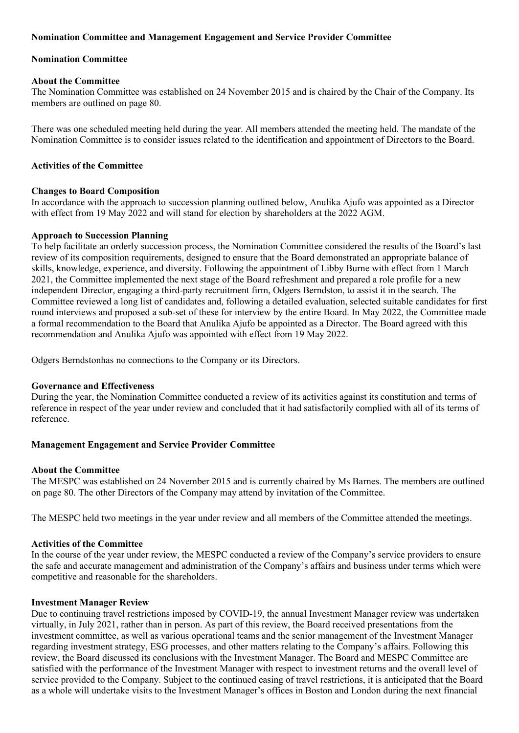## Nomination Committee and Management Engagement and Service Provider Committee

### Nomination Committee

#### About the Committee

The Nomination Committee was established on 24 November 2015 and is chaired by the Chair of the Company. Its members are outlined on page 80.

There was one scheduled meeting held during the year. All members attended the meeting held. The mandate of the Nomination Committee is to consider issues related to the identification and appointment of Directors to the Board.

#### Activities of the Committee

**Changes to Board Composition**

In accordance with the approach to succession planning outlined below, Anulika Ajufo was appointed as a Director with effect from 19 May 2022 and will stand for election by shareholders at the 2022 AGM.

**Approach to Succession Planning**

To help facilitate an orderly succession process, the Nomination Committee considered the results of the Board's last review of its composition requirements, designed to ensure that the Board demonstrated an appropriate balance of skills, knowledge, experience, and diversity. Following the appointment of Libby Burne with effect from 1 March 2021, the Committee implemented the next stage of the Board refreshment and prepared a role profile for a new independent Director, engaging a third-party recruitment firm, Odgers Berndston, to assist it in the search. The Committee reviewed a long list of candidates and, following a detailed evaluation, selected suitable candidates for first round interviews and proposed a sub-set of these for interview by the entire Board. In May 2022, the Committee made a formal recommendation to the Board that Anulika Ajufo be appointed as a Director. The Board agreed with this recommendation and Anulika Ajufo was appointed with effect from 19 May 2022.

Odgers Berndstonhas no connections to the Company or its Directors.

**Governance and Effectiveness**

During the year, the Nomination Committee conducted a review of its activities against its constitution and terms of reference in respect of the year under review and concluded that it had satisfactorily complied with all of its terms of reference.

### Management Engagement and Service Provider Committee

#### About the Committee

The MESPC was established on 24 November 2015 and is currently chaired by Ms Barnes. The members are outlined on page 80. The other Directors of the Company may attend by invitation of the Committee.

The MESPC held two meetings in the year under review and all members of the Committee attended the meetings.

#### Activities of the Committee

In the course of the year under review, the MESPC conducted a review of the Company's service providers to ensure the safe and accurate management and administration of the Company's affairs and business under terms which were competitive and reasonable for the shareholders.

**Investment Manager Review**

Due to continuing travel restrictions imposed by COVID-19, the annual Investment Manager review was undertaken virtually, in July 2021, rather than in person. As part of this review, the Board received presentations from the investment committee, as well as various operational teams and the senior management of the Investment Manager regarding investment strategy, ESG processes, and other matters relating to the Company's affairs. Following this review, the Board discussed its conclusions with the Investment Manager. The Board and MESPC Committee are satisfied with the performance of the Investment Manager with respect to investment returns and the overall level of service provided to the Company. Subject to the continued easing of travel restrictions, it is anticipated that the Board as a whole will undertake visits to the Investment Manager's offices in Boston and London during the next financial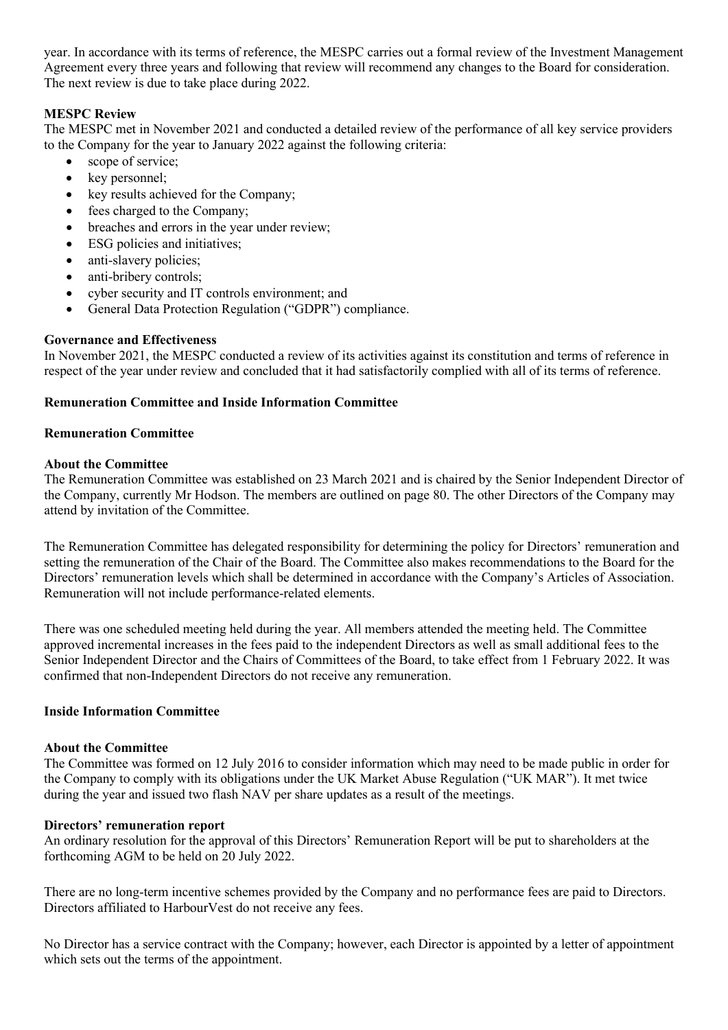year. In accordance with its terms of reference, the MESPC carries out a formal review of the Investment Management Agreement every three years and following that review will recommend any changes to the Board for consideration. The next review is due to take place during 2022.

**MESPC Review**

The MESPC met in November 2021 and conducted a detailed review of the performance of all key service providers to the Company for the year to January 2022 against the following criteria:

- scope of service;
- key personnel;
- key results achieved for the Company;
- fees charged to the Company;
- breaches and errors in the year under review;
- ESG policies and initiatives;
- anti-slavery policies;
- anti-bribery controls;
- cyber security and IT controls environment; and
- General Data Protection Regulation ("GDPR") compliance.

**Governance and Effectiveness**

In November 2021, the MESPC conducted a review of its activities against its constitution and terms of reference in respect of the year under review and concluded that it had satisfactorily complied with all of its terms of reference.

## Remuneration Committee and Inside Information Committee

### Remuneration Committee

**About the Committee**

The Remuneration Committee was established on 23 March 2021 and is chaired by the Senior Independent Director of the Company, currently Mr Hodson. The members are outlined on page 80. The other Directors of the Company may attend by invitation of the Committee.

The Remuneration Committee has delegated responsibility for determining the policy for Directors' remuneration and setting the remuneration of the Chair of the Board. The Committee also makes recommendations to the Board for the Directors' remuneration levels which shall be determined in accordance with the Company's Articles of Association. Remuneration will not include performance-related elements.

There was one scheduled meeting held during the year. All members attended the meeting held. The Committee approved incremental increases in the fees paid to the independent Directors as well as small additional fees to the Senior Independent Director and the Chairs of Committees of the Board, to take effect from 1 February 2022. It was confirmed that non-Independent Directors do not receive any remuneration.

### Inside Information Committee

**About the Committee**

The Committee was formed on 12 July 2016 to consider information which may need to be made public in order for the Company to comply with its obligations under the UK Market Abuse Regulation ("UK MAR"). It met twice during the year and issued two flash NAV per share updates as a result of the meetings.

**Directors' remuneration report**

An ordinary resolution for the approval of this Directors' Remuneration Report will be put to shareholders at the forthcoming AGM to be held on 20 July 2022.

There are no long-term incentive schemes provided by the Company and no performance fees are paid to Directors. Directors affiliated to HarbourVest do not receive any fees.

No Director has a service contract with the Company; however, each Director is appointed by a letter of appointment which sets out the terms of the appointment.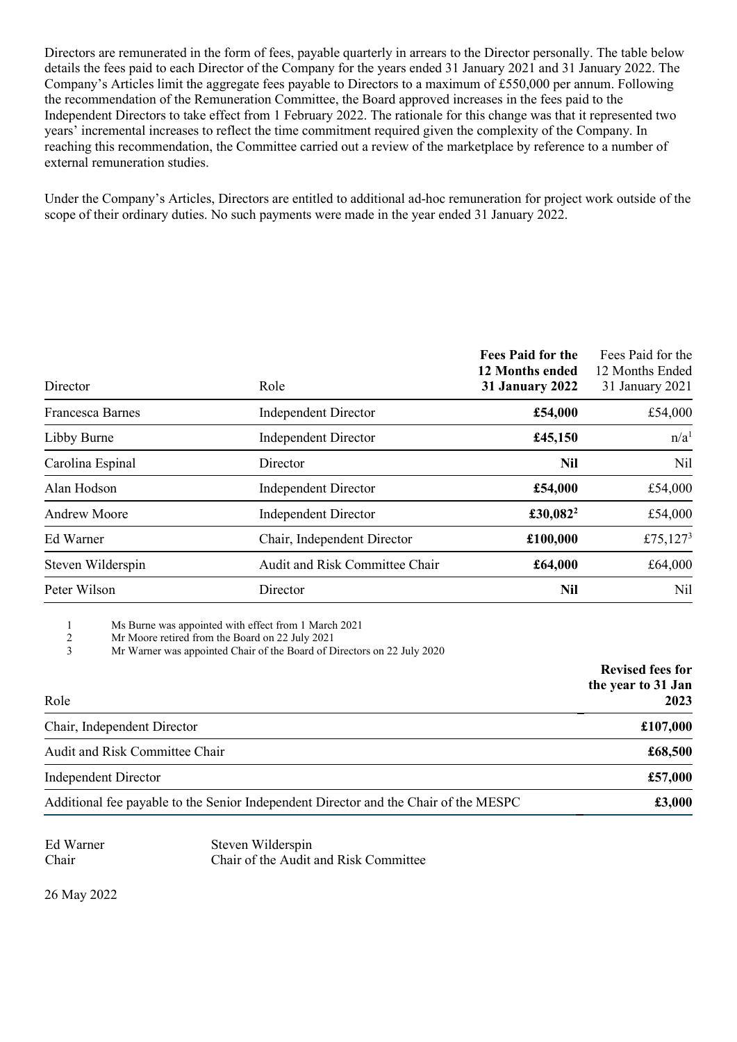Directors are remunerated in the form of fees, payable quarterly in arrears to the Director personally. The table below details the fees paid to each Director of the Company for the years ended 31 January 2021 and 31 January 2022. The Company's Articles limit the aggregate fees payable to Directors to a maximum of £550,000 per annum. Following the recommendation of the Remuneration Committee, the Board approved increases in the fees paid to the Independent Directors to take effect from 1 February 2022. The rationale for this change was that it represented two years' incremental increases to reflect the time commitment required given the complexity of the Company. In reaching this recommendation, the Committee carried out a review of the marketplace by reference to a number of external remuneration studies.

Under the Company's Articles, Directors are entitled to additional ad-hoc remuneration for project work outside of the scope of their ordinary duties. No such payments were made in the year ended 31 January 2022.

| Director | Role | **Fees Paid for the 12 Months ended 31 January 2022** | Fees Paid for the 12 Months Ended 31 January 2021 |
|---|---|---|---|
| Francesca Barnes | Independent Director | **£54,000** | £54,000 |
| Libby Burne | Independent Director | **£45,150** | n/a[1] |
| Carolina Espinal | Director | **Nil** | Nil |
| Alan Hodson | Independent Director | **£54,000** | £54,000 |
| Andrew Moore | Independent Director | **£30,082**[2] | £54,000 |
| Ed Warner | Chair, Independent Director | **£100,000** | £75,127[3] |
| Steven Wilderspin | Audit and Risk Committee Chair | **£64,000** | £64,000 |
| Peter Wilson | Director | **Nil** | Nil |

1 Ms Burne was appointed with effect from 1 March 2021
2 Mr Moore retired from the Board on 22 July 2021
3 Mr Warner was appointed Chair of the Board of Directors on 22 July 2020

| Role | **Revised fees for the year to 31 Jan 2023** |
|---|---|
| Chair, Independent Director | **£107,000** |
| Audit and Risk Committee Chair | **£68,500** |
| Independent Director | **£57,000** |
| Additional fee payable to the Senior Independent Director and the Chair of the MESPC | **£3,000** |

Ed Warner
Chair

Steven Wilderspin
Chair of the Audit and Risk Committee

26 May 2022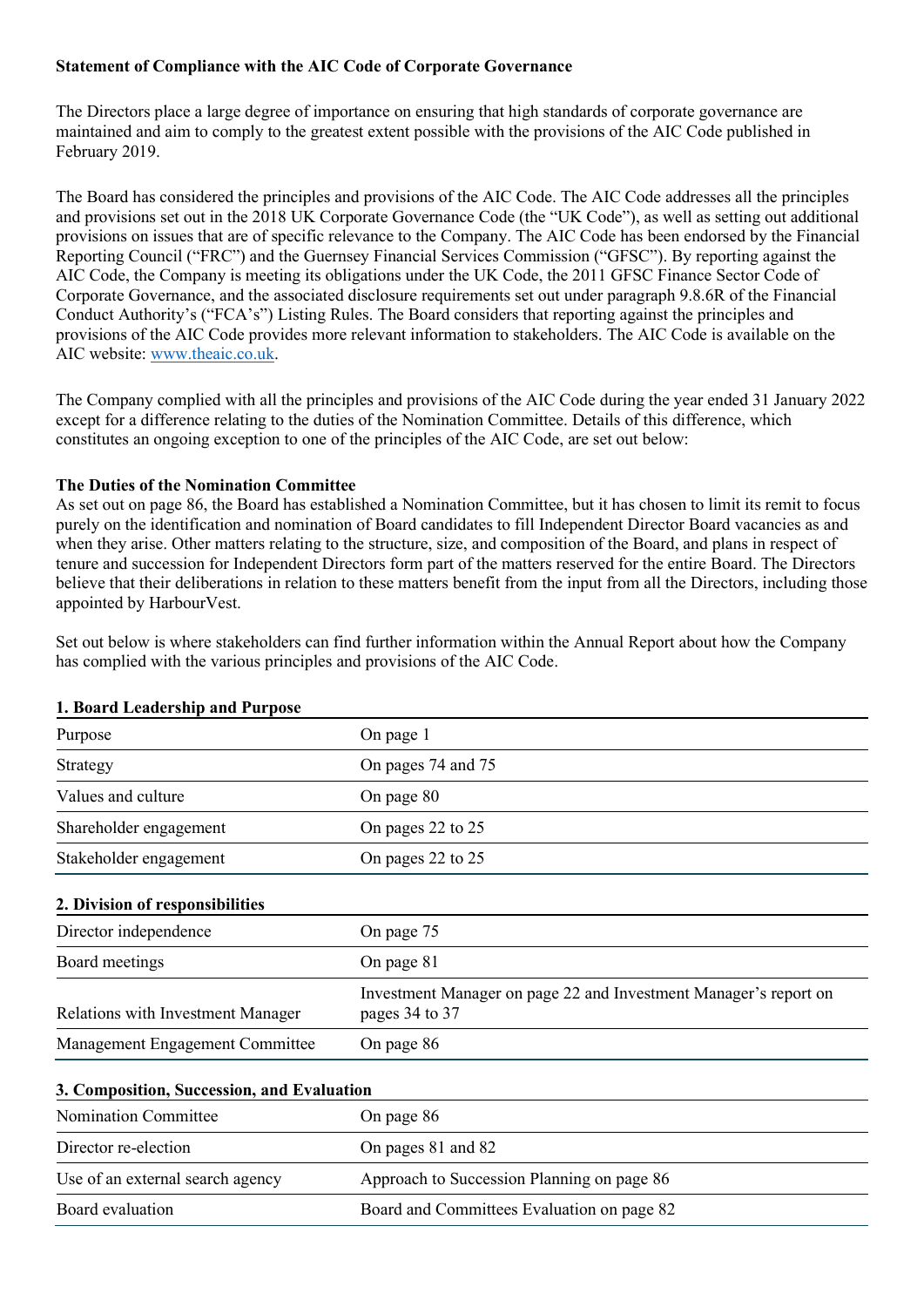## Statement of Compliance with the AIC Code of Corporate Governance

The Directors place a large degree of importance on ensuring that high standards of corporate governance are maintained and aim to comply to the greatest extent possible with the provisions of the AIC Code published in February 2019.

The Board has considered the principles and provisions of the AIC Code. The AIC Code addresses all the principles and provisions set out in the 2018 UK Corporate Governance Code (the "UK Code"), as well as setting out additional provisions on issues that are of specific relevance to the Company. The AIC Code has been endorsed by the Financial Reporting Council ("FRC") and the Guernsey Financial Services Commission ("GFSC"). By reporting against the AIC Code, the Company is meeting its obligations under the UK Code, the 2011 GFSC Finance Sector Code of Corporate Governance, and the associated disclosure requirements set out under paragraph 9.8.6R of the Financial Conduct Authority's ("FCA's") Listing Rules. The Board considers that reporting against the principles and provisions of the AIC Code provides more relevant information to stakeholders. The AIC Code is available on the AIC website: www.theaic.co.uk.

The Company complied with all the principles and provisions of the AIC Code during the year ended 31 January 2022 except for a difference relating to the duties of the Nomination Committee. Details of this difference, which constitutes an ongoing exception to one of the principles of the AIC Code, are set out below:

### The Duties of the Nomination Committee

As set out on page 86, the Board has established a Nomination Committee, but it has chosen to limit its remit to focus purely on the identification and nomination of Board candidates to fill Independent Director Board vacancies as and when they arise. Other matters relating to the structure, size, and composition of the Board, and plans in respect of tenure and succession for Independent Directors form part of the matters reserved for the entire Board. The Directors believe that their deliberations in relation to these matters benefit from the input from all the Directors, including those appointed by HarbourVest.

Set out below is where stakeholders can find further information within the Annual Report about how the Company has complied with the various principles and provisions of the AIC Code.

**1. Board Leadership and Purpose**

| | |
|---|---|
| Purpose | On page 1 |
| Strategy | On pages 74 and 75 |
| Values and culture | On page 80 |
| Shareholder engagement | On pages 22 to 25 |
| Stakeholder engagement | On pages 22 to 25 |

**2. Division of responsibilities**

| | |
|---|---|
| Director independence | On page 75 |
| Board meetings | On page 81 |
| Relations with Investment Manager | Investment Manager on page 22 and Investment Manager's report on pages 34 to 37 |
| Management Engagement Committee | On page 86 |

**3. Composition, Succession, and Evaluation**

| | |
|---|---|
| Nomination Committee | On page 86 |
| Director re-election | On pages 81 and 82 |
| Use of an external search agency | Approach to Succession Planning on page 86 |
| Board evaluation | Board and Committees Evaluation on page 82 |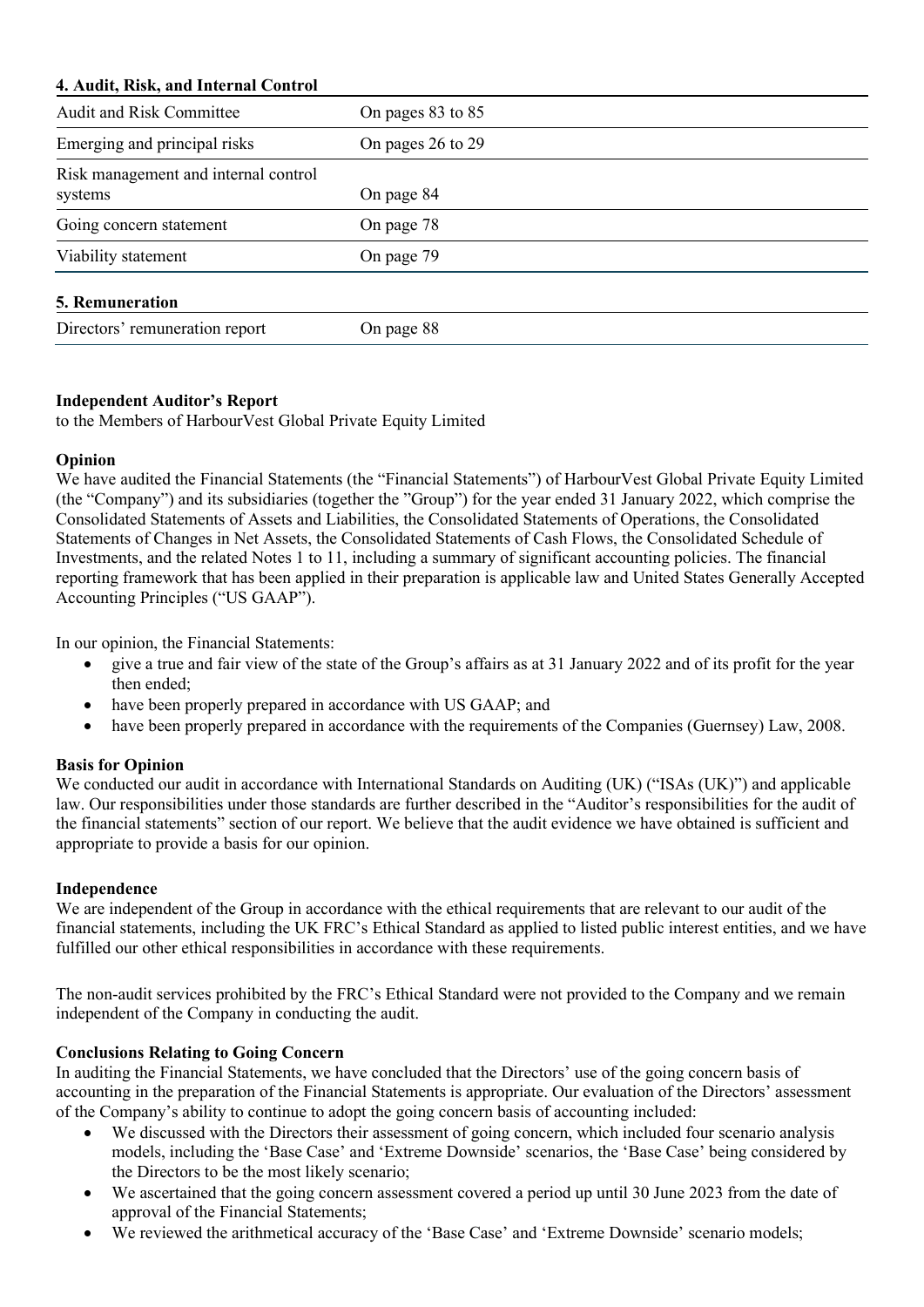**4. Audit, Risk, and Internal Control**

| | |
|---|---|
| Audit and Risk Committee | On pages 83 to 85 |
| Emerging and principal risks | On pages 26 to 29 |
| Risk management and internal control systems | On page 84 |
| Going concern statement | On page 78 |
| Viability statement | On page 79 |

**5. Remuneration**

| | |
|---|---|
| Directors' remuneration report | On page 88 |

**Independent Auditor's Report**
to the Members of HarbourVest Global Private Equity Limited

**Opinion**
We have audited the Financial Statements (the "Financial Statements") of HarbourVest Global Private Equity Limited (the "Company") and its subsidiaries (together the "Group") for the year ended 31 January 2022, which comprise the Consolidated Statements of Assets and Liabilities, the Consolidated Statements of Operations, the Consolidated Statements of Changes in Net Assets, the Consolidated Statements of Cash Flows, the Consolidated Schedule of Investments, and the related Notes 1 to 11, including a summary of significant accounting policies. The financial reporting framework that has been applied in their preparation is applicable law and United States Generally Accepted Accounting Principles ("US GAAP").

In our opinion, the Financial Statements:

- give a true and fair view of the state of the Group's affairs as at 31 January 2022 and of its profit for the year then ended;
- have been properly prepared in accordance with US GAAP; and
- have been properly prepared in accordance with the requirements of the Companies (Guernsey) Law, 2008.

**Basis for Opinion**
We conducted our audit in accordance with International Standards on Auditing (UK) ("ISAs (UK)") and applicable law. Our responsibilities under those standards are further described in the "Auditor's responsibilities for the audit of the financial statements" section of our report. We believe that the audit evidence we have obtained is sufficient and appropriate to provide a basis for our opinion.

**Independence**
We are independent of the Group in accordance with the ethical requirements that are relevant to our audit of the financial statements, including the UK FRC's Ethical Standard as applied to listed public interest entities, and we have fulfilled our other ethical responsibilities in accordance with these requirements.

The non-audit services prohibited by the FRC's Ethical Standard were not provided to the Company and we remain independent of the Company in conducting the audit.

**Conclusions Relating to Going Concern**
In auditing the Financial Statements, we have concluded that the Directors' use of the going concern basis of accounting in the preparation of the Financial Statements is appropriate. Our evaluation of the Directors' assessment of the Company's ability to continue to adopt the going concern basis of accounting included:

- We discussed with the Directors their assessment of going concern, which included four scenario analysis models, including the 'Base Case' and 'Extreme Downside' scenarios, the 'Base Case' being considered by the Directors to be the most likely scenario;
- We ascertained that the going concern assessment covered a period up until 30 June 2023 from the date of approval of the Financial Statements;
- We reviewed the arithmetical accuracy of the 'Base Case' and 'Extreme Downside' scenario models;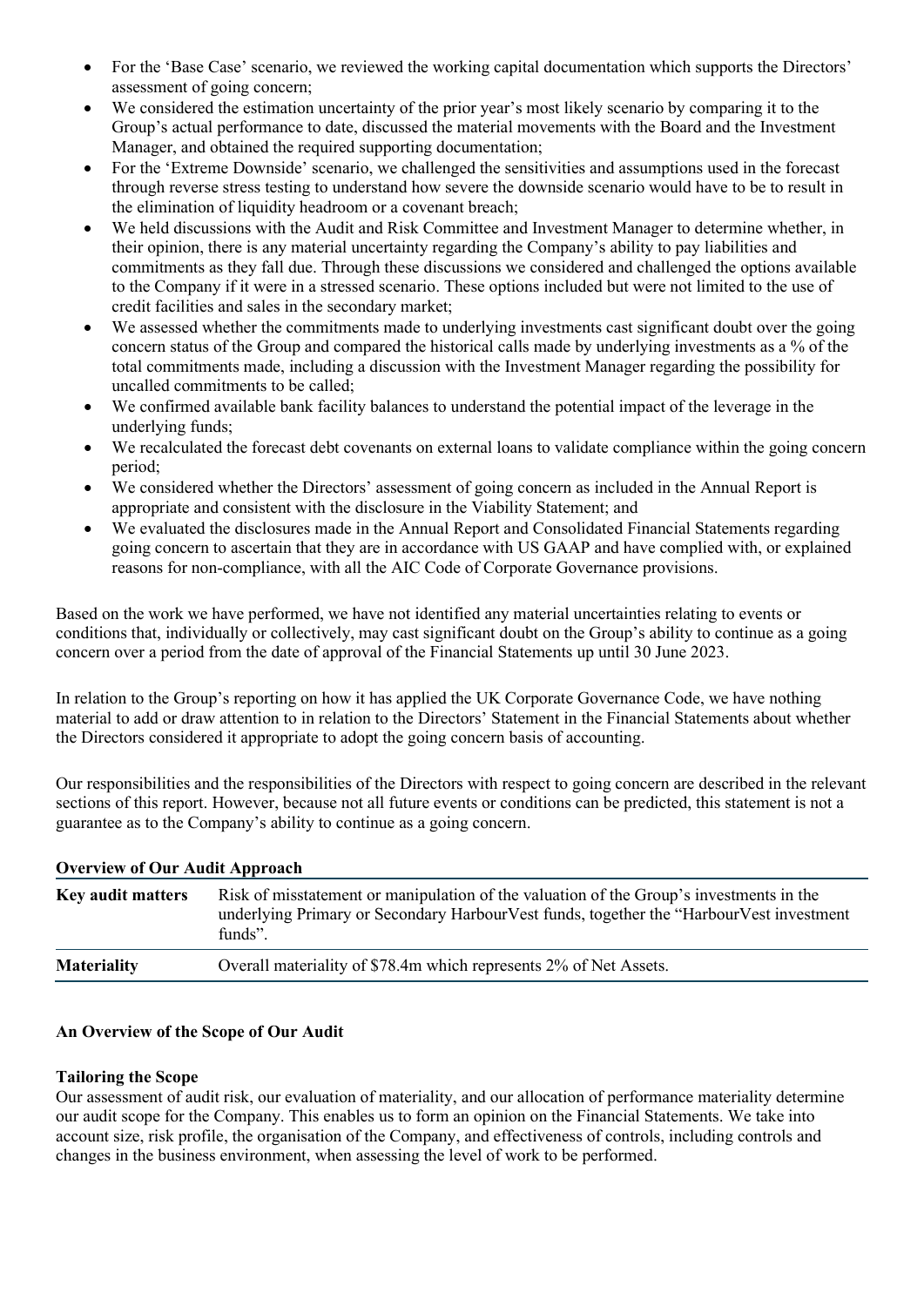- For the 'Base Case' scenario, we reviewed the working capital documentation which supports the Directors' assessment of going concern;
- We considered the estimation uncertainty of the prior year's most likely scenario by comparing it to the Group's actual performance to date, discussed the material movements with the Board and the Investment Manager, and obtained the required supporting documentation;
- For the 'Extreme Downside' scenario, we challenged the sensitivities and assumptions used in the forecast through reverse stress testing to understand how severe the downside scenario would have to be to result in the elimination of liquidity headroom or a covenant breach;
- We held discussions with the Audit and Risk Committee and Investment Manager to determine whether, in their opinion, there is any material uncertainty regarding the Company's ability to pay liabilities and commitments as they fall due. Through these discussions we considered and challenged the options available to the Company if it were in a stressed scenario. These options included but were not limited to the use of credit facilities and sales in the secondary market;
- We assessed whether the commitments made to underlying investments cast significant doubt over the going concern status of the Group and compared the historical calls made by underlying investments as a % of the total commitments made, including a discussion with the Investment Manager regarding the possibility for uncalled commitments to be called;
- We confirmed available bank facility balances to understand the potential impact of the leverage in the underlying funds;
- We recalculated the forecast debt covenants on external loans to validate compliance within the going concern period;
- We considered whether the Directors' assessment of going concern as included in the Annual Report is appropriate and consistent with the disclosure in the Viability Statement; and
- We evaluated the disclosures made in the Annual Report and Consolidated Financial Statements regarding going concern to ascertain that they are in accordance with US GAAP and have complied with, or explained reasons for non-compliance, with all the AIC Code of Corporate Governance provisions.

Based on the work we have performed, we have not identified any material uncertainties relating to events or conditions that, individually or collectively, may cast significant doubt on the Group's ability to continue as a going concern over a period from the date of approval of the Financial Statements up until 30 June 2023.

In relation to the Group's reporting on how it has applied the UK Corporate Governance Code, we have nothing material to add or draw attention to in relation to the Directors' Statement in the Financial Statements about whether the Directors considered it appropriate to adopt the going concern basis of accounting.

Our responsibilities and the responsibilities of the Directors with respect to going concern are described in the relevant sections of this report. However, because not all future events or conditions can be predicted, this statement is not a guarantee as to the Company's ability to continue as a going concern.

**Overview of Our Audit Approach**

| | |
|---|---|
| **Key audit matters** | Risk of misstatement or manipulation of the valuation of the Group's investments in the underlying Primary or Secondary HarbourVest funds, together the "HarbourVest investment funds". |
| **Materiality** | Overall materiality of $78.4m which represents 2% of Net Assets. |

**An Overview of the Scope of Our Audit**

**Tailoring the Scope**

Our assessment of audit risk, our evaluation of materiality, and our allocation of performance materiality determine our audit scope for the Company. This enables us to form an opinion on the Financial Statements. We take into account size, risk profile, the organisation of the Company, and effectiveness of controls, including controls and changes in the business environment, when assessing the level of work to be performed.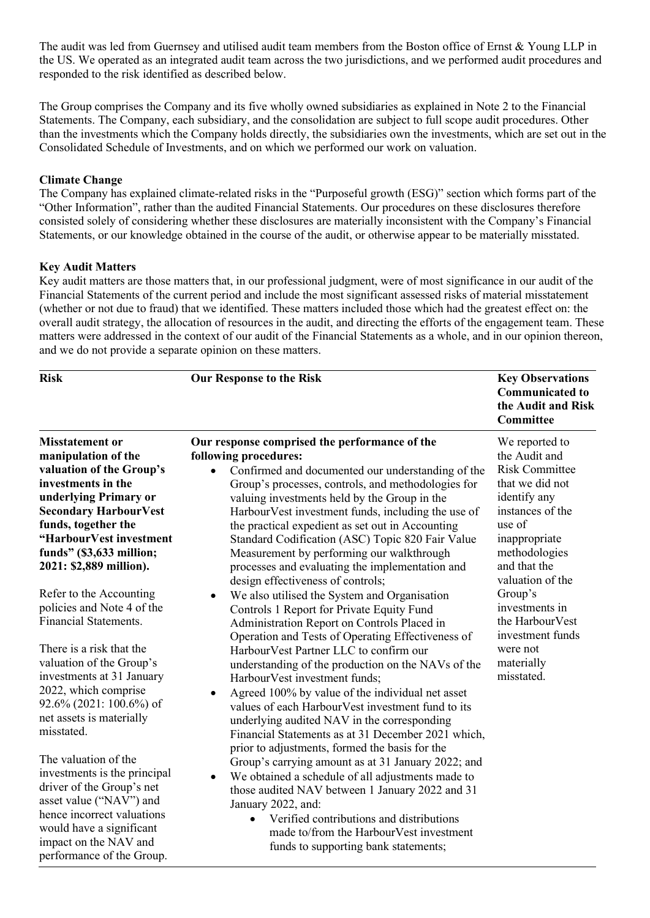The audit was led from Guernsey and utilised audit team members from the Boston office of Ernst & Young LLP in the US. We operated as an integrated audit team across the two jurisdictions, and we performed audit procedures and responded to the risk identified as described below.

The Group comprises the Company and its five wholly owned subsidiaries as explained in Note 2 to the Financial Statements. The Company, each subsidiary, and the consolidation are subject to full scope audit procedures. Other than the investments which the Company holds directly, the subsidiaries own the investments, which are set out in the Consolidated Schedule of Investments, and on which we performed our work on valuation.

**Climate Change**

The Company has explained climate-related risks in the "Purposeful growth (ESG)" section which forms part of the "Other Information", rather than the audited Financial Statements. Our procedures on these disclosures therefore consisted solely of considering whether these disclosures are materially inconsistent with the Company's Financial Statements, or our knowledge obtained in the course of the audit, or otherwise appear to be materially misstated.

**Key Audit Matters**

Key audit matters are those matters that, in our professional judgment, were of most significance in our audit of the Financial Statements of the current period and include the most significant assessed risks of material misstatement (whether or not due to fraud) that we identified. These matters included those which had the greatest effect on: the overall audit strategy, the allocation of resources in the audit, and directing the efforts of the engagement team. These matters were addressed in the context of our audit of the Financial Statements as a whole, and in our opinion thereon, and we do not provide a separate opinion on these matters.

| Risk | Our Response to the Risk | Key Observations Communicated to the Audit and Risk Committee |
|---|---|---|
| **Misstatement or manipulation of the valuation of the Group's investments in the underlying Primary or Secondary HarbourVest funds, together the "HarbourVest investment funds" ($3,633 million; 2021: $2,889 million).**<br><br>Refer to the Accounting policies and Note 4 of the Financial Statements.<br><br>There is a risk that the valuation of the Group's investments at 31 January 2022, which comprise 92.6% (2021: 100.6%) of net assets is materially misstated.<br><br>The valuation of the investments is the principal driver of the Group's net asset value ("NAV") and hence incorrect valuations would have a significant impact on the NAV and performance of the Group. | **Our response comprised the performance of the following procedures:**<br>• Confirmed and documented our understanding of the Group's processes, controls, and methodologies for valuing investments held by the Group in the HarbourVest investment funds, including the use of the practical expedient as set out in Accounting Standard Codification (ASC) Topic 820 Fair Value Measurement by performing our walkthrough processes and evaluating the implementation and design effectiveness of controls;<br>• We also utilised the System and Organisation Controls 1 Report for Private Equity Fund Administration Report on Controls Placed in Operation and Tests of Operating Effectiveness of HarbourVest Partner LLC to confirm our understanding of the production on the NAVs of the HarbourVest investment funds;<br>• Agreed 100% by value of the individual net asset values of each HarbourVest investment fund to its underlying audited NAV in the corresponding Financial Statements as at 31 December 2021 which, prior to adjustments, formed the basis for the Group's carrying amount as at 31 January 2022; and<br>• We obtained a schedule of all adjustments made to those audited NAV between 1 January 2022 and 31 January 2022, and:<br>&nbsp;&nbsp;&nbsp;&nbsp;• Verified contributions and distributions made to/from the HarbourVest investment funds to supporting bank statements; | We reported to the Audit and Risk Committee that we did not identify any instances of the use of inappropriate methodologies and that the valuation of the Group's investments in the HarbourVest investment funds were not materially misstated. |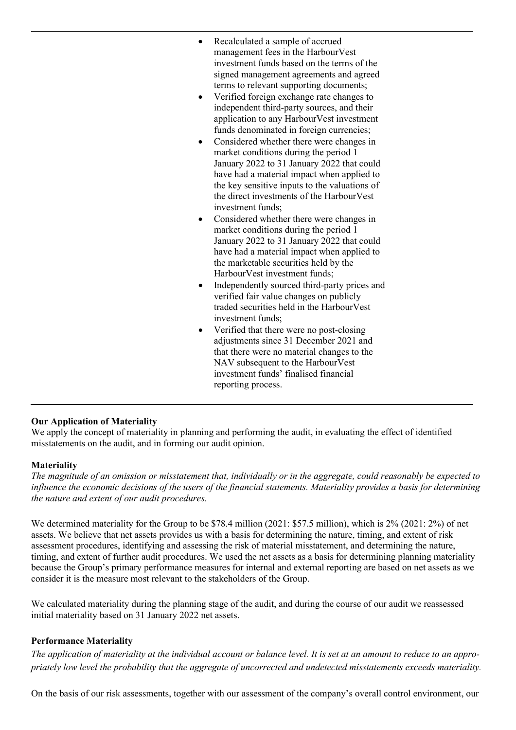- Recalculated a sample of accrued management fees in the HarbourVest investment funds based on the terms of the signed management agreements and agreed terms to relevant supporting documents;
- Verified foreign exchange rate changes to independent third-party sources, and their application to any HarbourVest investment funds denominated in foreign currencies;
- Considered whether there were changes in market conditions during the period 1 January 2022 to 31 January 2022 that could have had a material impact when applied to the key sensitive inputs to the valuations of the direct investments of the HarbourVest investment funds;
- Considered whether there were changes in market conditions during the period 1 January 2022 to 31 January 2022 that could have had a material impact when applied to the marketable securities held by the HarbourVest investment funds;
- Independently sourced third-party prices and verified fair value changes on publicly traded securities held in the HarbourVest investment funds;
- Verified that there were no post-closing adjustments since 31 December 2021 and that there were no material changes to the NAV subsequent to the HarbourVest investment funds' finalised financial reporting process.

**Our Application of Materiality**

We apply the concept of materiality in planning and performing the audit, in evaluating the effect of identified misstatements on the audit, and in forming our audit opinion.

**Materiality**

*The magnitude of an omission or misstatement that, individually or in the aggregate, could reasonably be expected to influence the economic decisions of the users of the financial statements. Materiality provides a basis for determining the nature and extent of our audit procedures.*

We determined materiality for the Group to be $78.4 million (2021: $57.5 million), which is 2% (2021: 2%) of net assets. We believe that net assets provides us with a basis for determining the nature, timing, and extent of risk assessment procedures, identifying and assessing the risk of material misstatement, and determining the nature, timing, and extent of further audit procedures. We used the net assets as a basis for determining planning materiality because the Group's primary performance measures for internal and external reporting are based on net assets as we consider it is the measure most relevant to the stakeholders of the Group.

We calculated materiality during the planning stage of the audit, and during the course of our audit we reassessed initial materiality based on 31 January 2022 net assets.

**Performance Materiality**

*The application of materiality at the individual account or balance level. It is set at an amount to reduce to an appropriately low level the probability that the aggregate of uncorrected and undetected misstatements exceeds materiality.*

On the basis of our risk assessments, together with our assessment of the company's overall control environment, our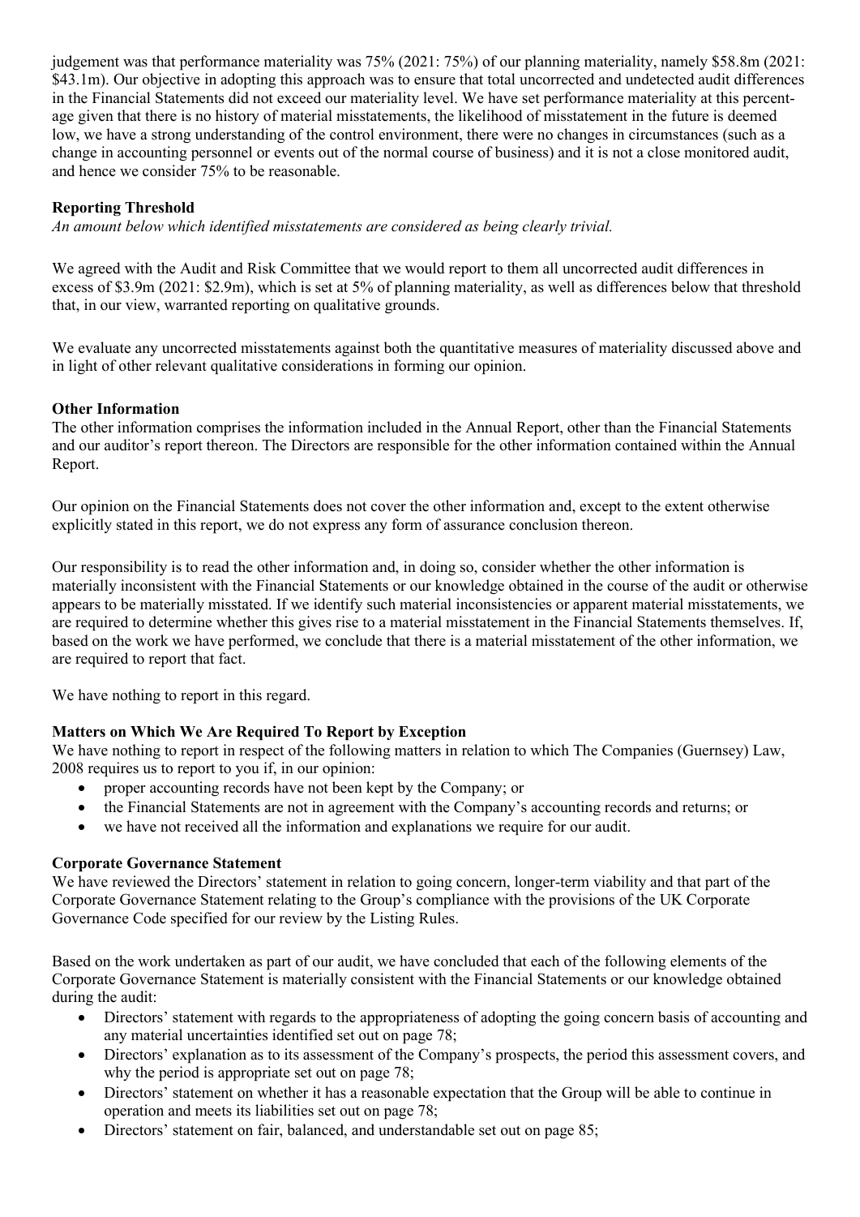judgement was that performance materiality was 75% (2021: 75%) of our planning materiality, namely $58.8m (2021: $43.1m). Our objective in adopting this approach was to ensure that total uncorrected and undetected audit differences in the Financial Statements did not exceed our materiality level. We have set performance materiality at this percentage given that there is no history of material misstatements, the likelihood of misstatement in the future is deemed low, we have a strong understanding of the control environment, there were no changes in circumstances (such as a change in accounting personnel or events out of the normal course of business) and it is not a close monitored audit, and hence we consider 75% to be reasonable.

**Reporting Threshold**

*An amount below which identified misstatements are considered as being clearly trivial.*

We agreed with the Audit and Risk Committee that we would report to them all uncorrected audit differences in excess of $3.9m (2021: $2.9m), which is set at 5% of planning materiality, as well as differences below that threshold that, in our view, warranted reporting on qualitative grounds.

We evaluate any uncorrected misstatements against both the quantitative measures of materiality discussed above and in light of other relevant qualitative considerations in forming our opinion.

**Other Information**

The other information comprises the information included in the Annual Report, other than the Financial Statements and our auditor's report thereon. The Directors are responsible for the other information contained within the Annual Report.

Our opinion on the Financial Statements does not cover the other information and, except to the extent otherwise explicitly stated in this report, we do not express any form of assurance conclusion thereon.

Our responsibility is to read the other information and, in doing so, consider whether the other information is materially inconsistent with the Financial Statements or our knowledge obtained in the course of the audit or otherwise appears to be materially misstated. If we identify such material inconsistencies or apparent material misstatements, we are required to determine whether this gives rise to a material misstatement in the Financial Statements themselves. If, based on the work we have performed, we conclude that there is a material misstatement of the other information, we are required to report that fact.

We have nothing to report in this regard.

**Matters on Which We Are Required To Report by Exception**

We have nothing to report in respect of the following matters in relation to which The Companies (Guernsey) Law, 2008 requires us to report to you if, in our opinion:

- proper accounting records have not been kept by the Company; or
- the Financial Statements are not in agreement with the Company's accounting records and returns; or
- we have not received all the information and explanations we require for our audit.

**Corporate Governance Statement**

We have reviewed the Directors' statement in relation to going concern, longer-term viability and that part of the Corporate Governance Statement relating to the Group's compliance with the provisions of the UK Corporate Governance Code specified for our review by the Listing Rules.

Based on the work undertaken as part of our audit, we have concluded that each of the following elements of the Corporate Governance Statement is materially consistent with the Financial Statements or our knowledge obtained during the audit:

- Directors' statement with regards to the appropriateness of adopting the going concern basis of accounting and any material uncertainties identified set out on page 78;
- Directors' explanation as to its assessment of the Company's prospects, the period this assessment covers, and why the period is appropriate set out on page 78;
- Directors' statement on whether it has a reasonable expectation that the Group will be able to continue in operation and meets its liabilities set out on page 78;
- Directors' statement on fair, balanced, and understandable set out on page 85;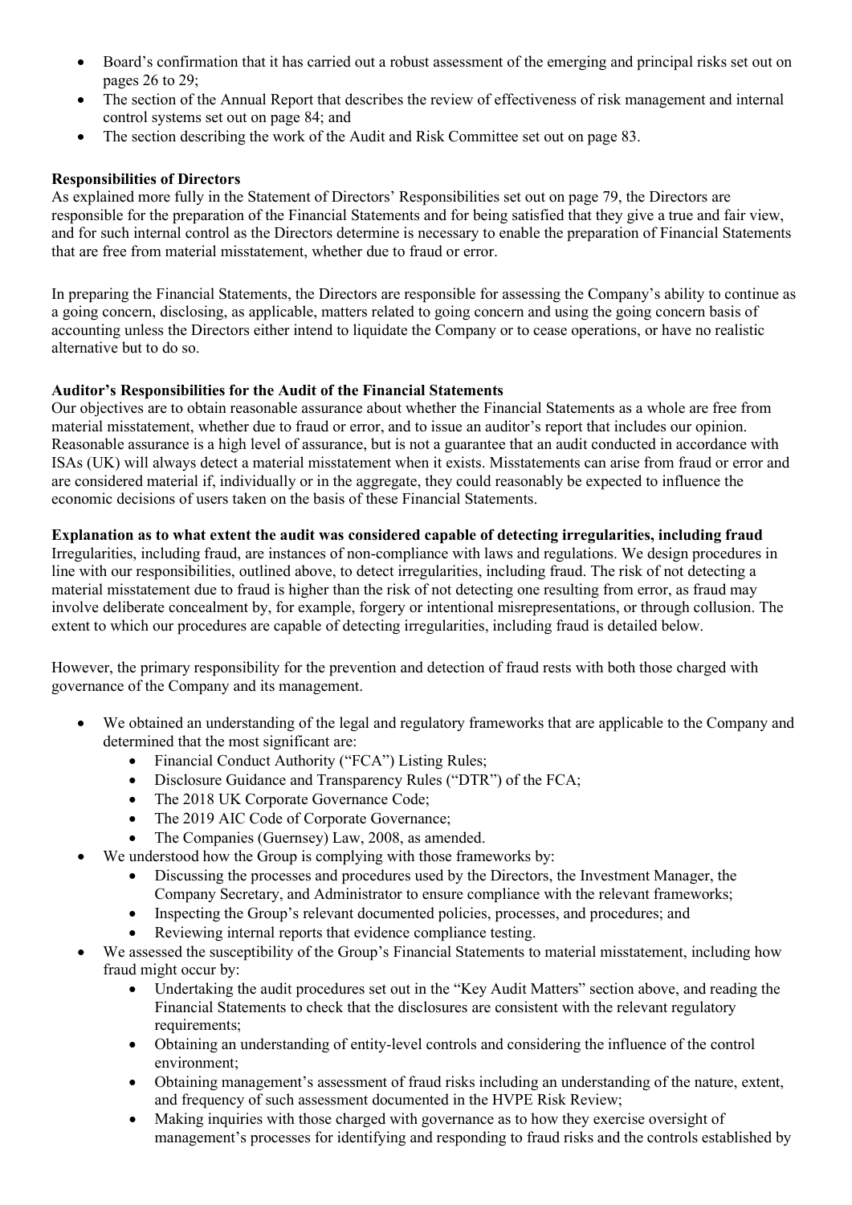- Board's confirmation that it has carried out a robust assessment of the emerging and principal risks set out on pages 26 to 29;
- The section of the Annual Report that describes the review of effectiveness of risk management and internal control systems set out on page 84; and
- The section describing the work of the Audit and Risk Committee set out on page 83.

**Responsibilities of Directors**

As explained more fully in the Statement of Directors' Responsibilities set out on page 79, the Directors are responsible for the preparation of the Financial Statements and for being satisfied that they give a true and fair view, and for such internal control as the Directors determine is necessary to enable the preparation of Financial Statements that are free from material misstatement, whether due to fraud or error.

In preparing the Financial Statements, the Directors are responsible for assessing the Company's ability to continue as a going concern, disclosing, as applicable, matters related to going concern and using the going concern basis of accounting unless the Directors either intend to liquidate the Company or to cease operations, or have no realistic alternative but to do so.

**Auditor's Responsibilities for the Audit of the Financial Statements**

Our objectives are to obtain reasonable assurance about whether the Financial Statements as a whole are free from material misstatement, whether due to fraud or error, and to issue an auditor's report that includes our opinion. Reasonable assurance is a high level of assurance, but is not a guarantee that an audit conducted in accordance with ISAs (UK) will always detect a material misstatement when it exists. Misstatements can arise from fraud or error and are considered material if, individually or in the aggregate, they could reasonably be expected to influence the economic decisions of users taken on the basis of these Financial Statements.

**Explanation as to what extent the audit was considered capable of detecting irregularities, including fraud**

Irregularities, including fraud, are instances of non-compliance with laws and regulations. We design procedures in line with our responsibilities, outlined above, to detect irregularities, including fraud. The risk of not detecting a material misstatement due to fraud is higher than the risk of not detecting one resulting from error, as fraud may involve deliberate concealment by, for example, forgery or intentional misrepresentations, or through collusion. The extent to which our procedures are capable of detecting irregularities, including fraud is detailed below.

However, the primary responsibility for the prevention and detection of fraud rests with both those charged with governance of the Company and its management.

- We obtained an understanding of the legal and regulatory frameworks that are applicable to the Company and determined that the most significant are:
  - Financial Conduct Authority ("FCA") Listing Rules;
  - Disclosure Guidance and Transparency Rules ("DTR") of the FCA;
  - The 2018 UK Corporate Governance Code;
  - The 2019 AIC Code of Corporate Governance;
  - The Companies (Guernsey) Law, 2008, as amended.
- We understood how the Group is complying with those frameworks by:
  - Discussing the processes and procedures used by the Directors, the Investment Manager, the Company Secretary, and Administrator to ensure compliance with the relevant frameworks;
  - Inspecting the Group's relevant documented policies, processes, and procedures; and
  - Reviewing internal reports that evidence compliance testing.
- We assessed the susceptibility of the Group's Financial Statements to material misstatement, including how fraud might occur by:
  - Undertaking the audit procedures set out in the "Key Audit Matters" section above, and reading the Financial Statements to check that the disclosures are consistent with the relevant regulatory requirements;
  - Obtaining an understanding of entity-level controls and considering the influence of the control environment;
  - Obtaining management's assessment of fraud risks including an understanding of the nature, extent, and frequency of such assessment documented in the HVPE Risk Review;
  - Making inquiries with those charged with governance as to how they exercise oversight of management's processes for identifying and responding to fraud risks and the controls established by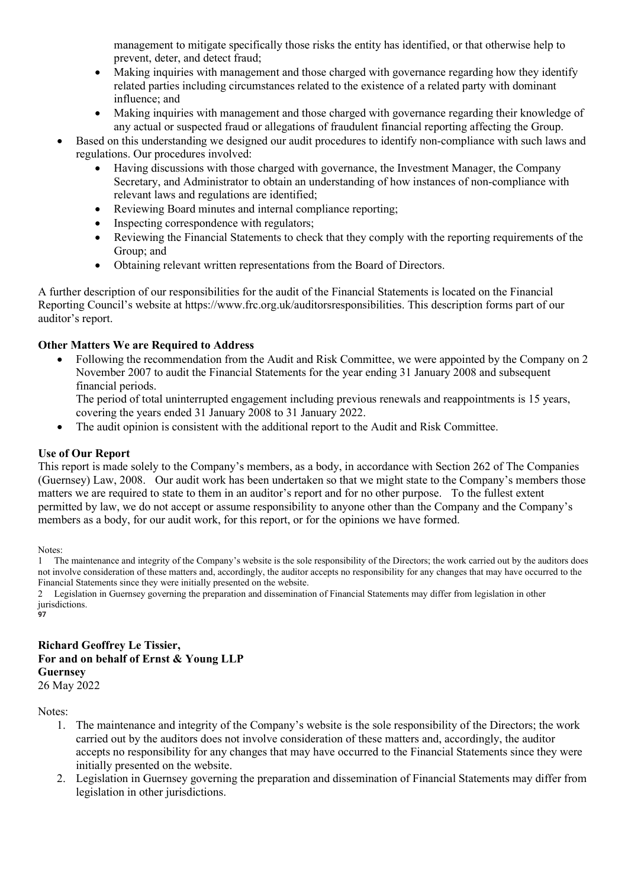management to mitigate specifically those risks the entity has identified, or that otherwise help to prevent, deter, and detect fraud;
    - Making inquiries with management and those charged with governance regarding how they identify related parties including circumstances related to the existence of a related party with dominant influence; and
    - Making inquiries with management and those charged with governance regarding their knowledge of any actual or suspected fraud or allegations of fraudulent financial reporting affecting the Group.
- Based on this understanding we designed our audit procedures to identify non-compliance with such laws and regulations. Our procedures involved:
    - Having discussions with those charged with governance, the Investment Manager, the Company Secretary, and Administrator to obtain an understanding of how instances of non-compliance with relevant laws and regulations are identified;
    - Reviewing Board minutes and internal compliance reporting;
    - Inspecting correspondence with regulators;
    - Reviewing the Financial Statements to check that they comply with the reporting requirements of the Group; and
    - Obtaining relevant written representations from the Board of Directors.

A further description of our responsibilities for the audit of the Financial Statements is located on the Financial Reporting Council's website at https://www.frc.org.uk/auditorsresponsibilities. This description forms part of our auditor's report.

**Other Matters We are Required to Address**

- Following the recommendation from the Audit and Risk Committee, we were appointed by the Company on 2 November 2007 to audit the Financial Statements for the year ending 31 January 2008 and subsequent financial periods.
  The period of total uninterrupted engagement including previous renewals and reappointments is 15 years, covering the years ended 31 January 2008 to 31 January 2022.
- The audit opinion is consistent with the additional report to the Audit and Risk Committee.

**Use of Our Report**

This report is made solely to the Company's members, as a body, in accordance with Section 262 of The Companies (Guernsey) Law, 2008. Our audit work has been undertaken so that we might state to the Company's members those matters we are required to state to them in an auditor's report and for no other purpose. To the fullest extent permitted by law, we do not accept or assume responsibility to anyone other than the Company and the Company's members as a body, for our audit work, for this report, or for the opinions we have formed.

Notes:
1 The maintenance and integrity of the Company's website is the sole responsibility of the Directors; the work carried out by the auditors does not involve consideration of these matters and, accordingly, the auditor accepts no responsibility for any changes that may have occurred to the Financial Statements since they were initially presented on the website.
2 Legislation in Guernsey governing the preparation and dissemination of Financial Statements may differ from legislation in other jurisdictions.

**Richard Geoffrey Le Tissier,**
**For and on behalf of Ernst & Young LLP**
**Guernsey**
26 May 2022

Notes:

1. The maintenance and integrity of the Company's website is the sole responsibility of the Directors; the work carried out by the auditors does not involve consideration of these matters and, accordingly, the auditor accepts no responsibility for any changes that may have occurred to the Financial Statements since they were initially presented on the website.
2. Legislation in Guernsey governing the preparation and dissemination of Financial Statements may differ from legislation in other jurisdictions.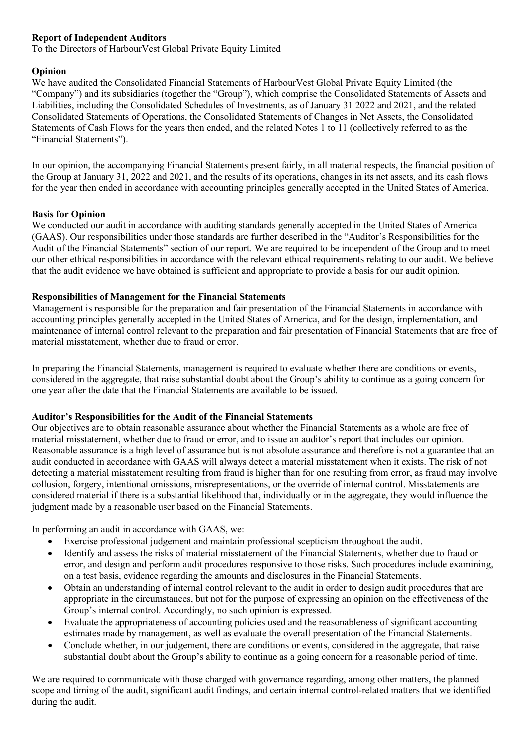**Report of Independent Auditors**

To the Directors of HarbourVest Global Private Equity Limited

**Opinion**

We have audited the Consolidated Financial Statements of HarbourVest Global Private Equity Limited (the "Company") and its subsidiaries (together the "Group"), which comprise the Consolidated Statements of Assets and Liabilities, including the Consolidated Schedules of Investments, as of January 31 2022 and 2021, and the related Consolidated Statements of Operations, the Consolidated Statements of Changes in Net Assets, the Consolidated Statements of Cash Flows for the years then ended, and the related Notes 1 to 11 (collectively referred to as the "Financial Statements").

In our opinion, the accompanying Financial Statements present fairly, in all material respects, the financial position of the Group at January 31, 2022 and 2021, and the results of its operations, changes in its net assets, and its cash flows for the year then ended in accordance with accounting principles generally accepted in the United States of America.

**Basis for Opinion**

We conducted our audit in accordance with auditing standards generally accepted in the United States of America (GAAS). Our responsibilities under those standards are further described in the "Auditor's Responsibilities for the Audit of the Financial Statements" section of our report. We are required to be independent of the Group and to meet our other ethical responsibilities in accordance with the relevant ethical requirements relating to our audit. We believe that the audit evidence we have obtained is sufficient and appropriate to provide a basis for our audit opinion.

**Responsibilities of Management for the Financial Statements**

Management is responsible for the preparation and fair presentation of the Financial Statements in accordance with accounting principles generally accepted in the United States of America, and for the design, implementation, and maintenance of internal control relevant to the preparation and fair presentation of Financial Statements that are free of material misstatement, whether due to fraud or error.

In preparing the Financial Statements, management is required to evaluate whether there are conditions or events, considered in the aggregate, that raise substantial doubt about the Group's ability to continue as a going concern for one year after the date that the Financial Statements are available to be issued.

**Auditor's Responsibilities for the Audit of the Financial Statements**

Our objectives are to obtain reasonable assurance about whether the Financial Statements as a whole are free of material misstatement, whether due to fraud or error, and to issue an auditor's report that includes our opinion. Reasonable assurance is a high level of assurance but is not absolute assurance and therefore is not a guarantee that an audit conducted in accordance with GAAS will always detect a material misstatement when it exists. The risk of not detecting a material misstatement resulting from fraud is higher than for one resulting from error, as fraud may involve collusion, forgery, intentional omissions, misrepresentations, or the override of internal control. Misstatements are considered material if there is a substantial likelihood that, individually or in the aggregate, they would influence the judgment made by a reasonable user based on the Financial Statements.

In performing an audit in accordance with GAAS, we:

- Exercise professional judgement and maintain professional scepticism throughout the audit.
- Identify and assess the risks of material misstatement of the Financial Statements, whether due to fraud or error, and design and perform audit procedures responsive to those risks. Such procedures include examining, on a test basis, evidence regarding the amounts and disclosures in the Financial Statements.
- Obtain an understanding of internal control relevant to the audit in order to design audit procedures that are appropriate in the circumstances, but not for the purpose of expressing an opinion on the effectiveness of the Group's internal control. Accordingly, no such opinion is expressed.
- Evaluate the appropriateness of accounting policies used and the reasonableness of significant accounting estimates made by management, as well as evaluate the overall presentation of the Financial Statements.
- Conclude whether, in our judgement, there are conditions or events, considered in the aggregate, that raise substantial doubt about the Group's ability to continue as a going concern for a reasonable period of time.

We are required to communicate with those charged with governance regarding, among other matters, the planned scope and timing of the audit, significant audit findings, and certain internal control-related matters that we identified during the audit.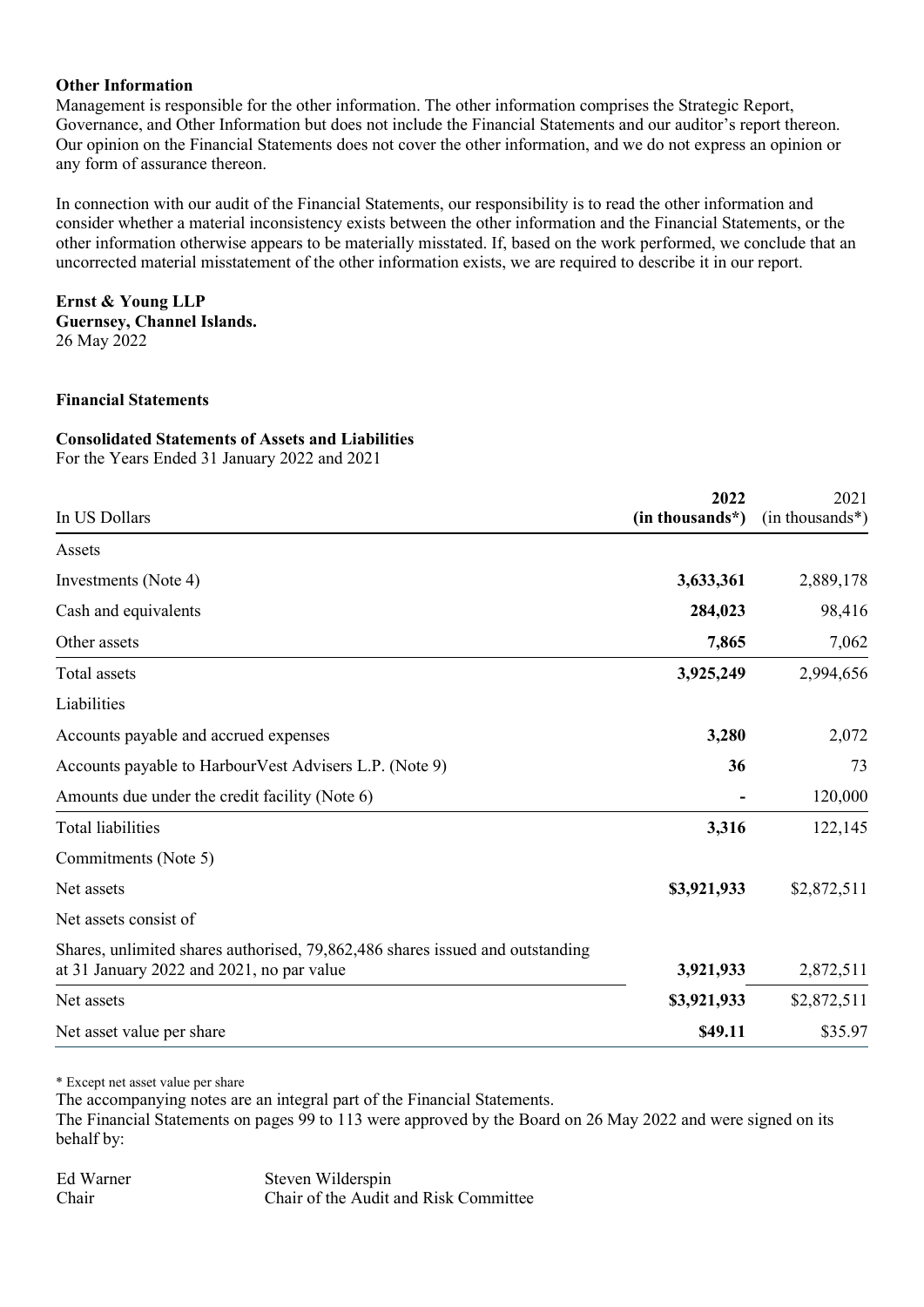**Other Information**

Management is responsible for the other information. The other information comprises the Strategic Report, Governance, and Other Information but does not include the Financial Statements and our auditor's report thereon. Our opinion on the Financial Statements does not cover the other information, and we do not express an opinion or any form of assurance thereon.

In connection with our audit of the Financial Statements, our responsibility is to read the other information and consider whether a material inconsistency exists between the other information and the Financial Statements, or the other information otherwise appears to be materially misstated. If, based on the work performed, we conclude that an uncorrected material misstatement of the other information exists, we are required to describe it in our report.

**Ernst & Young LLP**
**Guernsey, Channel Islands.**
26 May 2022

**Financial Statements**

**Consolidated Statements of Assets and Liabilities**
For the Years Ended 31 January 2022 and 2021

| In US Dollars | **2022 (in thousands*)** | 2021 (in thousands*) |
|---|---|---|
| Assets | | |
| Investments (Note 4) | **3,633,361** | 2,889,178 |
| Cash and equivalents | **284,023** | 98,416 |
| Other assets | **7,865** | 7,062 |
| Total assets | **3,925,249** | 2,994,656 |
| Liabilities | | |
| Accounts payable and accrued expenses | **3,280** | 2,072 |
| Accounts payable to HarbourVest Advisers L.P. (Note 9) | **36** | 73 |
| Amounts due under the credit facility (Note 6) | **-** | 120,000 |
| Total liabilities | **3,316** | 122,145 |
| Commitments (Note 5) | | |
| Net assets | **$3,921,933** | $2,872,511 |
| Net assets consist of | | |
| Shares, unlimited shares authorised, 79,862,486 shares issued and outstanding at 31 January 2022 and 2021, no par value | **3,921,933** | 2,872,511 |
| Net assets | **$3,921,933** | $2,872,511 |
| Net asset value per share | **$49.11** | $35.97 |

\* Except net asset value per share

The accompanying notes are an integral part of the Financial Statements.

The Financial Statements on pages 99 to 113 were approved by the Board on 26 May 2022 and were signed on its behalf by:

Ed Warner
Chair

Steven Wilderspin
Chair of the Audit and Risk Committee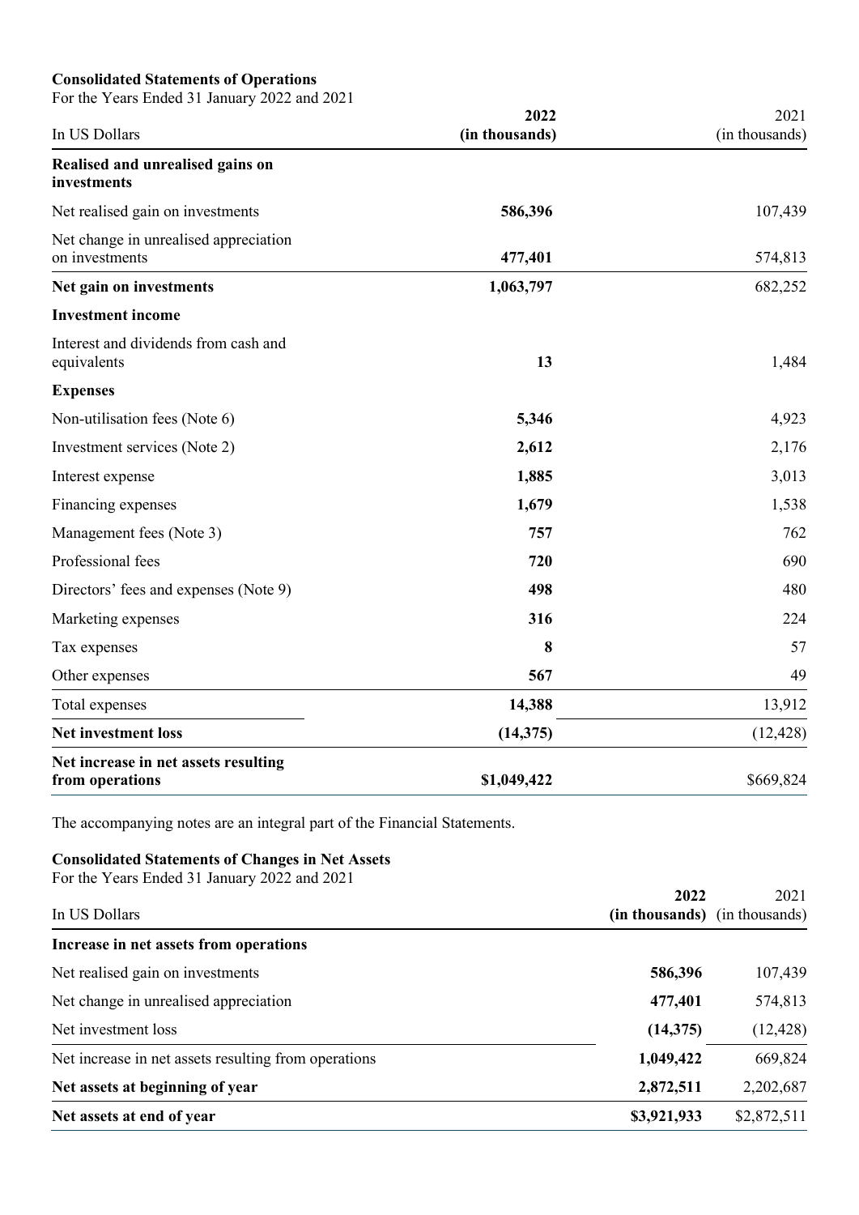**Consolidated Statements of Operations**

For the Years Ended 31 January 2022 and 2021

| In US Dollars | **2022 (in thousands)** | 2021 (in thousands) |
|---|---|---|
| **Realised and unrealised gains on investments** | | |
| Net realised gain on investments | **586,396** | 107,439 |
| Net change in unrealised appreciation on investments | **477,401** | 574,813 |
| **Net gain on investments** | **1,063,797** | 682,252 |
| **Investment income** | | |
| Interest and dividends from cash and equivalents | **13** | 1,484 |
| **Expenses** | | |
| Non-utilisation fees (Note 6) | **5,346** | 4,923 |
| Investment services (Note 2) | **2,612** | 2,176 |
| Interest expense | **1,885** | 3,013 |
| Financing expenses | **1,679** | 1,538 |
| Management fees (Note 3) | **757** | 762 |
| Professional fees | **720** | 690 |
| Directors' fees and expenses (Note 9) | **498** | 480 |
| Marketing expenses | **316** | 224 |
| Tax expenses | **8** | 57 |
| Other expenses | **567** | 49 |
| Total expenses | **14,388** | 13,912 |
| **Net investment loss** | **(14,375)** | (12,428) |
| **Net increase in net assets resulting from operations** | **$1,049,422** | $669,824 |

The accompanying notes are an integral part of the Financial Statements.

**Consolidated Statements of Changes in Net Assets**

For the Years Ended 31 January 2022 and 2021

| In US Dollars | **2022 (in thousands)** | 2021 (in thousands) |
|---|---|---|
| **Increase in net assets from operations** | | |
| Net realised gain on investments | **586,396** | 107,439 |
| Net change in unrealised appreciation | **477,401** | 574,813 |
| Net investment loss | **(14,375)** | (12,428) |
| Net increase in net assets resulting from operations | **1,049,422** | 669,824 |
| **Net assets at beginning of year** | **2,872,511** | 2,202,687 |
| **Net assets at end of year** | **$3,921,933** | $2,872,511 |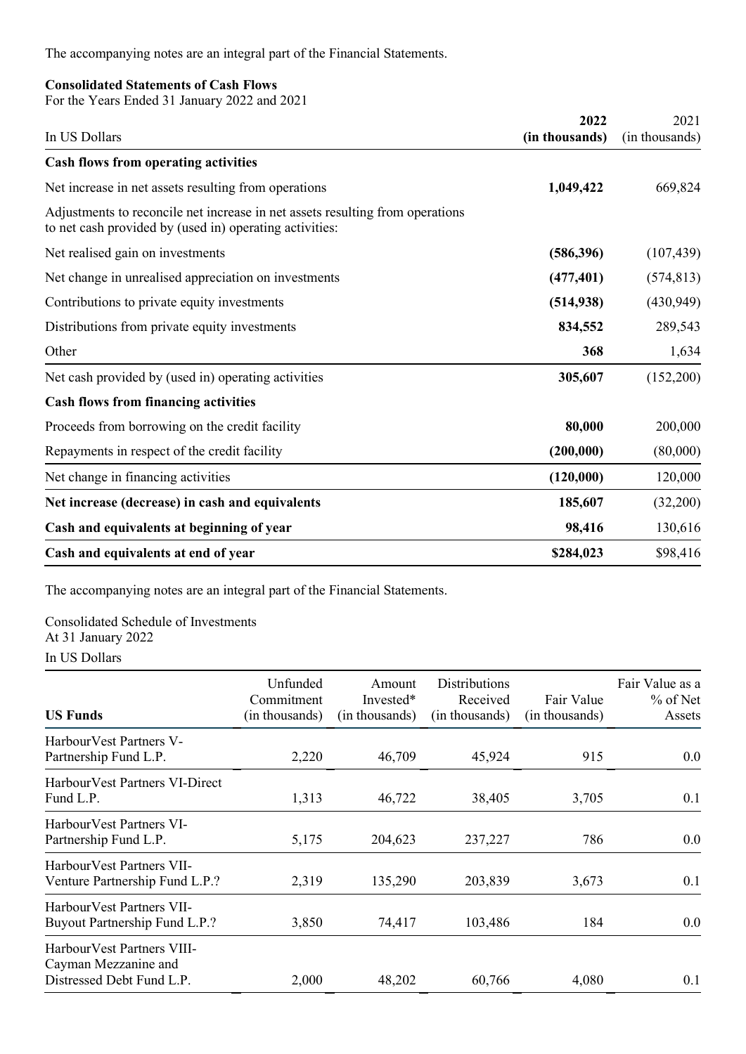The accompanying notes are an integral part of the Financial Statements.

**Consolidated Statements of Cash Flows**
For the Years Ended 31 January 2022 and 2021

| In US Dollars | **2022 (in thousands)** | 2021 (in thousands) |
|---|---|---|
| **Cash flows from operating activities** | | |
| Net increase in net assets resulting from operations | **1,049,422** | 669,824 |
| Adjustments to reconcile net increase in net assets resulting from operations to net cash provided by (used in) operating activities: | | |
| Net realised gain on investments | **(586,396)** | (107,439) |
| Net change in unrealised appreciation on investments | **(477,401)** | (574,813) |
| Contributions to private equity investments | **(514,938)** | (430,949) |
| Distributions from private equity investments | **834,552** | 289,543 |
| Other | **368** | 1,634 |
| Net cash provided by (used in) operating activities | **305,607** | (152,200) |
| **Cash flows from financing activities** | | |
| Proceeds from borrowing on the credit facility | **80,000** | 200,000 |
| Repayments in respect of the credit facility | **(200,000)** | (80,000) |
| Net change in financing activities | **(120,000)** | 120,000 |
| **Net increase (decrease) in cash and equivalents** | **185,607** | (32,200) |
| **Cash and equivalents at beginning of year** | **98,416** | 130,616 |
| **Cash and equivalents at end of year** | **$284,023** | $98,416 |

The accompanying notes are an integral part of the Financial Statements.

Consolidated Schedule of Investments
At 31 January 2022
In US Dollars

| **US Funds** | Unfunded Commitment (in thousands) | Amount Invested* (in thousands) | Distributions Received (in thousands) | Fair Value (in thousands) | Fair Value as a % of Net Assets |
|---|---|---|---|---|---|
| HarbourVest Partners V-Partnership Fund L.P. | 2,220 | 46,709 | 45,924 | 915 | 0.0 |
| HarbourVest Partners VI-Direct Fund L.P. | 1,313 | 46,722 | 38,405 | 3,705 | 0.1 |
| HarbourVest Partners VI-Partnership Fund L.P. | 5,175 | 204,623 | 237,227 | 786 | 0.0 |
| HarbourVest Partners VII-Venture Partnership Fund L.P.? | 2,319 | 135,290 | 203,839 | 3,673 | 0.1 |
| HarbourVest Partners VII-Buyout Partnership Fund L.P.? | 3,850 | 74,417 | 103,486 | 184 | 0.0 |
| HarbourVest Partners VIII-Cayman Mezzanine and Distressed Debt Fund L.P. | 2,000 | 48,202 | 60,766 | 4,080 | 0.1 |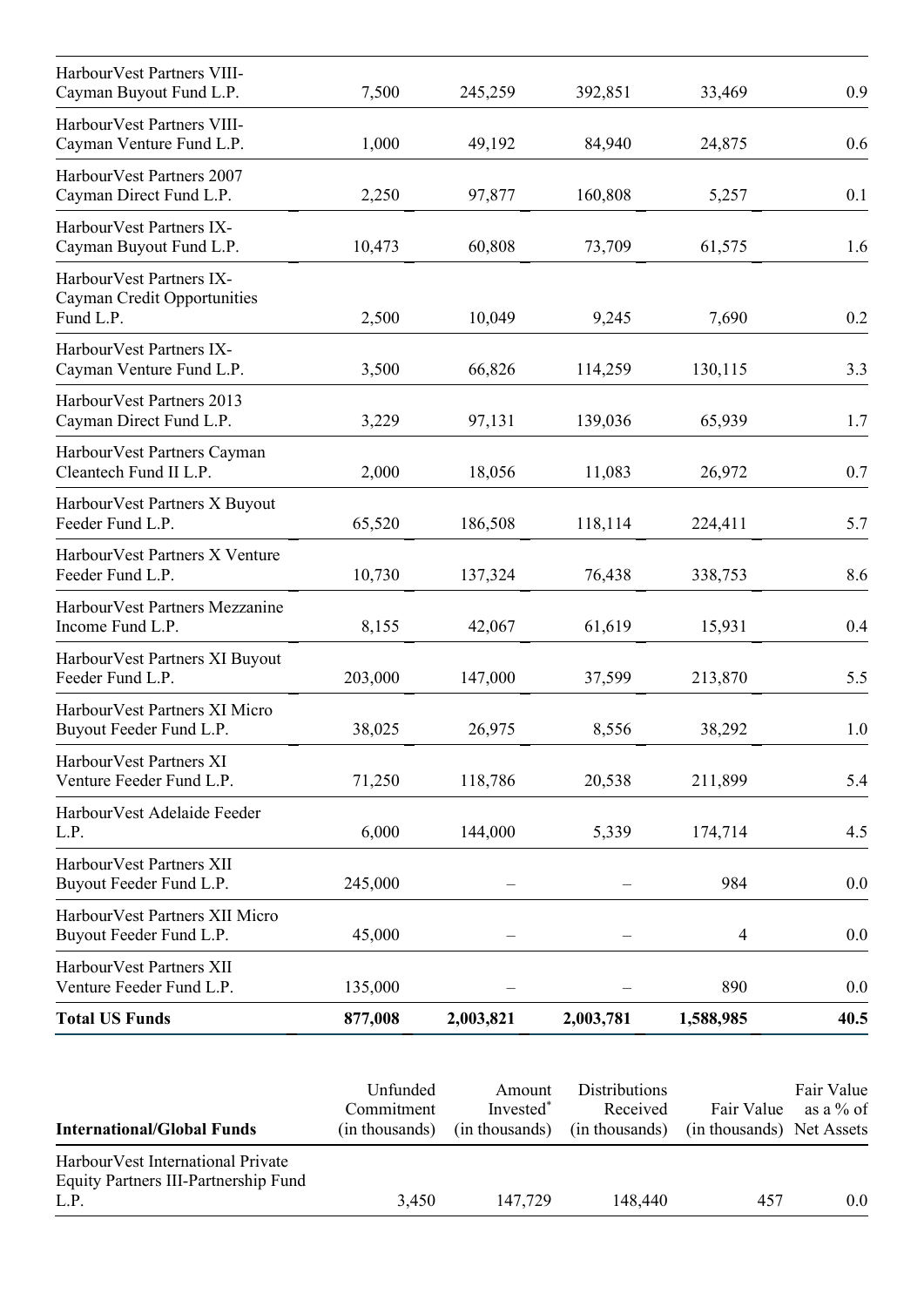| | | | | | |
|---|---|---|---|---|---|
| HarbourVest Partners VIII-Cayman Buyout Fund L.P. | 7,500 | 245,259 | 392,851 | 33,469 | 0.9 |
| HarbourVest Partners VIII-Cayman Venture Fund L.P. | 1,000 | 49,192 | 84,940 | 24,875 | 0.6 |
| HarbourVest Partners 2007 Cayman Direct Fund L.P. | 2,250 | 97,877 | 160,808 | 5,257 | 0.1 |
| HarbourVest Partners IX-Cayman Buyout Fund L.P. | 10,473 | 60,808 | 73,709 | 61,575 | 1.6 |
| HarbourVest Partners IX-Cayman Credit Opportunities Fund L.P. | 2,500 | 10,049 | 9,245 | 7,690 | 0.2 |
| HarbourVest Partners IX-Cayman Venture Fund L.P. | 3,500 | 66,826 | 114,259 | 130,115 | 3.3 |
| HarbourVest Partners 2013 Cayman Direct Fund L.P. | 3,229 | 97,131 | 139,036 | 65,939 | 1.7 |
| HarbourVest Partners Cayman Cleantech Fund II L.P. | 2,000 | 18,056 | 11,083 | 26,972 | 0.7 |
| HarbourVest Partners X Buyout Feeder Fund L.P. | 65,520 | 186,508 | 118,114 | 224,411 | 5.7 |
| HarbourVest Partners X Venture Feeder Fund L.P. | 10,730 | 137,324 | 76,438 | 338,753 | 8.6 |
| HarbourVest Partners Mezzanine Income Fund L.P. | 8,155 | 42,067 | 61,619 | 15,931 | 0.4 |
| HarbourVest Partners XI Buyout Feeder Fund L.P. | 203,000 | 147,000 | 37,599 | 213,870 | 5.5 |
| HarbourVest Partners XI Micro Buyout Feeder Fund L.P. | 38,025 | 26,975 | 8,556 | 38,292 | 1.0 |
| HarbourVest Partners XI Venture Feeder Fund L.P. | 71,250 | 118,786 | 20,538 | 211,899 | 5.4 |
| HarbourVest Adelaide Feeder L.P. | 6,000 | 144,000 | 5,339 | 174,714 | 4.5 |
| HarbourVest Partners XII Buyout Feeder Fund L.P. | 245,000 | – | – | 984 | 0.0 |
| HarbourVest Partners XII Micro Buyout Feeder Fund L.P. | 45,000 | – | – | 4 | 0.0 |
| HarbourVest Partners XII Venture Feeder Fund L.P. | 135,000 | – | – | 890 | 0.0 |
| **Total US Funds** | **877,008** | **2,003,821** | **2,003,781** | **1,588,985** | **40.5** |

| International/Global Funds | Unfunded Commitment (in thousands) | Amount Invested* (in thousands) | Distributions Received (in thousands) | Fair Value (in thousands) | Fair Value as a % of Net Assets |
|---|---|---|---|---|---|
| HarbourVest International Private Equity Partners III-Partnership Fund L.P. | 3,450 | 147,729 | 148,440 | 457 | 0.0 |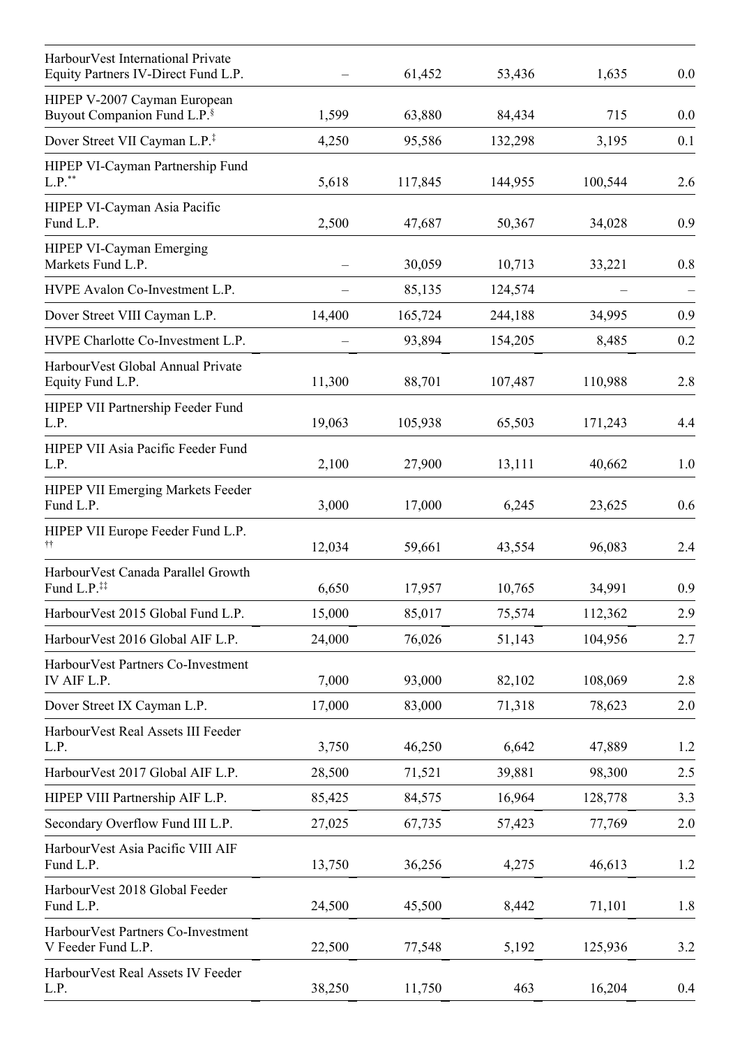| | | | | | |
|---|---|---|---|---|---|
| HarbourVest International Private Equity Partners IV-Direct Fund L.P. | – | 61,452 | 53,436 | 1,635 | 0.0 |
| HIPEP V-2007 Cayman European Buyout Companion Fund L.P.§ | 1,599 | 63,880 | 84,434 | 715 | 0.0 |
| Dover Street VII Cayman L.P.‡ | 4,250 | 95,586 | 132,298 | 3,195 | 0.1 |
| HIPEP VI-Cayman Partnership Fund L.P.** | 5,618 | 117,845 | 144,955 | 100,544 | 2.6 |
| HIPEP VI-Cayman Asia Pacific Fund L.P. | 2,500 | 47,687 | 50,367 | 34,028 | 0.9 |
| HIPEP VI-Cayman Emerging Markets Fund L.P. | – | 30,059 | 10,713 | 33,221 | 0.8 |
| HVPE Avalon Co-Investment L.P. | – | 85,135 | 124,574 | – | – |
| Dover Street VIII Cayman L.P. | 14,400 | 165,724 | 244,188 | 34,995 | 0.9 |
| HVPE Charlotte Co-Investment L.P. | – | 93,894 | 154,205 | 8,485 | 0.2 |
| HarbourVest Global Annual Private Equity Fund L.P. | 11,300 | 88,701 | 107,487 | 110,988 | 2.8 |
| HIPEP VII Partnership Feeder Fund L.P. | 19,063 | 105,938 | 65,503 | 171,243 | 4.4 |
| HIPEP VII Asia Pacific Feeder Fund L.P. | 2,100 | 27,900 | 13,111 | 40,662 | 1.0 |
| HIPEP VII Emerging Markets Feeder Fund L.P. | 3,000 | 17,000 | 6,245 | 23,625 | 0.6 |
| HIPEP VII Europe Feeder Fund L.P. †† | 12,034 | 59,661 | 43,554 | 96,083 | 2.4 |
| HarbourVest Canada Parallel Growth Fund L.P.‡‡ | 6,650 | 17,957 | 10,765 | 34,991 | 0.9 |
| HarbourVest 2015 Global Fund L.P. | 15,000 | 85,017 | 75,574 | 112,362 | 2.9 |
| HarbourVest 2016 Global AIF L.P. | 24,000 | 76,026 | 51,143 | 104,956 | 2.7 |
| HarbourVest Partners Co-Investment IV AIF L.P. | 7,000 | 93,000 | 82,102 | 108,069 | 2.8 |
| Dover Street IX Cayman L.P. | 17,000 | 83,000 | 71,318 | 78,623 | 2.0 |
| HarbourVest Real Assets III Feeder L.P. | 3,750 | 46,250 | 6,642 | 47,889 | 1.2 |
| HarbourVest 2017 Global AIF L.P. | 28,500 | 71,521 | 39,881 | 98,300 | 2.5 |
| HIPEP VIII Partnership AIF L.P. | 85,425 | 84,575 | 16,964 | 128,778 | 3.3 |
| Secondary Overflow Fund III L.P. | 27,025 | 67,735 | 57,423 | 77,769 | 2.0 |
| HarbourVest Asia Pacific VIII AIF Fund L.P. | 13,750 | 36,256 | 4,275 | 46,613 | 1.2 |
| HarbourVest 2018 Global Feeder Fund L.P. | 24,500 | 45,500 | 8,442 | 71,101 | 1.8 |
| HarbourVest Partners Co-Investment V Feeder Fund L.P. | 22,500 | 77,548 | 5,192 | 125,936 | 3.2 |
| HarbourVest Real Assets IV Feeder L.P. | 38,250 | 11,750 | 463 | 16,204 | 0.4 |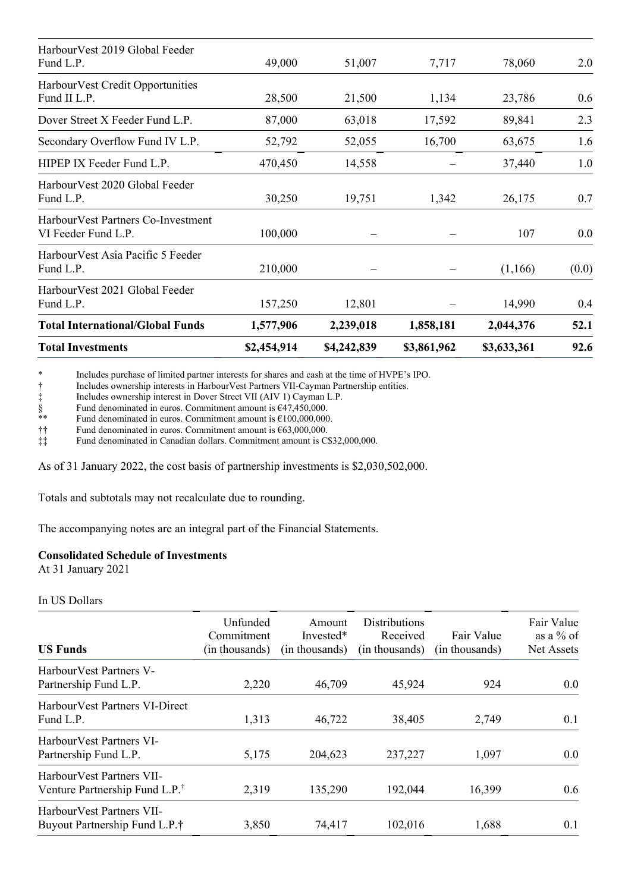| | | | | | |
|---|---|---|---|---|---|
| HarbourVest 2019 Global Feeder Fund L.P. | 49,000 | 51,007 | 7,717 | 78,060 | 2.0 |
| HarbourVest Credit Opportunities Fund II L.P. | 28,500 | 21,500 | 1,134 | 23,786 | 0.6 |
| Dover Street X Feeder Fund L.P. | 87,000 | 63,018 | 17,592 | 89,841 | 2.3 |
| Secondary Overflow Fund IV L.P. | 52,792 | 52,055 | 16,700 | 63,675 | 1.6 |
| HIPEP IX Feeder Fund L.P. | 470,450 | 14,558 | – | 37,440 | 1.0 |
| HarbourVest 2020 Global Feeder Fund L.P. | 30,250 | 19,751 | 1,342 | 26,175 | 0.7 |
| HarbourVest Partners Co-Investment VI Feeder Fund L.P. | 100,000 | – | – | 107 | 0.0 |
| HarbourVest Asia Pacific 5 Feeder Fund L.P. | 210,000 | – | – | (1,166) | (0.0) |
| HarbourVest 2021 Global Feeder Fund L.P. | 157,250 | 12,801 | – | 14,990 | 0.4 |
| **Total International/Global Funds** | **1,577,906** | **2,239,018** | **1,858,181** | **2,044,376** | **52.1** |
| **Total Investments** | **\$2,454,914** | **\$4,242,839** | **\$3,861,962** | **\$3,633,361** | **92.6** |

\* Includes purchase of limited partner interests for shares and cash at the time of HVPE's IPO.
† Includes ownership interests in HarbourVest Partners VII-Cayman Partnership entities.
‡ Includes ownership interest in Dover Street VII (AIV 1) Cayman L.P.
§ Fund denominated in euros. Commitment amount is €47,450,000.
\*\* Fund denominated in euros. Commitment amount is €100,000,000.
†† Fund denominated in euros. Commitment amount is €63,000,000.
‡‡ Fund denominated in Canadian dollars. Commitment amount is C\$32,000,000.

As of 31 January 2022, the cost basis of partnership investments is \$2,030,502,000.

Totals and subtotals may not recalculate due to rounding.

The accompanying notes are an integral part of the Financial Statements.

**Consolidated Schedule of Investments**
At 31 January 2021

In US Dollars

| US Funds | Unfunded Commitment (in thousands) | Amount Invested* (in thousands) | Distributions Received (in thousands) | Fair Value (in thousands) | Fair Value as a % of Net Assets |
|---|---|---|---|---|---|
| HarbourVest Partners V-Partnership Fund L.P. | 2,220 | 46,709 | 45,924 | 924 | 0.0 |
| HarbourVest Partners VI-Direct Fund L.P. | 1,313 | 46,722 | 38,405 | 2,749 | 0.1 |
| HarbourVest Partners VI-Partnership Fund L.P. | 5,175 | 204,623 | 237,227 | 1,097 | 0.0 |
| HarbourVest Partners VII-Venture Partnership Fund L.P.† | 2,319 | 135,290 | 192,044 | 16,399 | 0.6 |
| HarbourVest Partners VII-Buyout Partnership Fund L.P.† | 3,850 | 74,417 | 102,016 | 1,688 | 0.1 |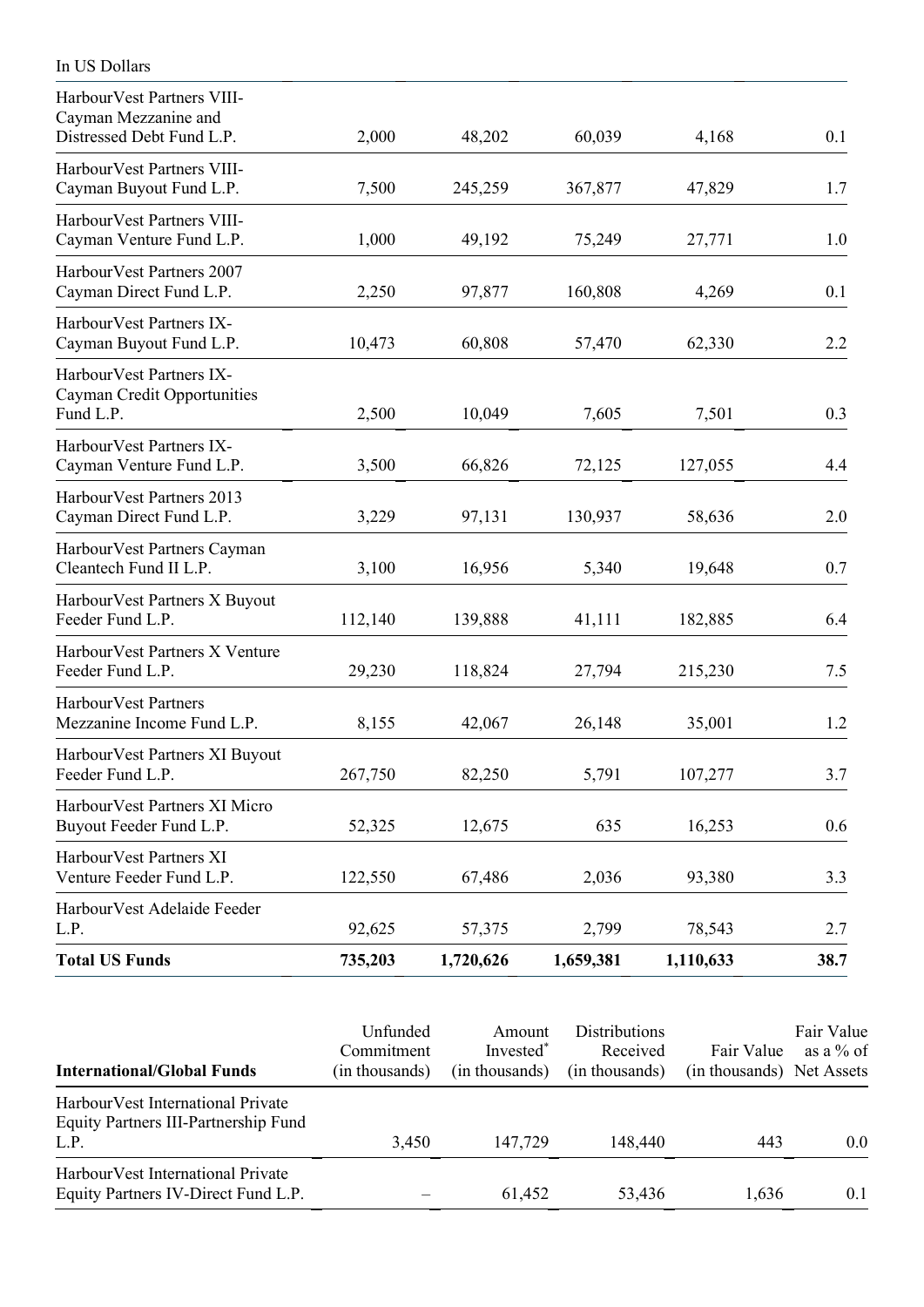In US Dollars

| | | | | | |
|---|---|---|---|---|---|
| HarbourVest Partners VIII-Cayman Mezzanine and Distressed Debt Fund L.P. | 2,000 | 48,202 | 60,039 | 4,168 | 0.1 |
| HarbourVest Partners VIII-Cayman Buyout Fund L.P. | 7,500 | 245,259 | 367,877 | 47,829 | 1.7 |
| HarbourVest Partners VIII-Cayman Venture Fund L.P. | 1,000 | 49,192 | 75,249 | 27,771 | 1.0 |
| HarbourVest Partners 2007 Cayman Direct Fund L.P. | 2,250 | 97,877 | 160,808 | 4,269 | 0.1 |
| HarbourVest Partners IX-Cayman Buyout Fund L.P. | 10,473 | 60,808 | 57,470 | 62,330 | 2.2 |
| HarbourVest Partners IX-Cayman Credit Opportunities Fund L.P. | 2,500 | 10,049 | 7,605 | 7,501 | 0.3 |
| HarbourVest Partners IX-Cayman Venture Fund L.P. | 3,500 | 66,826 | 72,125 | 127,055 | 4.4 |
| HarbourVest Partners 2013 Cayman Direct Fund L.P. | 3,229 | 97,131 | 130,937 | 58,636 | 2.0 |
| HarbourVest Partners Cayman Cleantech Fund II L.P. | 3,100 | 16,956 | 5,340 | 19,648 | 0.7 |
| HarbourVest Partners X Buyout Feeder Fund L.P. | 112,140 | 139,888 | 41,111 | 182,885 | 6.4 |
| HarbourVest Partners X Venture Feeder Fund L.P. | 29,230 | 118,824 | 27,794 | 215,230 | 7.5 |
| HarbourVest Partners Mezzanine Income Fund L.P. | 8,155 | 42,067 | 26,148 | 35,001 | 1.2 |
| HarbourVest Partners XI Buyout Feeder Fund L.P. | 267,750 | 82,250 | 5,791 | 107,277 | 3.7 |
| HarbourVest Partners XI Micro Buyout Feeder Fund L.P. | 52,325 | 12,675 | 635 | 16,253 | 0.6 |
| HarbourVest Partners XI Venture Feeder Fund L.P. | 122,550 | 67,486 | 2,036 | 93,380 | 3.3 |
| HarbourVest Adelaide Feeder L.P. | 92,625 | 57,375 | 2,799 | 78,543 | 2.7 |
| **Total US Funds** | **735,203** | **1,720,626** | **1,659,381** | **1,110,633** | **38.7** |

| **International/Global Funds** | Unfunded Commitment (in thousands) | Amount Invested* (in thousands) | Distributions Received (in thousands) | Fair Value (in thousands) | Fair Value as a % of Net Assets |
|---|---|---|---|---|---|
| HarbourVest International Private Equity Partners III-Partnership Fund L.P. | 3,450 | 147,729 | 148,440 | 443 | 0.0 |
| HarbourVest International Private Equity Partners IV-Direct Fund L.P. | – | 61,452 | 53,436 | 1,636 | 0.1 |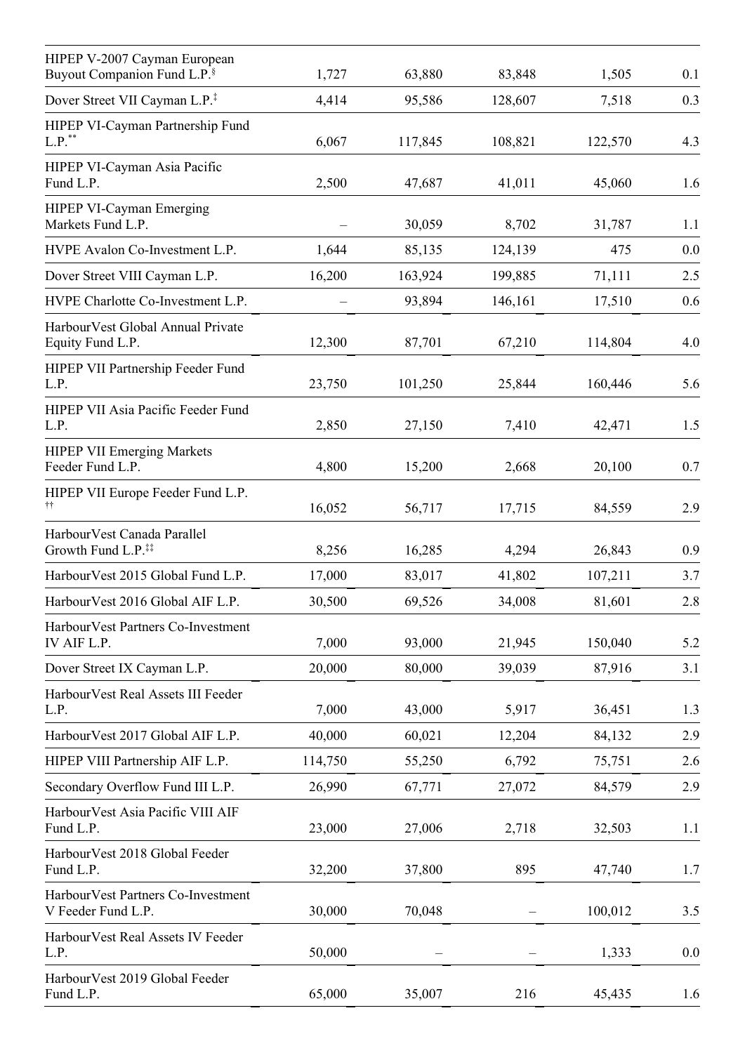| | | | | | |
|---|---|---|---|---|---|
| HIPEP V-2007 Cayman European Buyout Companion Fund L.P.§ | 1,727 | 63,880 | 83,848 | 1,505 | 0.1 |
| Dover Street VII Cayman L.P.‡ | 4,414 | 95,586 | 128,607 | 7,518 | 0.3 |
| HIPEP VI-Cayman Partnership Fund L.P.** | 6,067 | 117,845 | 108,821 | 122,570 | 4.3 |
| HIPEP VI-Cayman Asia Pacific Fund L.P. | 2,500 | 47,687 | 41,011 | 45,060 | 1.6 |
| HIPEP VI-Cayman Emerging Markets Fund L.P. | – | 30,059 | 8,702 | 31,787 | 1.1 |
| HVPE Avalon Co-Investment L.P. | 1,644 | 85,135 | 124,139 | 475 | 0.0 |
| Dover Street VIII Cayman L.P. | 16,200 | 163,924 | 199,885 | 71,111 | 2.5 |
| HVPE Charlotte Co-Investment L.P. | – | 93,894 | 146,161 | 17,510 | 0.6 |
| HarbourVest Global Annual Private Equity Fund L.P. | 12,300 | 87,701 | 67,210 | 114,804 | 4.0 |
| HIPEP VII Partnership Feeder Fund L.P. | 23,750 | 101,250 | 25,844 | 160,446 | 5.6 |
| HIPEP VII Asia Pacific Feeder Fund L.P. | 2,850 | 27,150 | 7,410 | 42,471 | 1.5 |
| HIPEP VII Emerging Markets Feeder Fund L.P. | 4,800 | 15,200 | 2,668 | 20,100 | 0.7 |
| HIPEP VII Europe Feeder Fund L.P. †† | 16,052 | 56,717 | 17,715 | 84,559 | 2.9 |
| HarbourVest Canada Parallel Growth Fund L.P.‡‡ | 8,256 | 16,285 | 4,294 | 26,843 | 0.9 |
| HarbourVest 2015 Global Fund L.P. | 17,000 | 83,017 | 41,802 | 107,211 | 3.7 |
| HarbourVest 2016 Global AIF L.P. | 30,500 | 69,526 | 34,008 | 81,601 | 2.8 |
| HarbourVest Partners Co-Investment IV AIF L.P. | 7,000 | 93,000 | 21,945 | 150,040 | 5.2 |
| Dover Street IX Cayman L.P. | 20,000 | 80,000 | 39,039 | 87,916 | 3.1 |
| HarbourVest Real Assets III Feeder L.P. | 7,000 | 43,000 | 5,917 | 36,451 | 1.3 |
| HarbourVest 2017 Global AIF L.P. | 40,000 | 60,021 | 12,204 | 84,132 | 2.9 |
| HIPEP VIII Partnership AIF L.P. | 114,750 | 55,250 | 6,792 | 75,751 | 2.6 |
| Secondary Overflow Fund III L.P. | 26,990 | 67,771 | 27,072 | 84,579 | 2.9 |
| HarbourVest Asia Pacific VIII AIF Fund L.P. | 23,000 | 27,006 | 2,718 | 32,503 | 1.1 |
| HarbourVest 2018 Global Feeder Fund L.P. | 32,200 | 37,800 | 895 | 47,740 | 1.7 |
| HarbourVest Partners Co-Investment V Feeder Fund L.P. | 30,000 | 70,048 | – | 100,012 | 3.5 |
| HarbourVest Real Assets IV Feeder L.P. | 50,000 | – | – | 1,333 | 0.0 |
| HarbourVest 2019 Global Feeder Fund L.P. | 65,000 | 35,007 | 216 | 45,435 | 1.6 |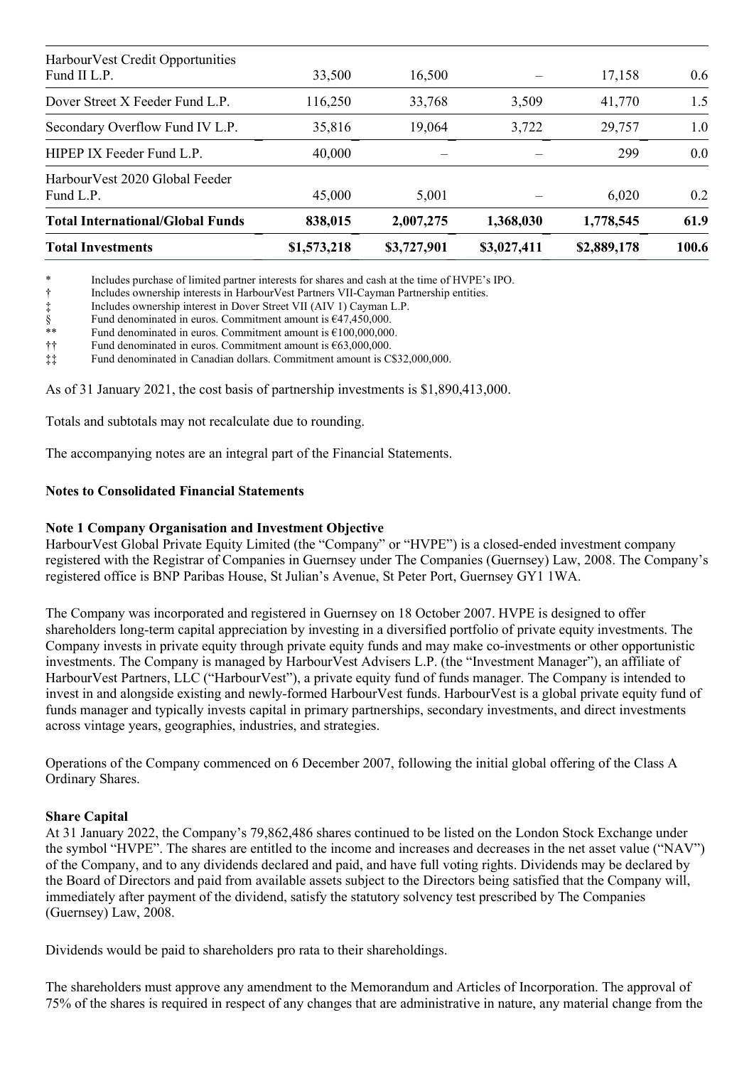| | | | | | |
|---|---|---|---|---|---|
| HarbourVest Credit Opportunities Fund II L.P. | 33,500 | 16,500 | – | 17,158 | 0.6 |
| Dover Street X Feeder Fund L.P. | 116,250 | 33,768 | 3,509 | 41,770 | 1.5 |
| Secondary Overflow Fund IV L.P. | 35,816 | 19,064 | 3,722 | 29,757 | 1.0 |
| HIPEP IX Feeder Fund L.P. | 40,000 | – | – | 299 | 0.0 |
| HarbourVest 2020 Global Feeder Fund L.P. | 45,000 | 5,001 | – | 6,020 | 0.2 |
| **Total International/Global Funds** | **838,015** | **2,007,275** | **1,368,030** | **1,778,545** | **61.9** |
| **Total Investments** | **$1,573,218** | **$3,727,901** | **$3,027,411** | **$2,889,178** | **100.6** |

* Includes purchase of limited partner interests for shares and cash at the time of HVPE's IPO.
† Includes ownership interests in HarbourVest Partners VII-Cayman Partnership entities.
‡ Includes ownership interest in Dover Street VII (AIV 1) Cayman L.P.
§ Fund denominated in euros. Commitment amount is €47,450,000.
** Fund denominated in euros. Commitment amount is €100,000,000.
†† Fund denominated in euros. Commitment amount is €63,000,000.
‡‡ Fund denominated in Canadian dollars. Commitment amount is C$32,000,000.

As of 31 January 2021, the cost basis of partnership investments is $1,890,413,000.

Totals and subtotals may not recalculate due to rounding.

The accompanying notes are an integral part of the Financial Statements.

## Notes to Consolidated Financial Statements

### Note 1 Company Organisation and Investment Objective

HarbourVest Global Private Equity Limited (the "Company" or "HVPE") is a closed-ended investment company registered with the Registrar of Companies in Guernsey under The Companies (Guernsey) Law, 2008. The Company's registered office is BNP Paribas House, St Julian's Avenue, St Peter Port, Guernsey GY1 1WA.

The Company was incorporated and registered in Guernsey on 18 October 2007. HVPE is designed to offer shareholders long-term capital appreciation by investing in a diversified portfolio of private equity investments. The Company invests in private equity through private equity funds and may make co-investments or other opportunistic investments. The Company is managed by HarbourVest Advisers L.P. (the "Investment Manager"), an affiliate of HarbourVest Partners, LLC ("HarbourVest"), a private equity fund of funds manager. The Company is intended to invest in and alongside existing and newly-formed HarbourVest funds. HarbourVest is a global private equity fund of funds manager and typically invests capital in primary partnerships, secondary investments, and direct investments across vintage years, geographies, industries, and strategies.

Operations of the Company commenced on 6 December 2007, following the initial global offering of the Class A Ordinary Shares.

### Share Capital

At 31 January 2022, the Company's 79,862,486 shares continued to be listed on the London Stock Exchange under the symbol "HVPE". The shares are entitled to the income and increases and decreases in the net asset value ("NAV") of the Company, and to any dividends declared and paid, and have full voting rights. Dividends may be declared by the Board of Directors and paid from available assets subject to the Directors being satisfied that the Company will, immediately after payment of the dividend, satisfy the statutory solvency test prescribed by The Companies (Guernsey) Law, 2008.

Dividends would be paid to shareholders pro rata to their shareholdings.

The shareholders must approve any amendment to the Memorandum and Articles of Incorporation. The approval of 75% of the shares is required in respect of any changes that are administrative in nature, any material change from the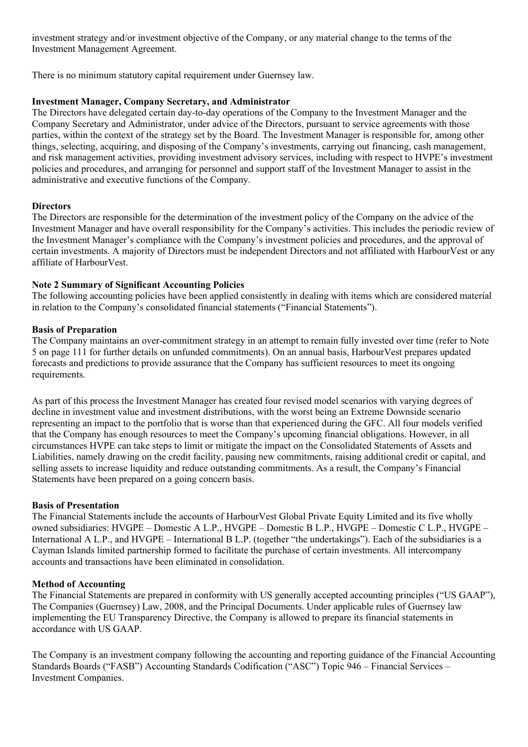investment strategy and/or investment objective of the Company, or any material change to the terms of the Investment Management Agreement.

There is no minimum statutory capital requirement under Guernsey law.

**Investment Manager, Company Secretary, and Administrator**
The Directors have delegated certain day-to-day operations of the Company to the Investment Manager and the Company Secretary and Administrator, under advice of the Directors, pursuant to service agreements with those parties, within the context of the strategy set by the Board. The Investment Manager is responsible for, among other things, selecting, acquiring, and disposing of the Company's investments, carrying out financing, cash management, and risk management activities, providing investment advisory services, including with respect to HVPE's investment policies and procedures, and arranging for personnel and support staff of the Investment Manager to assist in the administrative and executive functions of the Company.

**Directors**
The Directors are responsible for the determination of the investment policy of the Company on the advice of the Investment Manager and have overall responsibility for the Company's activities. This includes the periodic review of the Investment Manager's compliance with the Company's investment policies and procedures, and the approval of certain investments. A majority of Directors must be independent Directors and not affiliated with HarbourVest or any affiliate of HarbourVest.

**Note 2 Summary of Significant Accounting Policies**
The following accounting policies have been applied consistently in dealing with items which are considered material in relation to the Company's consolidated financial statements ("Financial Statements").

**Basis of Preparation**
The Company maintains an over-commitment strategy in an attempt to remain fully invested over time (refer to Note 5 on page 111 for further details on unfunded commitments). On an annual basis, HarbourVest prepares updated forecasts and predictions to provide assurance that the Company has sufficient resources to meet its ongoing requirements.

As part of this process the Investment Manager has created four revised model scenarios with varying degrees of decline in investment value and investment distributions, with the worst being an Extreme Downside scenario representing an impact to the portfolio that is worse than that experienced during the GFC. All four models verified that the Company has enough resources to meet the Company's upcoming financial obligations. However, in all circumstances HVPE can take steps to limit or mitigate the impact on the Consolidated Statements of Assets and Liabilities, namely drawing on the credit facility, pausing new commitments, raising additional credit or capital, and selling assets to increase liquidity and reduce outstanding commitments. As a result, the Company's Financial Statements have been prepared on a going concern basis.

**Basis of Presentation**
The Financial Statements include the accounts of HarbourVest Global Private Equity Limited and its five wholly owned subsidiaries: HVGPE – Domestic A L.P., HVGPE – Domestic B L.P., HVGPE – Domestic C L.P., HVGPE – International A L.P., and HVGPE – International B L.P. (together "the undertakings"). Each of the subsidiaries is a Cayman Islands limited partnership formed to facilitate the purchase of certain investments. All intercompany accounts and transactions have been eliminated in consolidation.

**Method of Accounting**
The Financial Statements are prepared in conformity with US generally accepted accounting principles ("US GAAP"), The Companies (Guernsey) Law, 2008, and the Principal Documents. Under applicable rules of Guernsey law implementing the EU Transparency Directive, the Company is allowed to prepare its financial statements in accordance with US GAAP.

The Company is an investment company following the accounting and reporting guidance of the Financial Accounting Standards Boards ("FASB") Accounting Standards Codification ("ASC") Topic 946 – Financial Services – Investment Companies.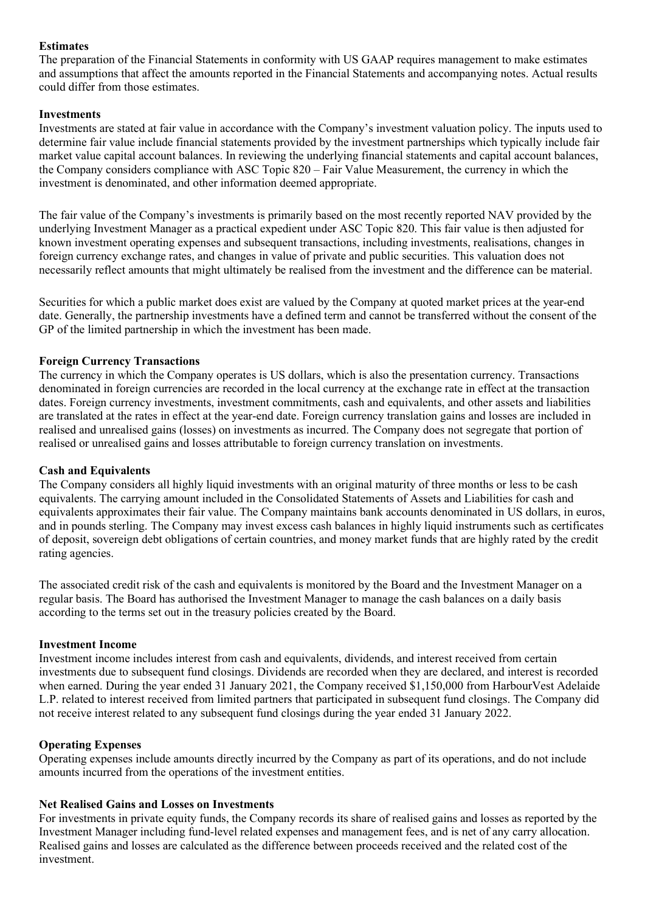**Estimates**

The preparation of the Financial Statements in conformity with US GAAP requires management to make estimates and assumptions that affect the amounts reported in the Financial Statements and accompanying notes. Actual results could differ from those estimates.

**Investments**

Investments are stated at fair value in accordance with the Company's investment valuation policy. The inputs used to determine fair value include financial statements provided by the investment partnerships which typically include fair market value capital account balances. In reviewing the underlying financial statements and capital account balances, the Company considers compliance with ASC Topic 820 – Fair Value Measurement, the currency in which the investment is denominated, and other information deemed appropriate.

The fair value of the Company's investments is primarily based on the most recently reported NAV provided by the underlying Investment Manager as a practical expedient under ASC Topic 820. This fair value is then adjusted for known investment operating expenses and subsequent transactions, including investments, realisations, changes in foreign currency exchange rates, and changes in value of private and public securities. This valuation does not necessarily reflect amounts that might ultimately be realised from the investment and the difference can be material.

Securities for which a public market does exist are valued by the Company at quoted market prices at the year-end date. Generally, the partnership investments have a defined term and cannot be transferred without the consent of the GP of the limited partnership in which the investment has been made.

**Foreign Currency Transactions**

The currency in which the Company operates is US dollars, which is also the presentation currency. Transactions denominated in foreign currencies are recorded in the local currency at the exchange rate in effect at the transaction dates. Foreign currency investments, investment commitments, cash and equivalents, and other assets and liabilities are translated at the rates in effect at the year-end date. Foreign currency translation gains and losses are included in realised and unrealised gains (losses) on investments as incurred. The Company does not segregate that portion of realised or unrealised gains and losses attributable to foreign currency translation on investments.

**Cash and Equivalents**

The Company considers all highly liquid investments with an original maturity of three months or less to be cash equivalents. The carrying amount included in the Consolidated Statements of Assets and Liabilities for cash and equivalents approximates their fair value. The Company maintains bank accounts denominated in US dollars, in euros, and in pounds sterling. The Company may invest excess cash balances in highly liquid instruments such as certificates of deposit, sovereign debt obligations of certain countries, and money market funds that are highly rated by the credit rating agencies.

The associated credit risk of the cash and equivalents is monitored by the Board and the Investment Manager on a regular basis. The Board has authorised the Investment Manager to manage the cash balances on a daily basis according to the terms set out in the treasury policies created by the Board.

**Investment Income**

Investment income includes interest from cash and equivalents, dividends, and interest received from certain investments due to subsequent fund closings. Dividends are recorded when they are declared, and interest is recorded when earned. During the year ended 31 January 2021, the Company received $1,150,000 from HarbourVest Adelaide L.P. related to interest received from limited partners that participated in subsequent fund closings. The Company did not receive interest related to any subsequent fund closings during the year ended 31 January 2022.

**Operating Expenses**

Operating expenses include amounts directly incurred by the Company as part of its operations, and do not include amounts incurred from the operations of the investment entities.

**Net Realised Gains and Losses on Investments**

For investments in private equity funds, the Company records its share of realised gains and losses as reported by the Investment Manager including fund-level related expenses and management fees, and is net of any carry allocation. Realised gains and losses are calculated as the difference between proceeds received and the related cost of the investment.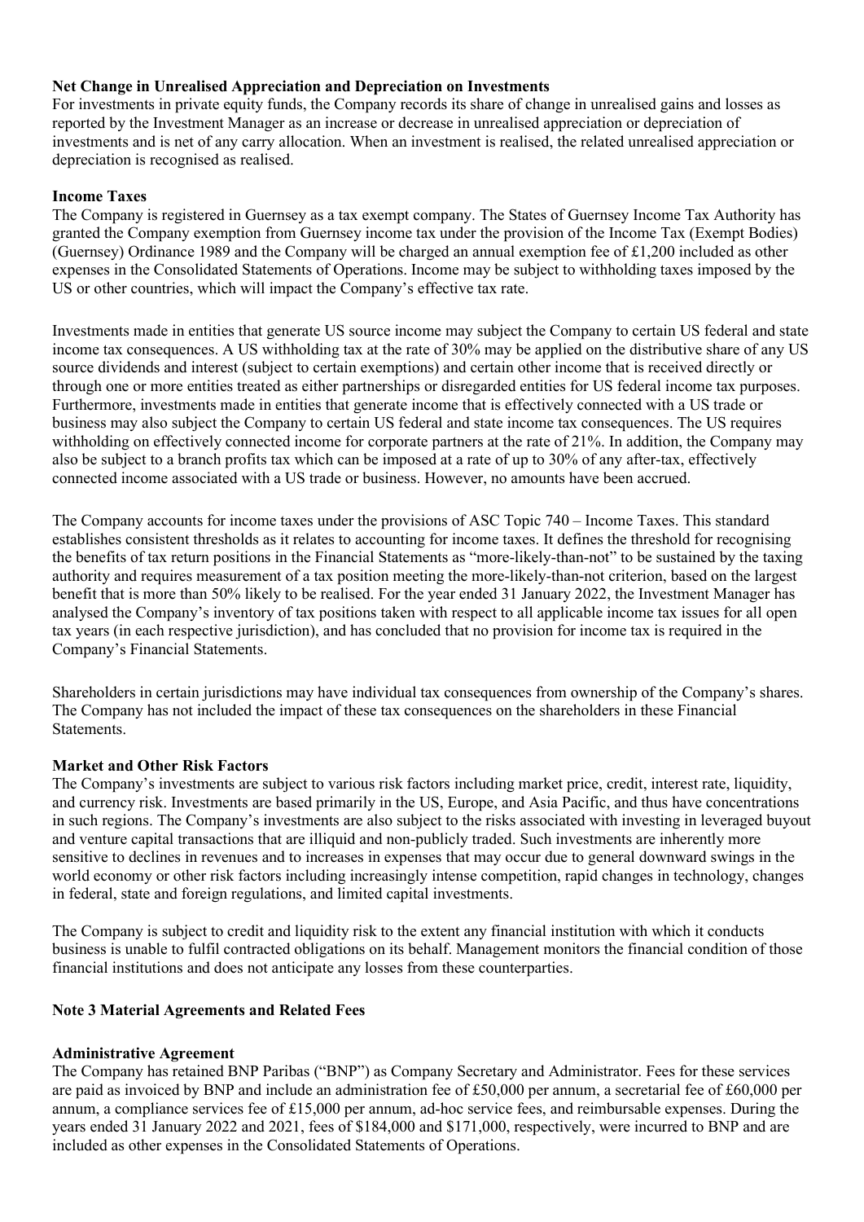**Net Change in Unrealised Appreciation and Depreciation on Investments**

For investments in private equity funds, the Company records its share of change in unrealised gains and losses as reported by the Investment Manager as an increase or decrease in unrealised appreciation or depreciation of investments and is net of any carry allocation. When an investment is realised, the related unrealised appreciation or depreciation is recognised as realised.

**Income Taxes**

The Company is registered in Guernsey as a tax exempt company. The States of Guernsey Income Tax Authority has granted the Company exemption from Guernsey income tax under the provision of the Income Tax (Exempt Bodies) (Guernsey) Ordinance 1989 and the Company will be charged an annual exemption fee of £1,200 included as other expenses in the Consolidated Statements of Operations. Income may be subject to withholding taxes imposed by the US or other countries, which will impact the Company's effective tax rate.

Investments made in entities that generate US source income may subject the Company to certain US federal and state income tax consequences. A US withholding tax at the rate of 30% may be applied on the distributive share of any US source dividends and interest (subject to certain exemptions) and certain other income that is received directly or through one or more entities treated as either partnerships or disregarded entities for US federal income tax purposes. Furthermore, investments made in entities that generate income that is effectively connected with a US trade or business may also subject the Company to certain US federal and state income tax consequences. The US requires withholding on effectively connected income for corporate partners at the rate of 21%. In addition, the Company may also be subject to a branch profits tax which can be imposed at a rate of up to 30% of any after-tax, effectively connected income associated with a US trade or business. However, no amounts have been accrued.

The Company accounts for income taxes under the provisions of ASC Topic 740 – Income Taxes. This standard establishes consistent thresholds as it relates to accounting for income taxes. It defines the threshold for recognising the benefits of tax return positions in the Financial Statements as "more-likely-than-not" to be sustained by the taxing authority and requires measurement of a tax position meeting the more-likely-than-not criterion, based on the largest benefit that is more than 50% likely to be realised. For the year ended 31 January 2022, the Investment Manager has analysed the Company's inventory of tax positions taken with respect to all applicable income tax issues for all open tax years (in each respective jurisdiction), and has concluded that no provision for income tax is required in the Company's Financial Statements.

Shareholders in certain jurisdictions may have individual tax consequences from ownership of the Company's shares. The Company has not included the impact of these tax consequences on the shareholders in these Financial Statements.

**Market and Other Risk Factors**

The Company's investments are subject to various risk factors including market price, credit, interest rate, liquidity, and currency risk. Investments are based primarily in the US, Europe, and Asia Pacific, and thus have concentrations in such regions. The Company's investments are also subject to the risks associated with investing in leveraged buyout and venture capital transactions that are illiquid and non-publicly traded. Such investments are inherently more sensitive to declines in revenues and to increases in expenses that may occur due to general downward swings in the world economy or other risk factors including increasingly intense competition, rapid changes in technology, changes in federal, state and foreign regulations, and limited capital investments.

The Company is subject to credit and liquidity risk to the extent any financial institution with which it conducts business is unable to fulfil contracted obligations on its behalf. Management monitors the financial condition of those financial institutions and does not anticipate any losses from these counterparties.

## Note 3 Material Agreements and Related Fees

**Administrative Agreement**

The Company has retained BNP Paribas ("BNP") as Company Secretary and Administrator. Fees for these services are paid as invoiced by BNP and include an administration fee of £50,000 per annum, a secretarial fee of £60,000 per annum, a compliance services fee of £15,000 per annum, ad-hoc service fees, and reimbursable expenses. During the years ended 31 January 2022 and 2021, fees of $184,000 and $171,000, respectively, were incurred to BNP and are included as other expenses in the Consolidated Statements of Operations.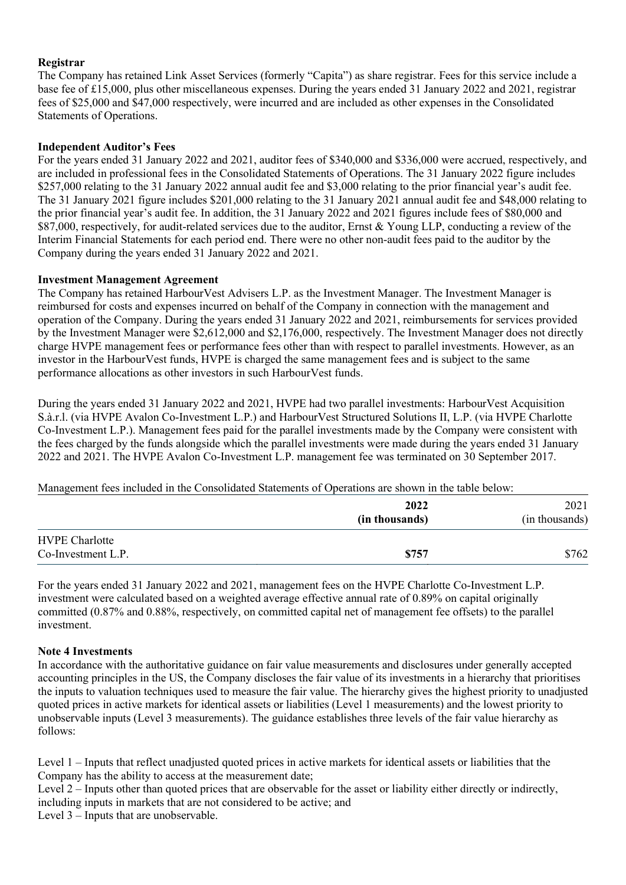**Registrar**
The Company has retained Link Asset Services (formerly "Capita") as share registrar. Fees for this service include a base fee of £15,000, plus other miscellaneous expenses. During the years ended 31 January 2022 and 2021, registrar fees of $25,000 and $47,000 respectively, were incurred and are included as other expenses in the Consolidated Statements of Operations.

**Independent Auditor's Fees**
For the years ended 31 January 2022 and 2021, auditor fees of $340,000 and $336,000 were accrued, respectively, and are included in professional fees in the Consolidated Statements of Operations. The 31 January 2022 figure includes $257,000 relating to the 31 January 2022 annual audit fee and $3,000 relating to the prior financial year's audit fee. The 31 January 2021 figure includes $201,000 relating to the 31 January 2021 annual audit fee and $48,000 relating to the prior financial year's audit fee. In addition, the 31 January 2022 and 2021 figures include fees of $80,000 and $87,000, respectively, for audit-related services due to the auditor, Ernst & Young LLP, conducting a review of the Interim Financial Statements for each period end. There were no other non-audit fees paid to the auditor by the Company during the years ended 31 January 2022 and 2021.

**Investment Management Agreement**
The Company has retained HarbourVest Advisers L.P. as the Investment Manager. The Investment Manager is reimbursed for costs and expenses incurred on behalf of the Company in connection with the management and operation of the Company. During the years ended 31 January 2022 and 2021, reimbursements for services provided by the Investment Manager were $2,612,000 and $2,176,000, respectively. The Investment Manager does not directly charge HVPE management fees or performance fees other than with respect to parallel investments. However, as an investor in the HarbourVest funds, HVPE is charged the same management fees and is subject to the same performance allocations as other investors in such HarbourVest funds.

During the years ended 31 January 2022 and 2021, HVPE had two parallel investments: HarbourVest Acquisition S.à.r.l. (via HVPE Avalon Co-Investment L.P.) and HarbourVest Structured Solutions II, L.P. (via HVPE Charlotte Co-Investment L.P.). Management fees paid for the parallel investments made by the Company were consistent with the fees charged by the funds alongside which the parallel investments were made during the years ended 31 January 2022 and 2021. The HVPE Avalon Co-Investment L.P. management fee was terminated on 30 September 2017.

Management fees included in the Consolidated Statements of Operations are shown in the table below:

| | **2022 (in thousands)** | 2021 (in thousands) |
|---|---|---|
| HVPE Charlotte Co-Investment L.P. | **$757** | $762 |

For the years ended 31 January 2022 and 2021, management fees on the HVPE Charlotte Co-Investment L.P. investment were calculated based on a weighted average effective annual rate of 0.89% on capital originally committed (0.87% and 0.88%, respectively, on committed capital net of management fee offsets) to the parallel investment.

**Note 4 Investments**
In accordance with the authoritative guidance on fair value measurements and disclosures under generally accepted accounting principles in the US, the Company discloses the fair value of its investments in a hierarchy that prioritises the inputs to valuation techniques used to measure the fair value. The hierarchy gives the highest priority to unadjusted quoted prices in active markets for identical assets or liabilities (Level 1 measurements) and the lowest priority to unobservable inputs (Level 3 measurements). The guidance establishes three levels of the fair value hierarchy as follows:

Level 1 – Inputs that reflect unadjusted quoted prices in active markets for identical assets or liabilities that the Company has the ability to access at the measurement date;
Level 2 – Inputs other than quoted prices that are observable for the asset or liability either directly or indirectly, including inputs in markets that are not considered to be active; and
Level 3 – Inputs that are unobservable.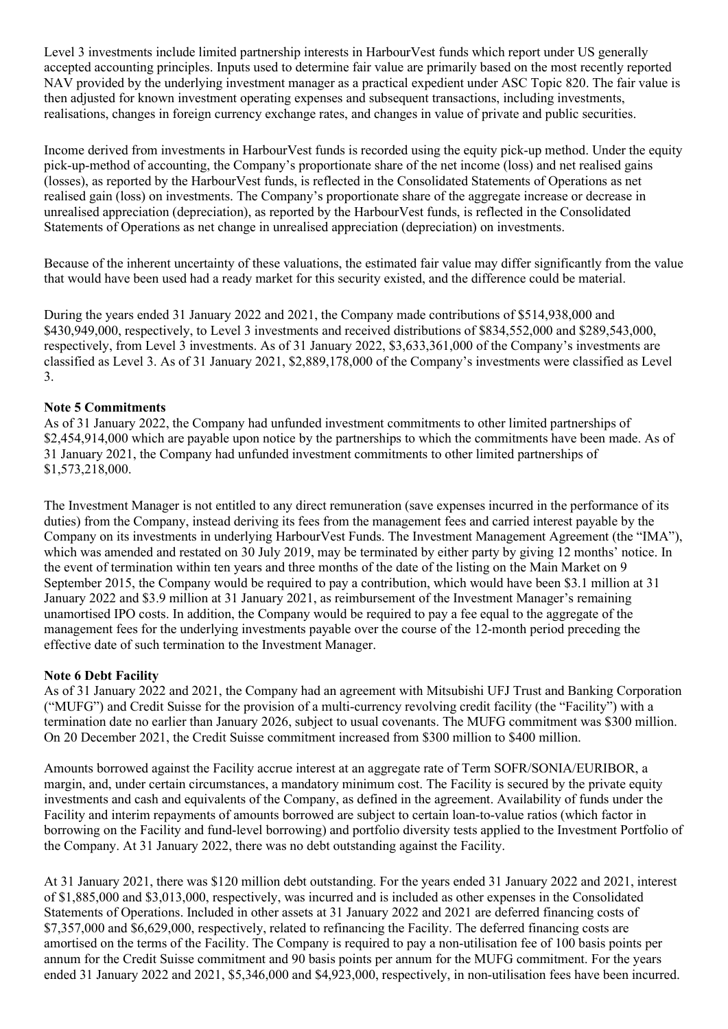Level 3 investments include limited partnership interests in HarbourVest funds which report under US generally accepted accounting principles. Inputs used to determine fair value are primarily based on the most recently reported NAV provided by the underlying investment manager as a practical expedient under ASC Topic 820. The fair value is then adjusted for known investment operating expenses and subsequent transactions, including investments, realisations, changes in foreign currency exchange rates, and changes in value of private and public securities.

Income derived from investments in HarbourVest funds is recorded using the equity pick-up method. Under the equity pick-up-method of accounting, the Company's proportionate share of the net income (loss) and net realised gains (losses), as reported by the HarbourVest funds, is reflected in the Consolidated Statements of Operations as net realised gain (loss) on investments. The Company's proportionate share of the aggregate increase or decrease in unrealised appreciation (depreciation), as reported by the HarbourVest funds, is reflected in the Consolidated Statements of Operations as net change in unrealised appreciation (depreciation) on investments.

Because of the inherent uncertainty of these valuations, the estimated fair value may differ significantly from the value that would have been used had a ready market for this security existed, and the difference could be material.

During the years ended 31 January 2022 and 2021, the Company made contributions of $514,938,000 and $430,949,000, respectively, to Level 3 investments and received distributions of $834,552,000 and $289,543,000, respectively, from Level 3 investments. As of 31 January 2022, $3,633,361,000 of the Company's investments are classified as Level 3. As of 31 January 2021, $2,889,178,000 of the Company's investments were classified as Level 3.

**Note 5 Commitments**

As of 31 January 2022, the Company had unfunded investment commitments to other limited partnerships of $2,454,914,000 which are payable upon notice by the partnerships to which the commitments have been made. As of 31 January 2021, the Company had unfunded investment commitments to other limited partnerships of $1,573,218,000.

The Investment Manager is not entitled to any direct remuneration (save expenses incurred in the performance of its duties) from the Company, instead deriving its fees from the management fees and carried interest payable by the Company on its investments in underlying HarbourVest Funds. The Investment Management Agreement (the "IMA"), which was amended and restated on 30 July 2019, may be terminated by either party by giving 12 months' notice. In the event of termination within ten years and three months of the date of the listing on the Main Market on 9 September 2015, the Company would be required to pay a contribution, which would have been $3.1 million at 31 January 2022 and $3.9 million at 31 January 2021, as reimbursement of the Investment Manager's remaining unamortised IPO costs. In addition, the Company would be required to pay a fee equal to the aggregate of the management fees for the underlying investments payable over the course of the 12-month period preceding the effective date of such termination to the Investment Manager.

**Note 6 Debt Facility**

As of 31 January 2022 and 2021, the Company had an agreement with Mitsubishi UFJ Trust and Banking Corporation ("MUFG") and Credit Suisse for the provision of a multi-currency revolving credit facility (the "Facility") with a termination date no earlier than January 2026, subject to usual covenants. The MUFG commitment was $300 million. On 20 December 2021, the Credit Suisse commitment increased from $300 million to $400 million.

Amounts borrowed against the Facility accrue interest at an aggregate rate of Term SOFR/SONIA/EURIBOR, a margin, and, under certain circumstances, a mandatory minimum cost. The Facility is secured by the private equity investments and cash and equivalents of the Company, as defined in the agreement. Availability of funds under the Facility and interim repayments of amounts borrowed are subject to certain loan-to-value ratios (which factor in borrowing on the Facility and fund-level borrowing) and portfolio diversity tests applied to the Investment Portfolio of the Company. At 31 January 2022, there was no debt outstanding against the Facility.

At 31 January 2021, there was $120 million debt outstanding. For the years ended 31 January 2022 and 2021, interest of $1,885,000 and $3,013,000, respectively, was incurred and is included as other expenses in the Consolidated Statements of Operations. Included in other assets at 31 January 2022 and 2021 are deferred financing costs of $7,357,000 and $6,629,000, respectively, related to refinancing the Facility. The deferred financing costs are amortised on the terms of the Facility. The Company is required to pay a non-utilisation fee of 100 basis points per annum for the Credit Suisse commitment and 90 basis points per annum for the MUFG commitment. For the years ended 31 January 2022 and 2021, $5,346,000 and $4,923,000, respectively, in non-utilisation fees have been incurred.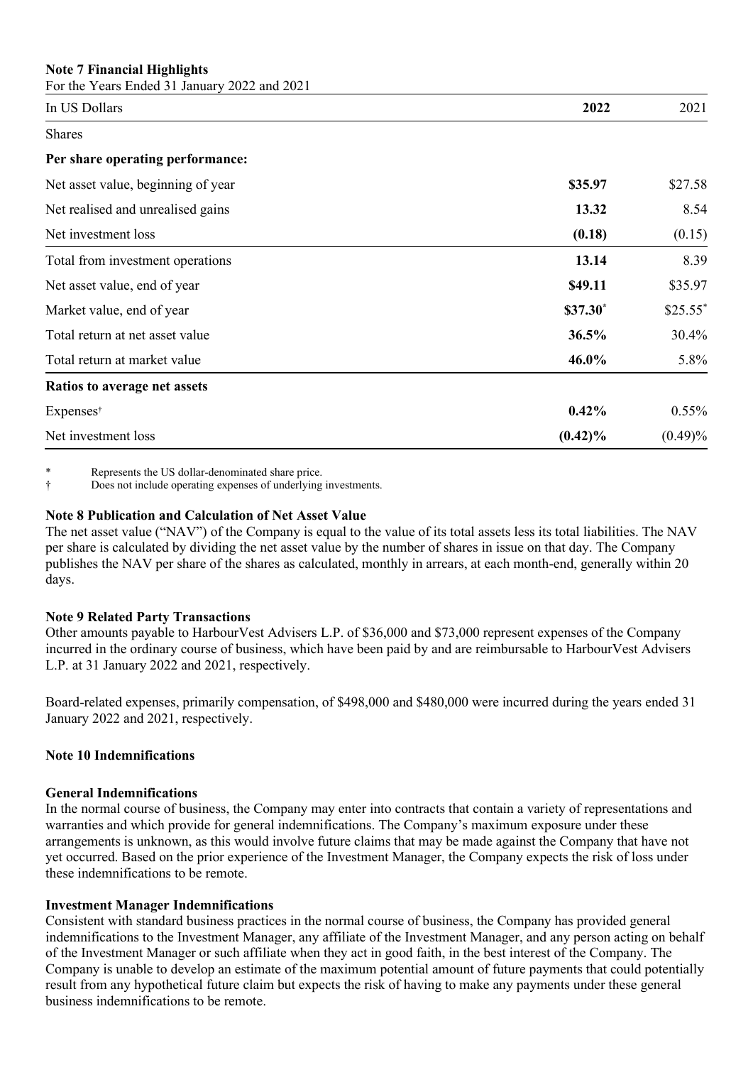**Note 7 Financial Highlights**

For the Years Ended 31 January 2022 and 2021

| In US Dollars | **2022** | 2021 |
|---|---|---|
| Shares | | |
| **Per share operating performance:** | | |
| Net asset value, beginning of year | **\$35.97** | \$27.58 |
| Net realised and unrealised gains | **13.32** | 8.54 |
| Net investment loss | **(0.18)** | (0.15) |
| Total from investment operations | **13.14** | 8.39 |
| Net asset value, end of year | **\$49.11** | \$35.97 |
| Market value, end of year | **\$37.30*** | \$25.55* |
| Total return at net asset value | **36.5%** | 30.4% |
| Total return at market value | **46.0%** | 5.8% |
| **Ratios to average net assets** | | |
| Expenses† | **0.42%** | 0.55% |
| Net investment loss | **(0.42)%** | (0.49)% |

\* Represents the US dollar-denominated share price.

† Does not include operating expenses of underlying investments.

**Note 8 Publication and Calculation of Net Asset Value**

The net asset value ("NAV") of the Company is equal to the value of its total assets less its total liabilities. The NAV per share is calculated by dividing the net asset value by the number of shares in issue on that day. The Company publishes the NAV per share of the shares as calculated, monthly in arrears, at each month-end, generally within 20 days.

**Note 9 Related Party Transactions**

Other amounts payable to HarbourVest Advisers L.P. of \$36,000 and \$73,000 represent expenses of the Company incurred in the ordinary course of business, which have been paid by and are reimbursable to HarbourVest Advisers L.P. at 31 January 2022 and 2021, respectively.

Board-related expenses, primarily compensation, of \$498,000 and \$480,000 were incurred during the years ended 31 January 2022 and 2021, respectively.

**Note 10 Indemnifications**

**General Indemnifications**

In the normal course of business, the Company may enter into contracts that contain a variety of representations and warranties and which provide for general indemnifications. The Company's maximum exposure under these arrangements is unknown, as this would involve future claims that may be made against the Company that have not yet occurred. Based on the prior experience of the Investment Manager, the Company expects the risk of loss under these indemnifications to be remote.

**Investment Manager Indemnifications**

Consistent with standard business practices in the normal course of business, the Company has provided general indemnifications to the Investment Manager, any affiliate of the Investment Manager, and any person acting on behalf of the Investment Manager or such affiliate when they act in good faith, in the best interest of the Company. The Company is unable to develop an estimate of the maximum potential amount of future payments that could potentially result from any hypothetical future claim but expects the risk of having to make any payments under these general business indemnifications to be remote.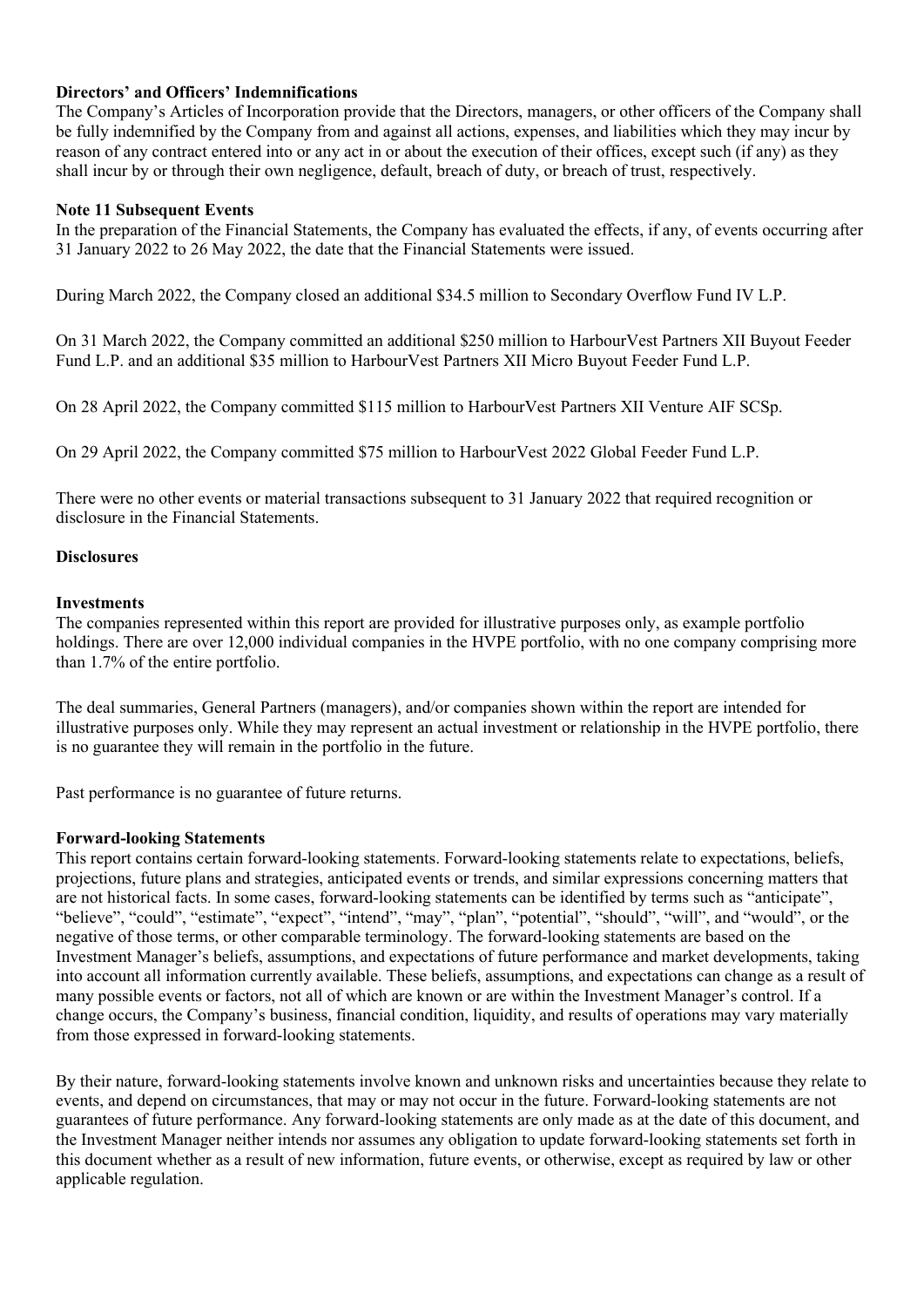**Directors' and Officers' Indemnifications**

The Company's Articles of Incorporation provide that the Directors, managers, or other officers of the Company shall be fully indemnified by the Company from and against all actions, expenses, and liabilities which they may incur by reason of any contract entered into or any act in or about the execution of their offices, except such (if any) as they shall incur by or through their own negligence, default, breach of duty, or breach of trust, respectively.

**Note 11 Subsequent Events**

In the preparation of the Financial Statements, the Company has evaluated the effects, if any, of events occurring after 31 January 2022 to 26 May 2022, the date that the Financial Statements were issued.

During March 2022, the Company closed an additional $34.5 million to Secondary Overflow Fund IV L.P.

On 31 March 2022, the Company committed an additional $250 million to HarbourVest Partners XII Buyout Feeder Fund L.P. and an additional $35 million to HarbourVest Partners XII Micro Buyout Feeder Fund L.P.

On 28 April 2022, the Company committed $115 million to HarbourVest Partners XII Venture AIF SCSp.

On 29 April 2022, the Company committed $75 million to HarbourVest 2022 Global Feeder Fund L.P.

There were no other events or material transactions subsequent to 31 January 2022 that required recognition or disclosure in the Financial Statements.

**Disclosures**

**Investments**

The companies represented within this report are provided for illustrative purposes only, as example portfolio holdings. There are over 12,000 individual companies in the HVPE portfolio, with no one company comprising more than 1.7% of the entire portfolio.

The deal summaries, General Partners (managers), and/or companies shown within the report are intended for illustrative purposes only. While they may represent an actual investment or relationship in the HVPE portfolio, there is no guarantee they will remain in the portfolio in the future.

Past performance is no guarantee of future returns.

**Forward-looking Statements**

This report contains certain forward-looking statements. Forward-looking statements relate to expectations, beliefs, projections, future plans and strategies, anticipated events or trends, and similar expressions concerning matters that are not historical facts. In some cases, forward-looking statements can be identified by terms such as "anticipate", "believe", "could", "estimate", "expect", "intend", "may", "plan", "potential", "should", "will", and "would", or the negative of those terms, or other comparable terminology. The forward-looking statements are based on the Investment Manager's beliefs, assumptions, and expectations of future performance and market developments, taking into account all information currently available. These beliefs, assumptions, and expectations can change as a result of many possible events or factors, not all of which are known or are within the Investment Manager's control. If a change occurs, the Company's business, financial condition, liquidity, and results of operations may vary materially from those expressed in forward-looking statements.

By their nature, forward-looking statements involve known and unknown risks and uncertainties because they relate to events, and depend on circumstances, that may or may not occur in the future. Forward-looking statements are not guarantees of future performance. Any forward-looking statements are only made as at the date of this document, and the Investment Manager neither intends nor assumes any obligation to update forward-looking statements set forth in this document whether as a result of new information, future events, or otherwise, except as required by law or other applicable regulation.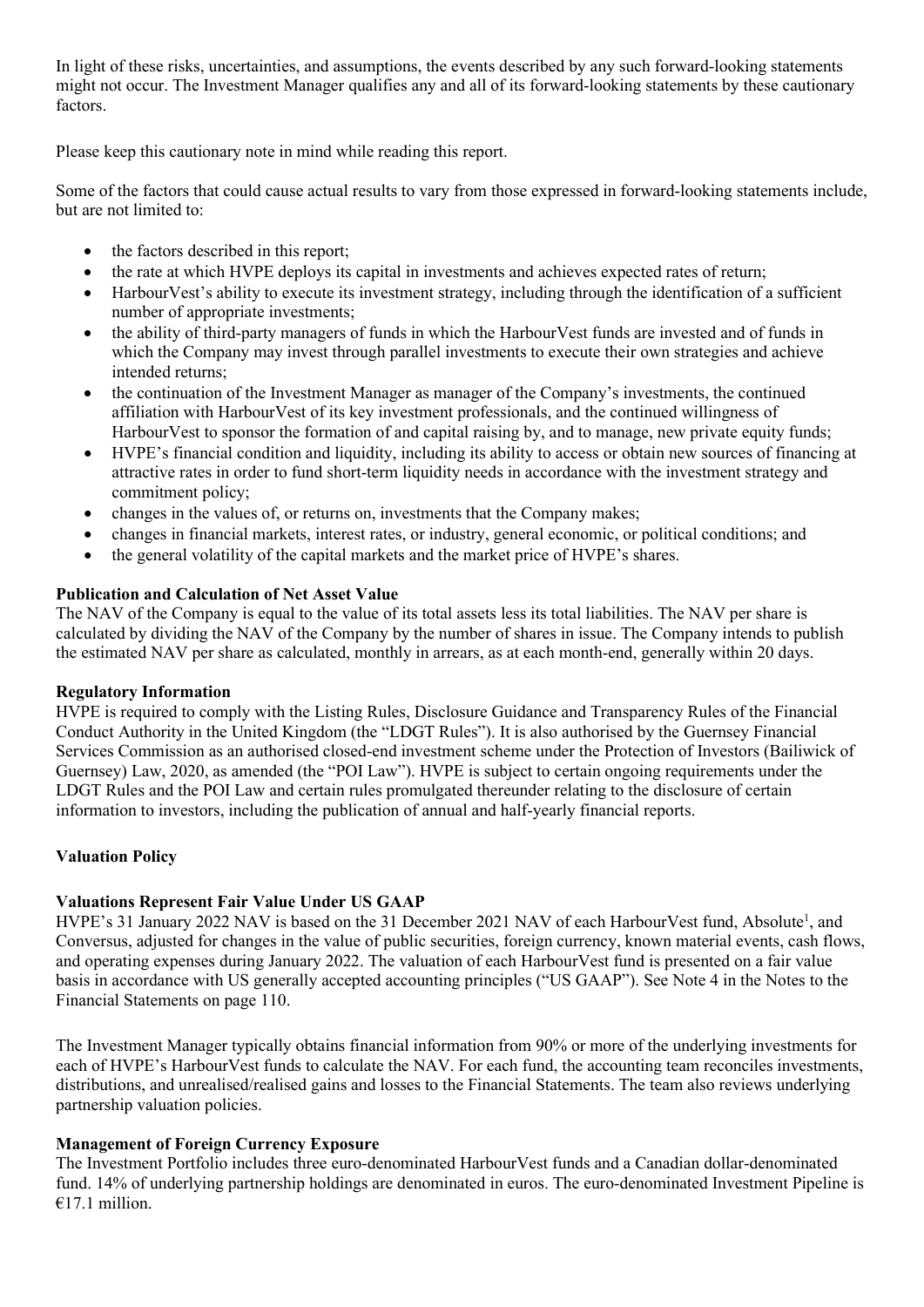In light of these risks, uncertainties, and assumptions, the events described by any such forward-looking statements might not occur. The Investment Manager qualifies any and all of its forward-looking statements by these cautionary factors.

Please keep this cautionary note in mind while reading this report.

Some of the factors that could cause actual results to vary from those expressed in forward-looking statements include, but are not limited to:

- the factors described in this report;
- the rate at which HVPE deploys its capital in investments and achieves expected rates of return;
- HarbourVest's ability to execute its investment strategy, including through the identification of a sufficient number of appropriate investments;
- the ability of third-party managers of funds in which the HarbourVest funds are invested and of funds in which the Company may invest through parallel investments to execute their own strategies and achieve intended returns;
- the continuation of the Investment Manager as manager of the Company's investments, the continued affiliation with HarbourVest of its key investment professionals, and the continued willingness of HarbourVest to sponsor the formation of and capital raising by, and to manage, new private equity funds;
- HVPE's financial condition and liquidity, including its ability to access or obtain new sources of financing at attractive rates in order to fund short-term liquidity needs in accordance with the investment strategy and commitment policy;
- changes in the values of, or returns on, investments that the Company makes;
- changes in financial markets, interest rates, or industry, general economic, or political conditions; and
- the general volatility of the capital markets and the market price of HVPE's shares.

**Publication and Calculation of Net Asset Value**

The NAV of the Company is equal to the value of its total assets less its total liabilities. The NAV per share is calculated by dividing the NAV of the Company by the number of shares in issue. The Company intends to publish the estimated NAV per share as calculated, monthly in arrears, as at each month-end, generally within 20 days.

**Regulatory Information**

HVPE is required to comply with the Listing Rules, Disclosure Guidance and Transparency Rules of the Financial Conduct Authority in the United Kingdom (the "LDGT Rules"). It is also authorised by the Guernsey Financial Services Commission as an authorised closed-end investment scheme under the Protection of Investors (Bailiwick of Guernsey) Law, 2020, as amended (the "POI Law"). HVPE is subject to certain ongoing requirements under the LDGT Rules and the POI Law and certain rules promulgated thereunder relating to the disclosure of certain information to investors, including the publication of annual and half-yearly financial reports.

**Valuation Policy**

**Valuations Represent Fair Value Under US GAAP**

HVPE's 31 January 2022 NAV is based on the 31 December 2021 NAV of each HarbourVest fund, Absolute[1], and Conversus, adjusted for changes in the value of public securities, foreign currency, known material events, cash flows, and operating expenses during January 2022. The valuation of each HarbourVest fund is presented on a fair value basis in accordance with US generally accepted accounting principles ("US GAAP"). See Note 4 in the Notes to the Financial Statements on page 110.

The Investment Manager typically obtains financial information from 90% or more of the underlying investments for each of HVPE's HarbourVest funds to calculate the NAV. For each fund, the accounting team reconciles investments, distributions, and unrealised/realised gains and losses to the Financial Statements. The team also reviews underlying partnership valuation policies.

**Management of Foreign Currency Exposure**

The Investment Portfolio includes three euro-denominated HarbourVest funds and a Canadian dollar-denominated fund. 14% of underlying partnership holdings are denominated in euros. The euro-denominated Investment Pipeline is €17.1 million.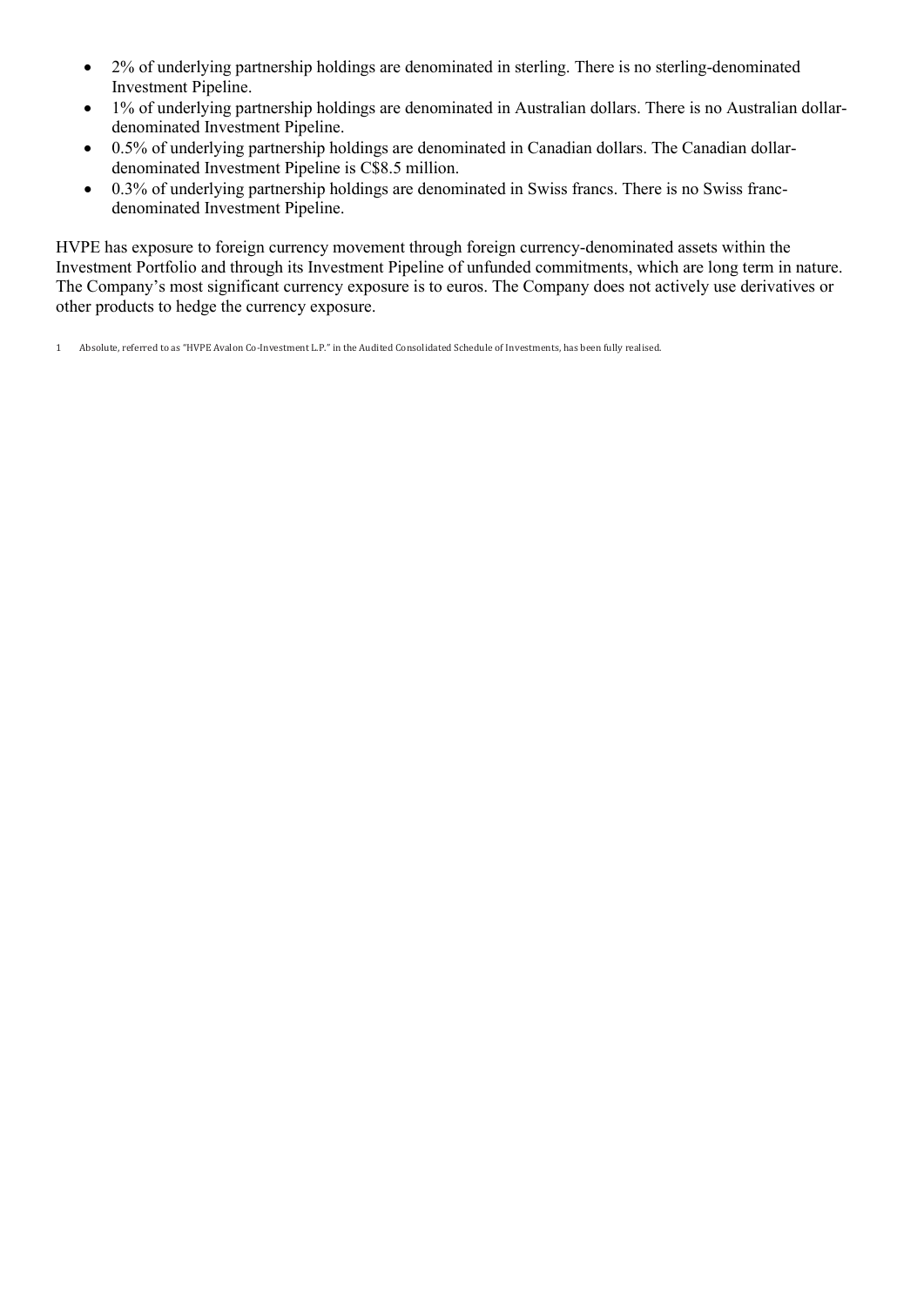- 2% of underlying partnership holdings are denominated in sterling. There is no sterling-denominated Investment Pipeline.
- 1% of underlying partnership holdings are denominated in Australian dollars. There is no Australian dollar-denominated Investment Pipeline.
- 0.5% of underlying partnership holdings are denominated in Canadian dollars. The Canadian dollar-denominated Investment Pipeline is C$8.5 million.
- 0.3% of underlying partnership holdings are denominated in Swiss francs. There is no Swiss franc-denominated Investment Pipeline.

HVPE has exposure to foreign currency movement through foreign currency-denominated assets within the Investment Portfolio and through its Investment Pipeline of unfunded commitments, which are long term in nature. The Company's most significant currency exposure is to euros. The Company does not actively use derivatives or other products to hedge the currency exposure.

1 Absolute, referred to as "HVPE Avalon Co-Investment L.P." in the Audited Consolidated Schedule of Investments, has been fully realised.